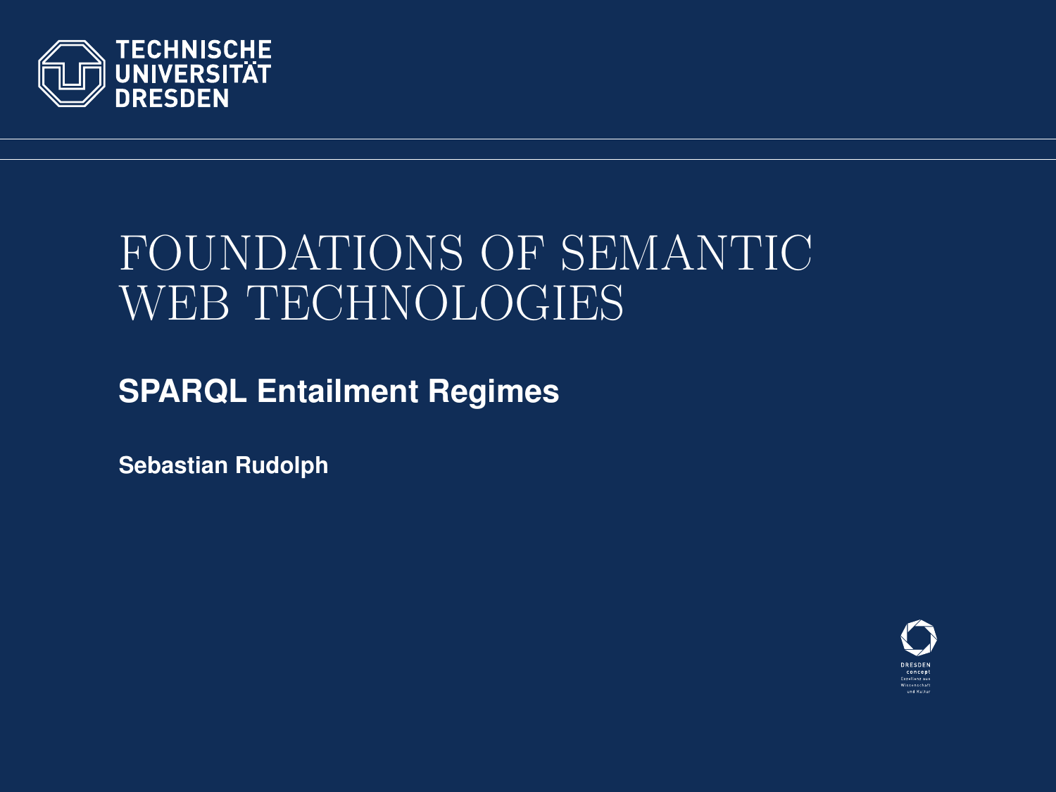TECHNISCHE UNIVERSITÄT DRESDEN

# FOUNDATIONS OF SEMANTIC WEB TECHNOLOGIES

## SPARQL Entailment Regimes

**Sebastian Rudolph**

DRESDEN concept
Exzellenz aus Wissenschaft und Kultur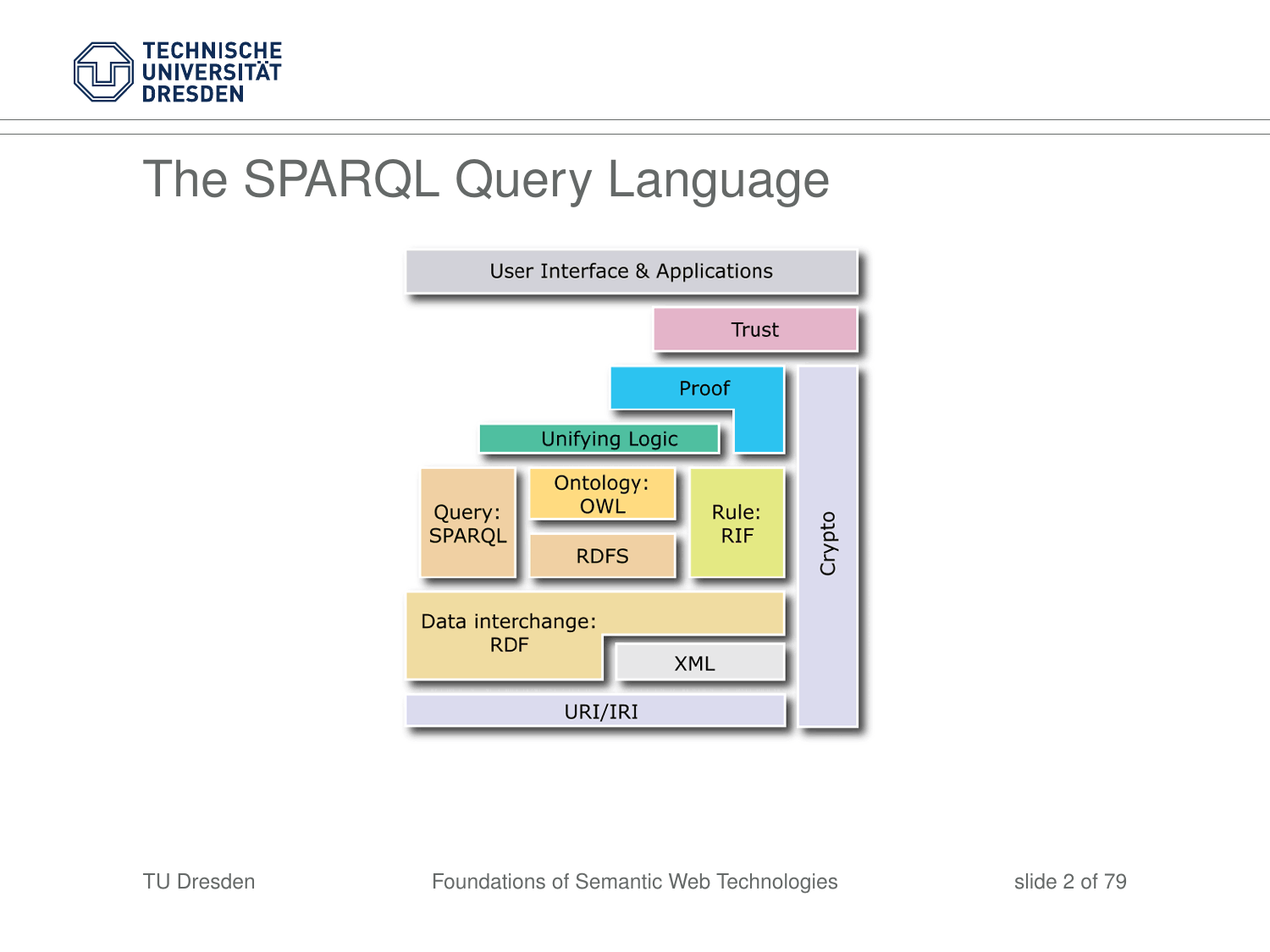# The SPARQL Query Language

User Interface & Applications

Trust

Proof

Unifying Logic

Query: SPARQL

Ontology: OWL

RDFS

Rule: RIF

Crypto

Data interchange: RDF

XML

URI/IRI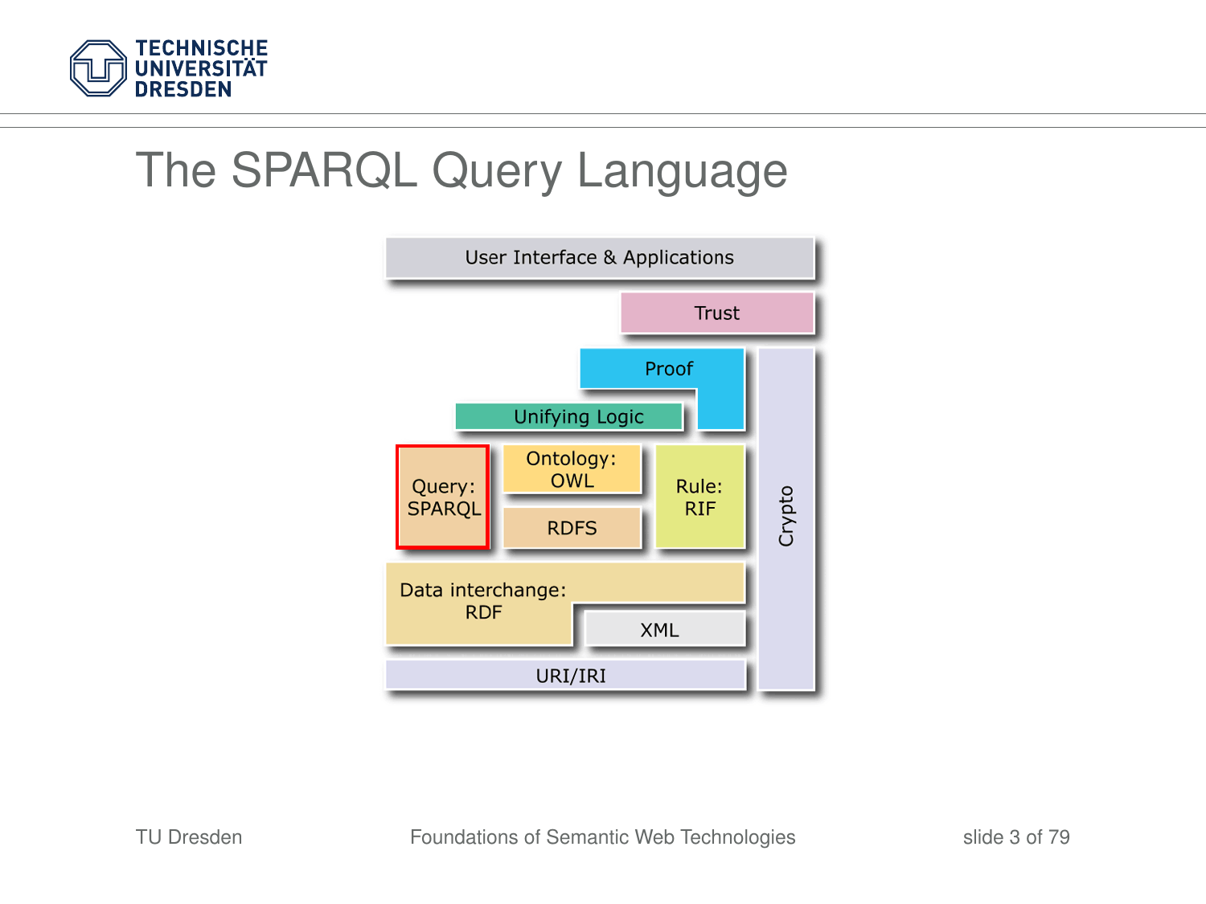# The SPARQL Query Language

User Interface & Applications

Trust

Proof

Unifying Logic

Query: SPARQL

Ontology: OWL

RDFS

Rule: RIF

Crypto

Data interchange: RDF

XML

URI/IRI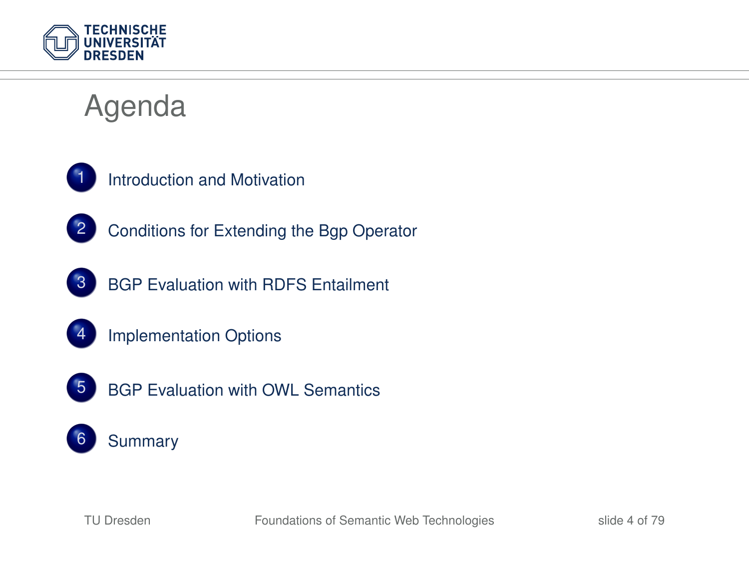# Agenda

1. Introduction and Motivation
2. Conditions for Extending the Bgp Operator
3. BGP Evaluation with RDFS Entailment
4. Implementation Options
5. BGP Evaluation with OWL Semantics
6. Summary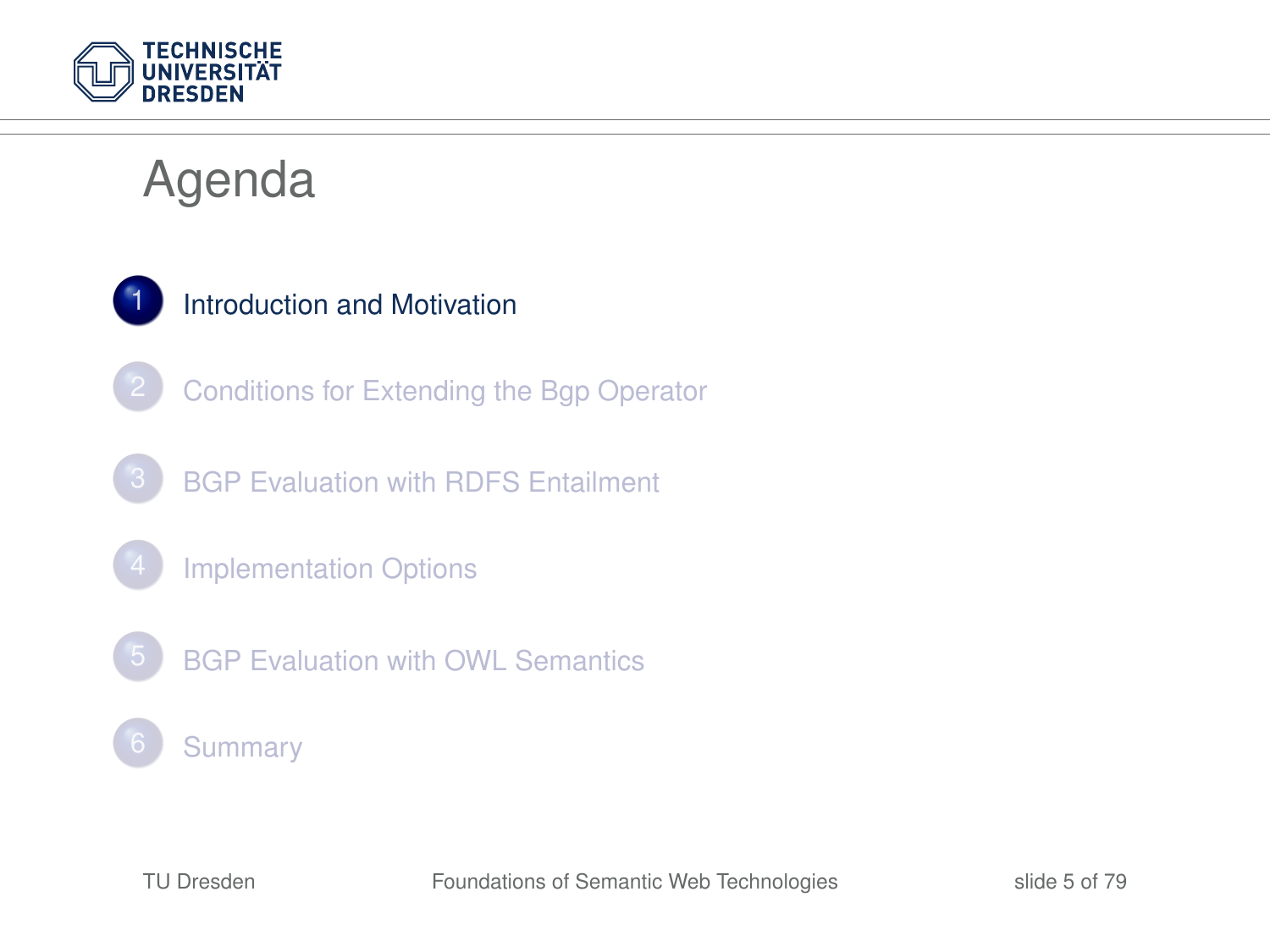# Agenda

1. Introduction and Motivation
2. Conditions for Extending the Bgp Operator
3. BGP Evaluation with RDFS Entailment
4. Implementation Options
5. BGP Evaluation with OWL Semantics
6. Summary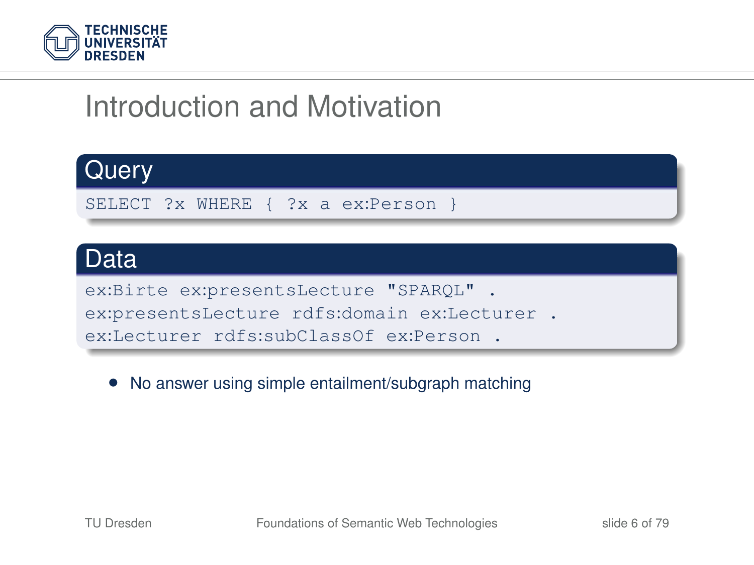# Introduction and Motivation

**Query**

```
SELECT ?x WHERE { ?x a ex:Person }
```

**Data**

```
ex:Birte ex:presentsLecture "SPARQL" .
ex:presentsLecture rdfs:domain ex:Lecturer .
ex:Lecturer rdfs:subClassOf ex:Person .
```

- No answer using simple entailment/subgraph matching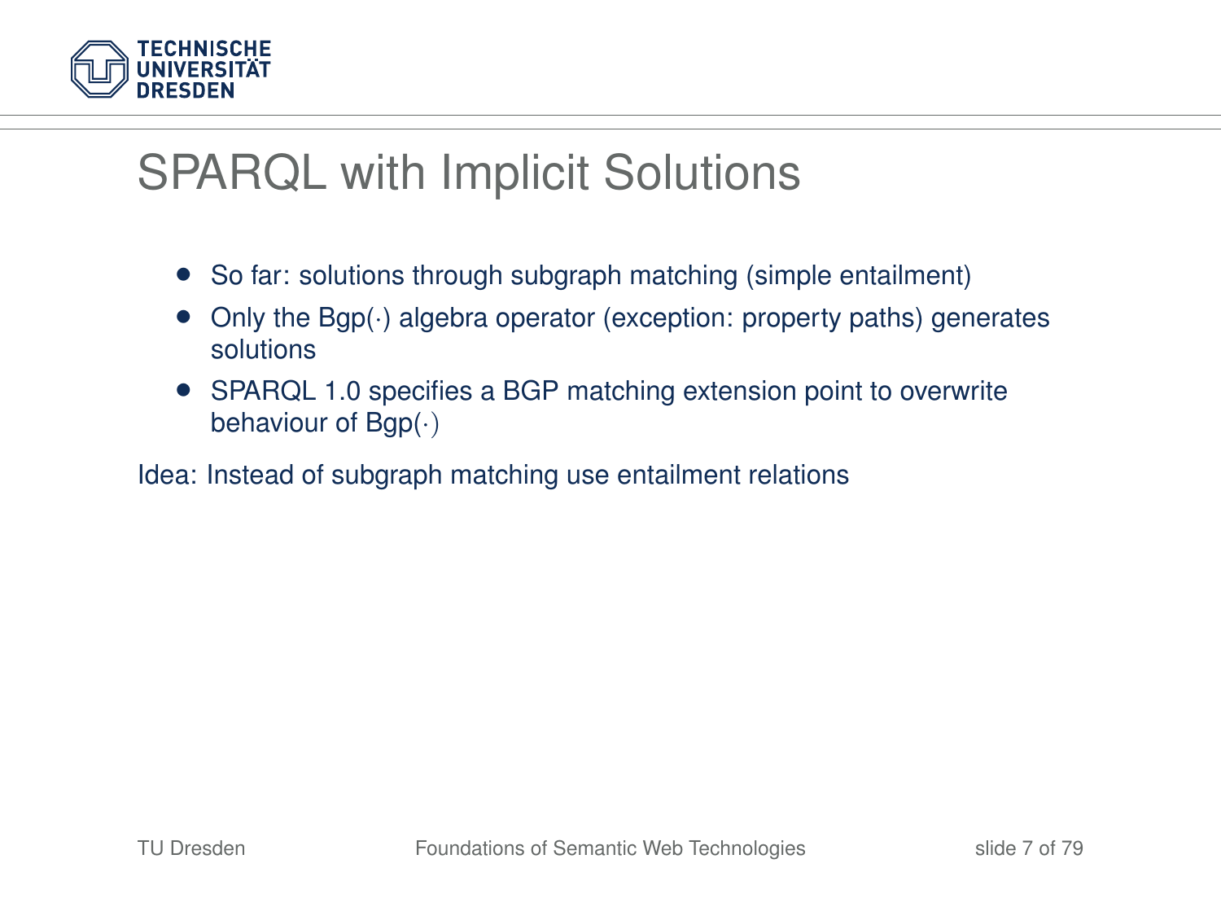# SPARQL with Implicit Solutions

- So far: solutions through subgraph matching (simple entailment)
- Only the Bgp(·) algebra operator (exception: property paths) generates solutions
- SPARQL 1.0 specifies a BGP matching extension point to overwrite behaviour of Bgp(·)

Idea: Instead of subgraph matching use entailment relations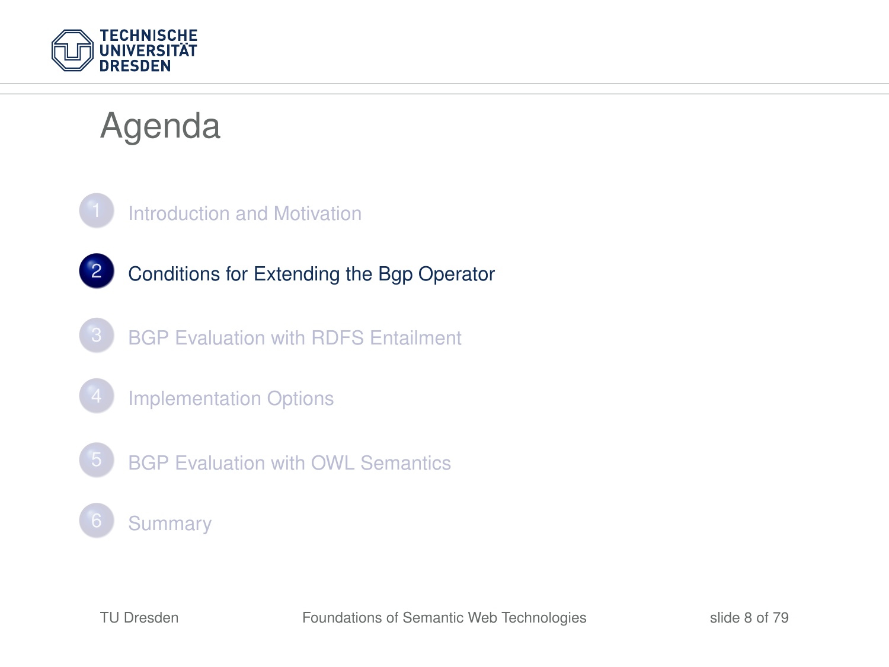# Agenda

1. Introduction and Motivation
2. Conditions for Extending the Bgp Operator
3. BGP Evaluation with RDFS Entailment
4. Implementation Options
5. BGP Evaluation with OWL Semantics
6. Summary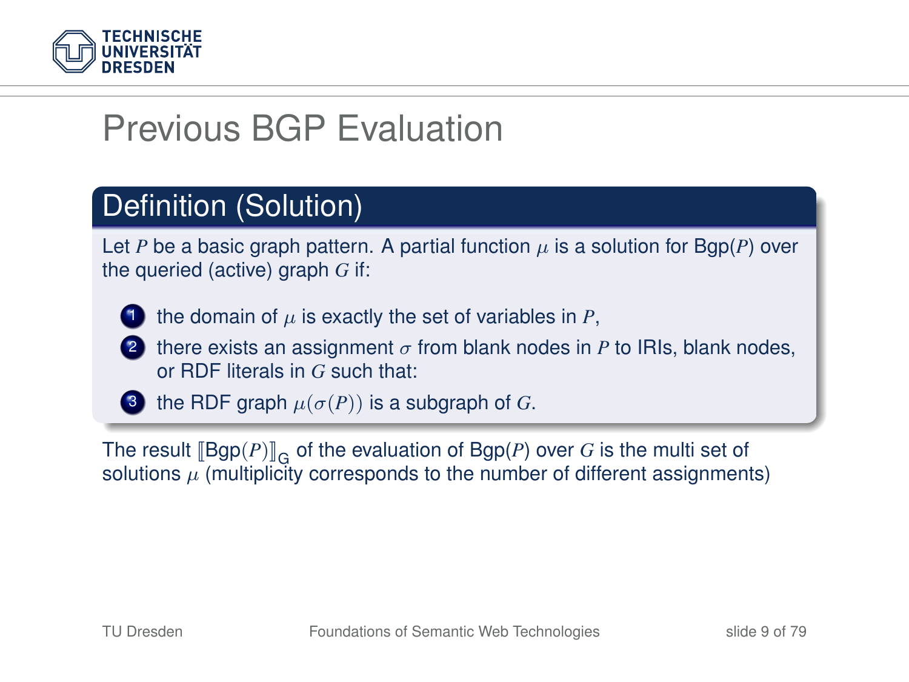# Previous BGP Evaluation

## Definition (Solution)

Let $P$ be a basic graph pattern. A partial function $\mu$ is a solution for Bgp($P$) over the queried (active) graph $G$ if:

1. the domain of $\mu$ is exactly the set of variables in $P$,
2. there exists an assignment $\sigma$ from blank nodes in $P$ to IRIs, blank nodes, or RDF literals in $G$ such that:
3. the RDF graph $\mu(\sigma(P))$ is a subgraph of $G$.

The result $[\![\text{Bgp}(P)]\!]_G$ of the evaluation of Bgp($P$) over $G$ is the multi set of solutions $\mu$ (multiplicity corresponds to the number of different assignments)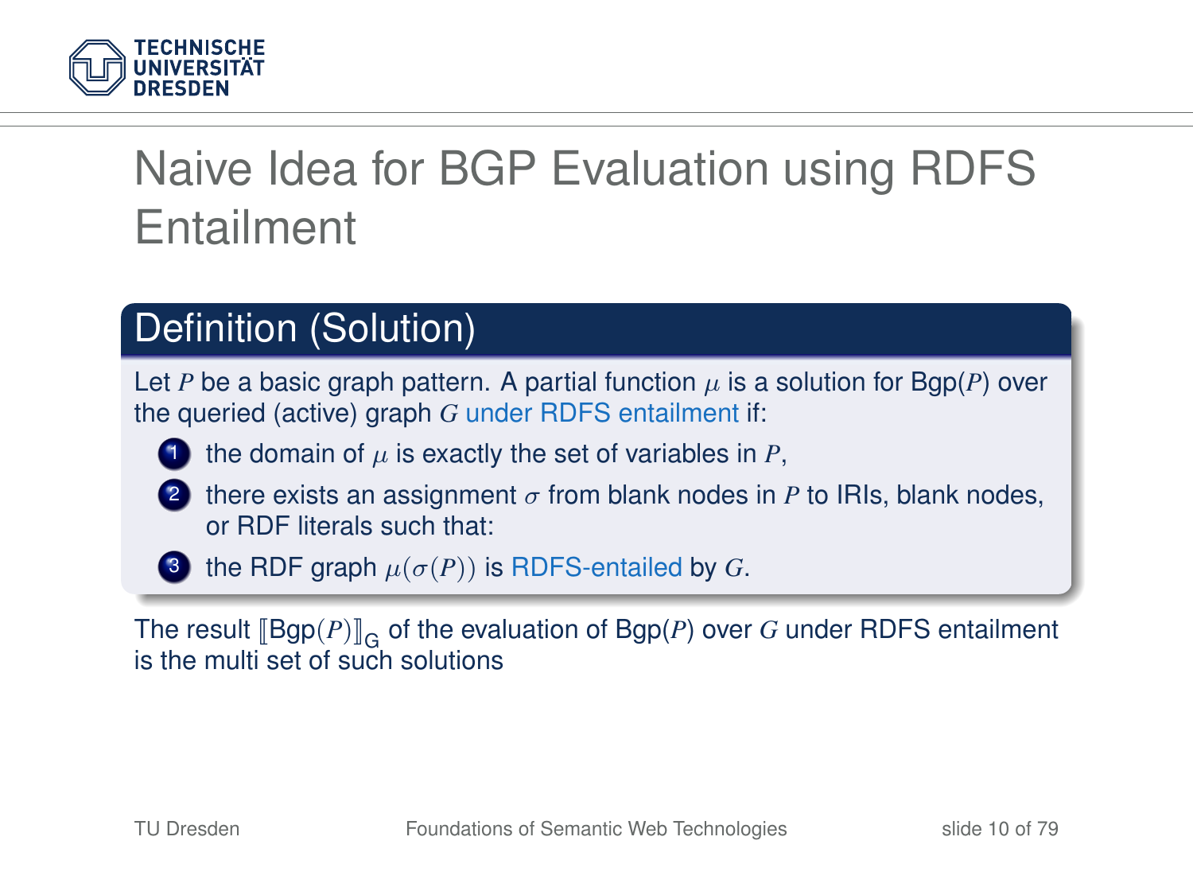# Naive Idea for BGP Evaluation using RDFS Entailment

## Definition (Solution)

Let $P$ be a basic graph pattern. A partial function $\mu$ is a solution for Bgp($P$) over the queried (active) graph $G$ under RDFS entailment if:

1. the domain of $\mu$ is exactly the set of variables in $P$,
2. there exists an assignment $\sigma$ from blank nodes in $P$ to IRIs, blank nodes, or RDF literals such that:
3. the RDF graph $\mu(\sigma(P))$ is RDFS-entailed by $G$.

The result $[\![\text{Bgp}(P)]\!]_G$ of the evaluation of Bgp($P$) over $G$ under RDFS entailment is the multi set of such solutions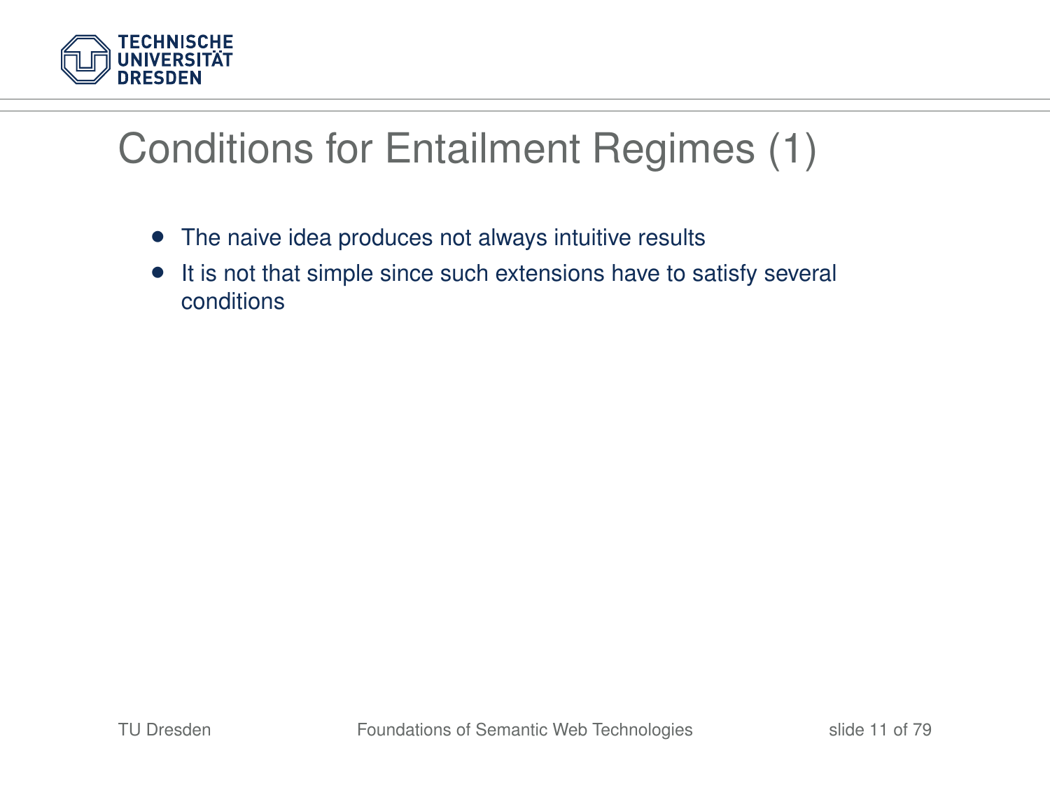# Conditions for Entailment Regimes (1)

- The naive idea produces not always intuitive results
- It is not that simple since such extensions have to satisfy several conditions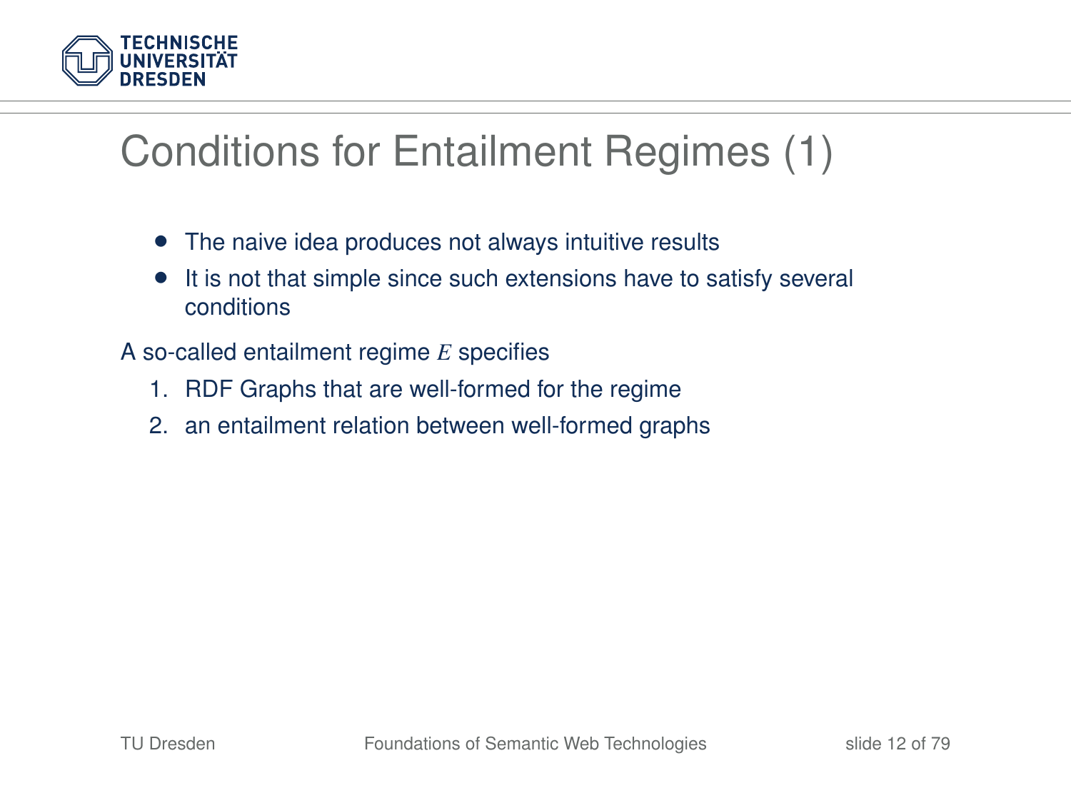# Conditions for Entailment Regimes (1)

- The naive idea produces not always intuitive results
- It is not that simple since such extensions have to satisfy several conditions

A so-called entailment regime $E$ specifies

1. RDF Graphs that are well-formed for the regime
2. an entailment relation between well-formed graphs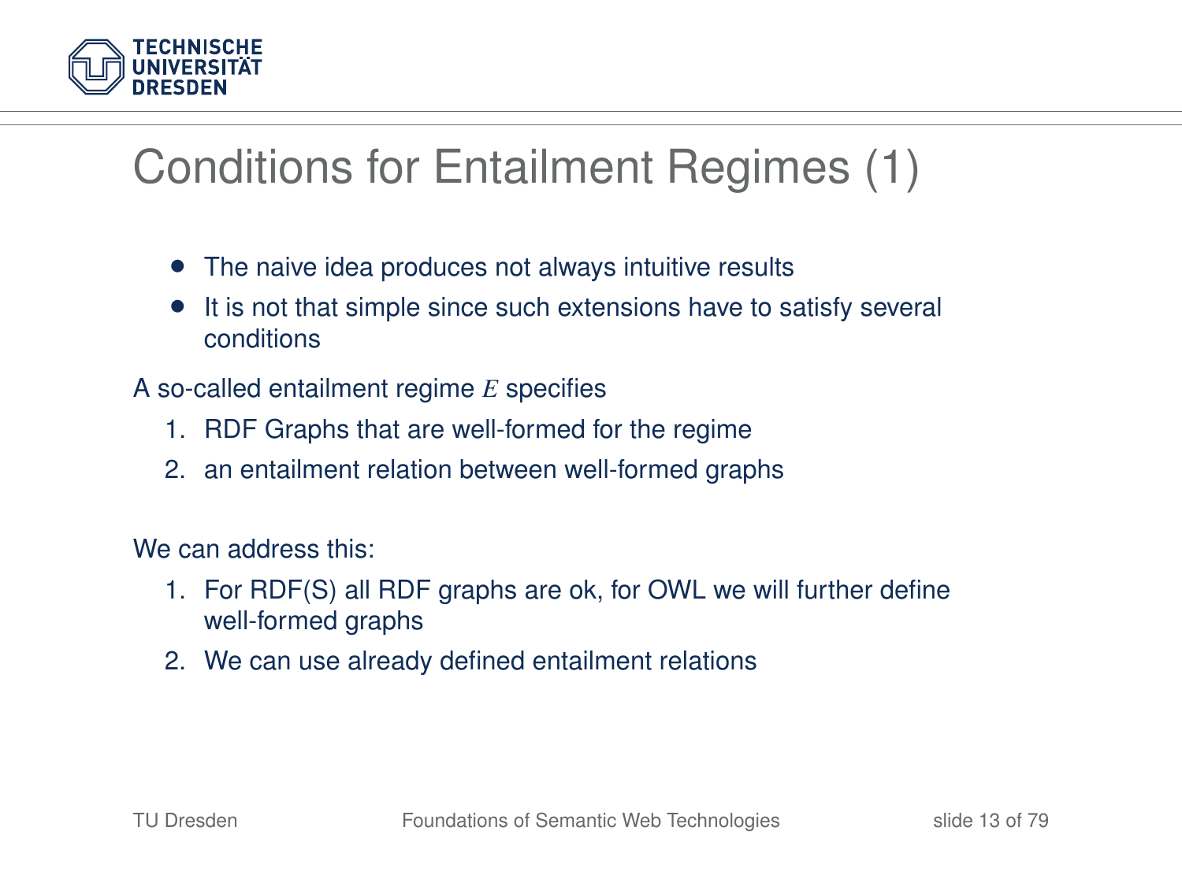# Conditions for Entailment Regimes (1)

- The naive idea produces not always intuitive results
- It is not that simple since such extensions have to satisfy several conditions

A so-called entailment regime $E$ specifies

1. RDF Graphs that are well-formed for the regime
2. an entailment relation between well-formed graphs

We can address this:

1. For RDF(S) all RDF graphs are ok, for OWL we will further define well-formed graphs
2. We can use already defined entailment relations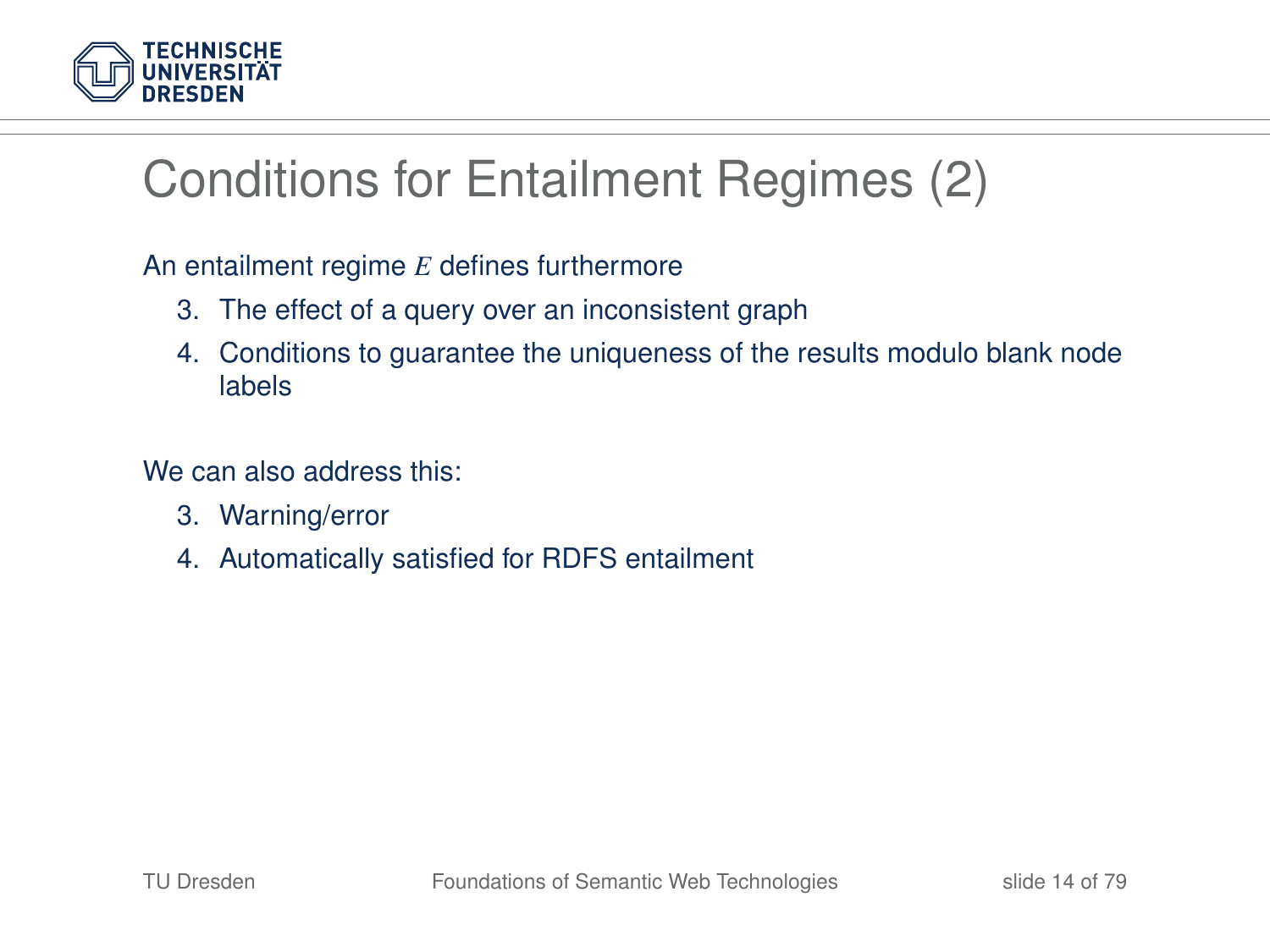# Conditions for Entailment Regimes (2)

An entailment regime $E$ defines furthermore

3. The effect of a query over an inconsistent graph
4. Conditions to guarantee the uniqueness of the results modulo blank node labels

We can also address this:

3. Warning/error
4. Automatically satisfied for RDFS entailment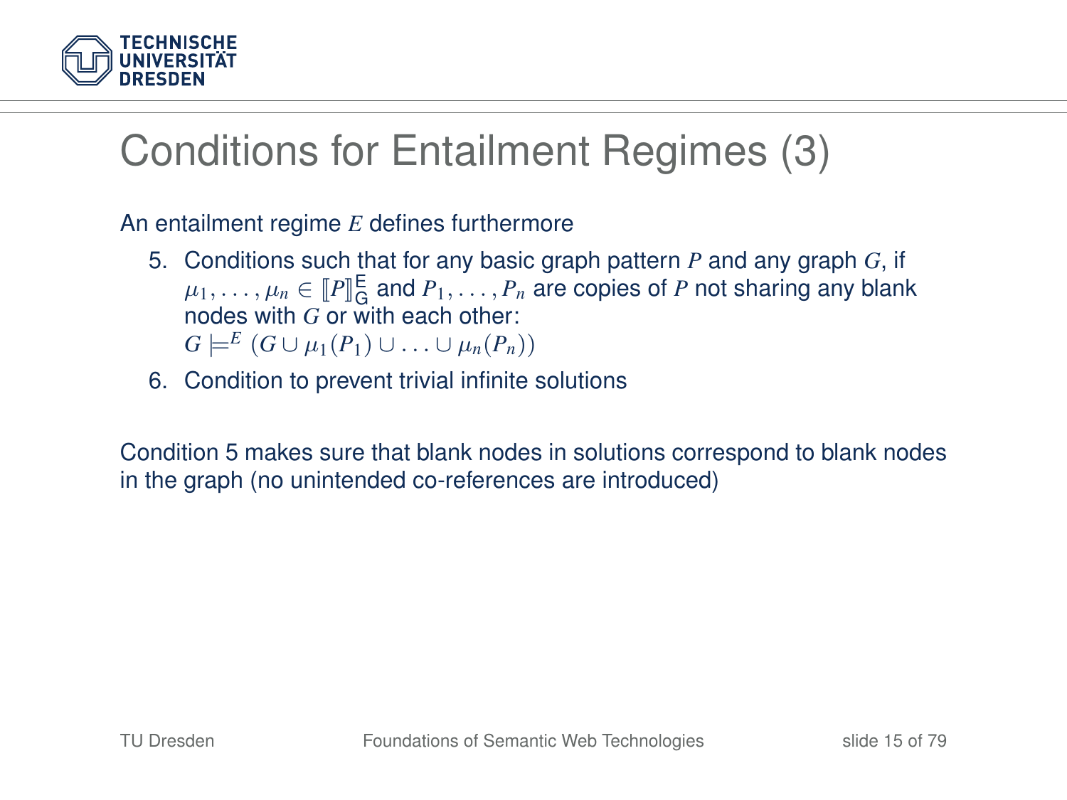# Conditions for Entailment Regimes (3)

An entailment regime $E$ defines furthermore

5. Conditions such that for any basic graph pattern $P$ and any graph $G$, if $\mu_1, \ldots, \mu_n \in [\![P]\!]^{\mathsf{E}}_{\mathsf{G}}$ and $P_1, \ldots, P_n$ are copies of $P$ not sharing any blank nodes with $G$ or with each other:
   $G \models^E (G \cup \mu_1(P_1) \cup \ldots \cup \mu_n(P_n))$
6. Condition to prevent trivial infinite solutions

Condition 5 makes sure that blank nodes in solutions correspond to blank nodes in the graph (no unintended co-references are introduced)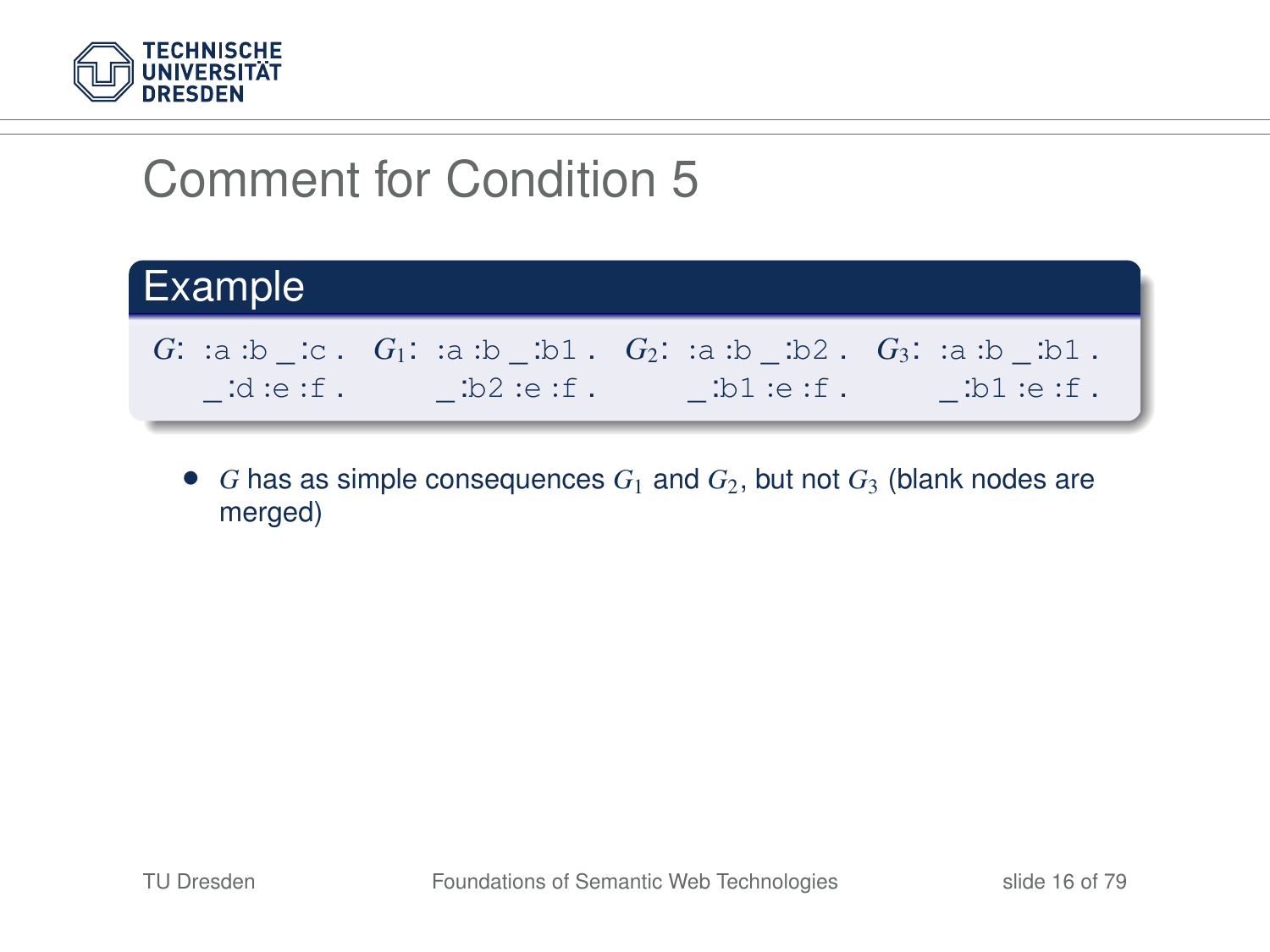# Comment for Condition 5

**Example**

$G$:
```
:a :b _:c .
_:d :e :f .
```

$G_1$:
```
:a :b _:b1 .
_:b2 :e :f .
```

$G_2$:
```
:a :b _:b2 .
_:b1 :e :f .
```

$G_3$:
```
:a :b _:b1 .
_:b1 :e :f .
```

- $G$ has as simple consequences $G_1$ and $G_2$, but not $G_3$ (blank nodes are merged)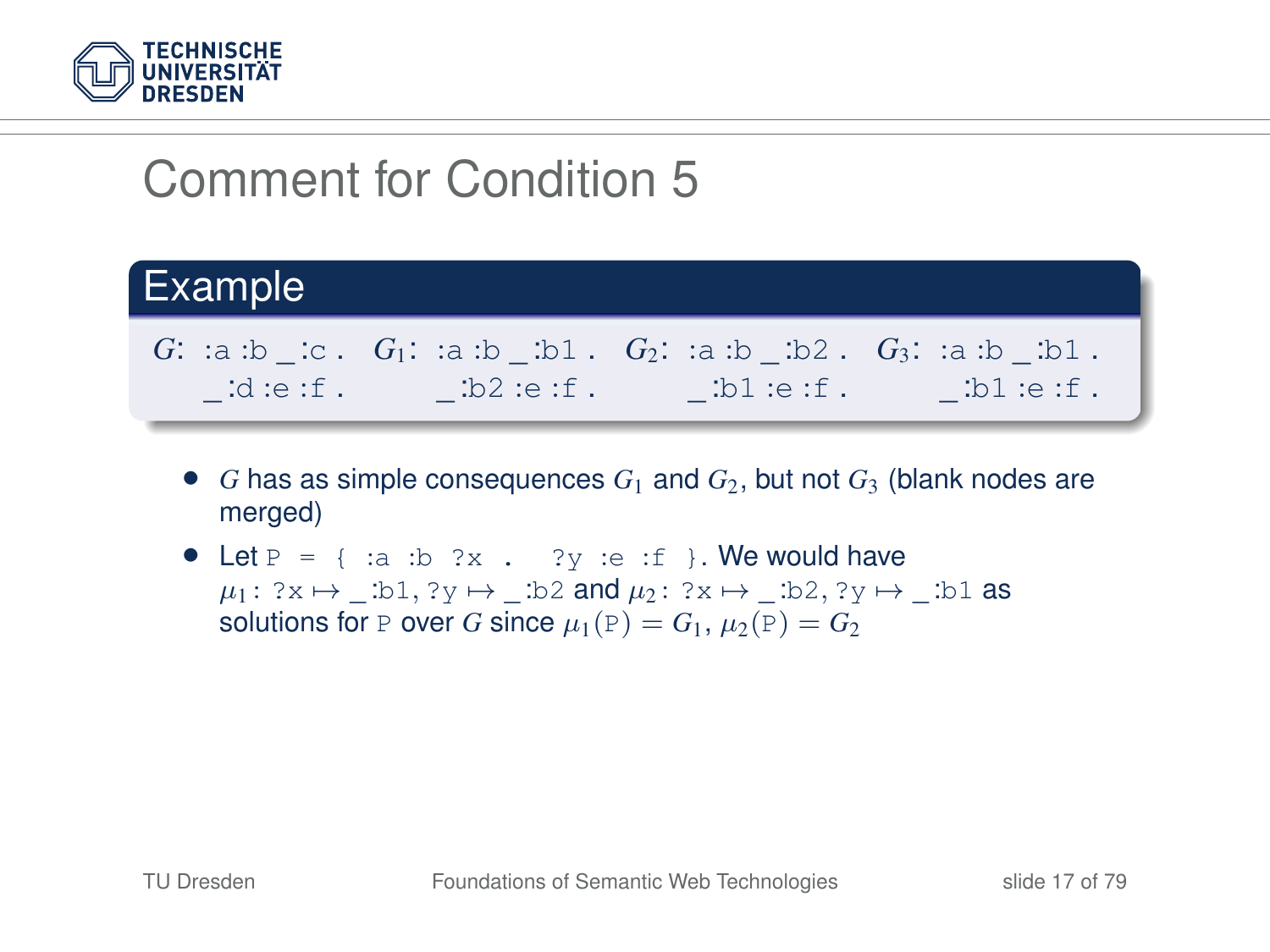# Comment for Condition 5

**Example**

$G$: `:a :b _:c .`
`_:d :e :f .`

$G_1$: `:a :b _:b1 .`
`_:b2 :e :f .`

$G_2$: `:a :b _:b2 .`
`_:b1 :e :f .`

$G_3$: `:a :b _:b1 .`
`_:b1 :e :f .`

- $G$ has as simple consequences $G_1$ and $G_2$, but not $G_3$ (blank nodes are merged)
- Let `P = { :a :b ?x . ?y :e :f }`. We would have $\mu_1$: `?x` $\mapsto$ `_:b1`, `?y` $\mapsto$ `_:b2` and $\mu_2$: `?x` $\mapsto$ `_:b2`, `?y` $\mapsto$ `_:b1` as solutions for `P` over $G$ since $\mu_1(\texttt{P}) = G_1$, $\mu_2(\texttt{P}) = G_2$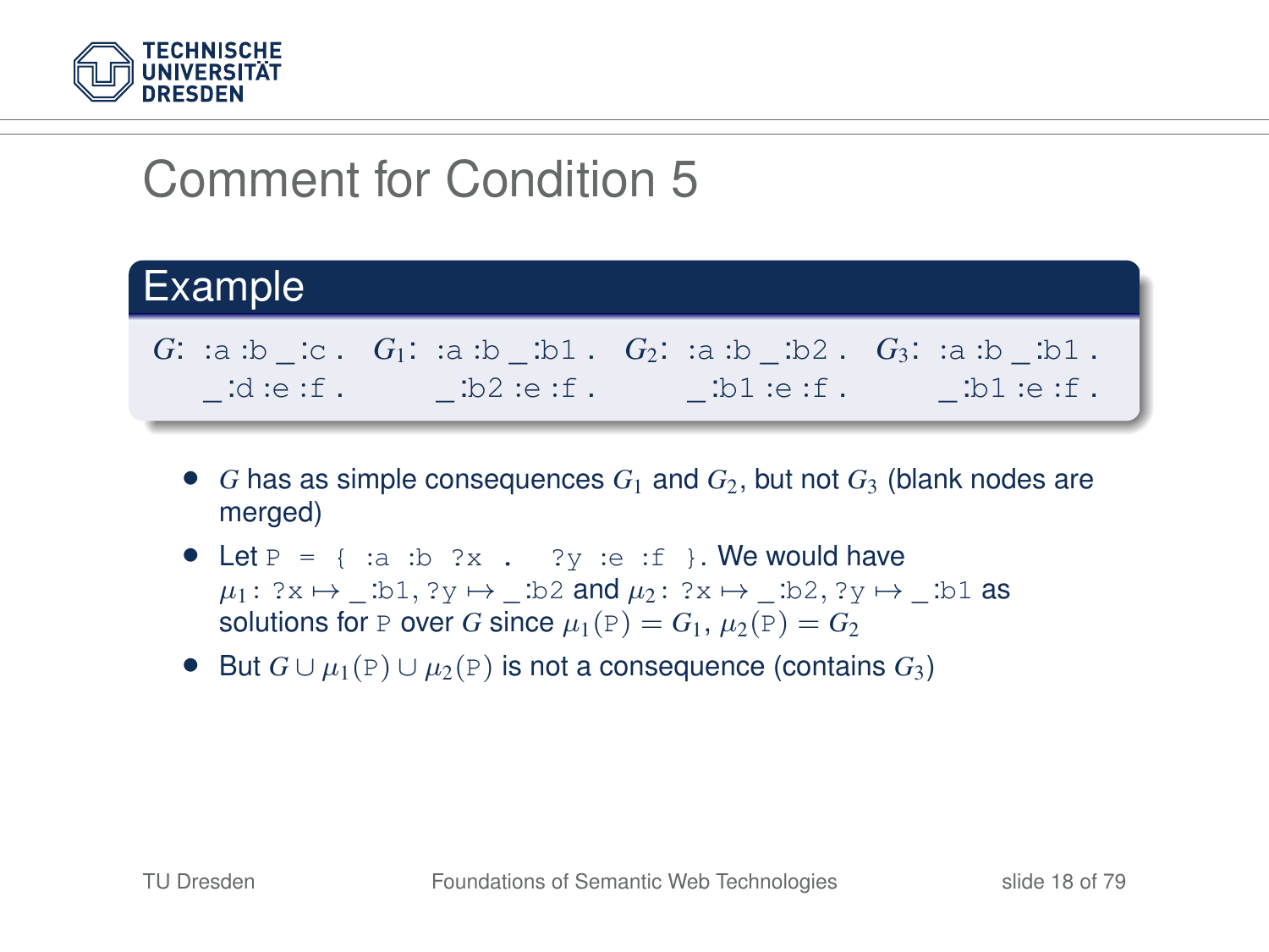# Comment for Condition 5

**Example**

$G$: `:a :b _:c . _:d :e :f .`  $G_1$: `:a :b _:b1 . _:b2 :e :f .`  $G_2$: `:a :b _:b2 . _:b1 :e :f .`  $G_3$: `:a :b _:b1 . _:b1 :e :f .`

- $G$ has as simple consequences $G_1$ and $G_2$, but not $G_3$ (blank nodes are merged)
- Let `P = { :a :b ?x .  ?y :e :f }`. We would have $\mu_1$: `?x` $\mapsto$ `_:b1`, `?y` $\mapsto$ `_:b2` and $\mu_2$: `?x` $\mapsto$ `_:b2`, `?y` $\mapsto$ `_:b1` as solutions for `P` over $G$ since $\mu_1(\texttt{P}) = G_1$, $\mu_2(\texttt{P}) = G_2$
- But $G \cup \mu_1(\texttt{P}) \cup \mu_2(\texttt{P})$ is not a consequence (contains $G_3$)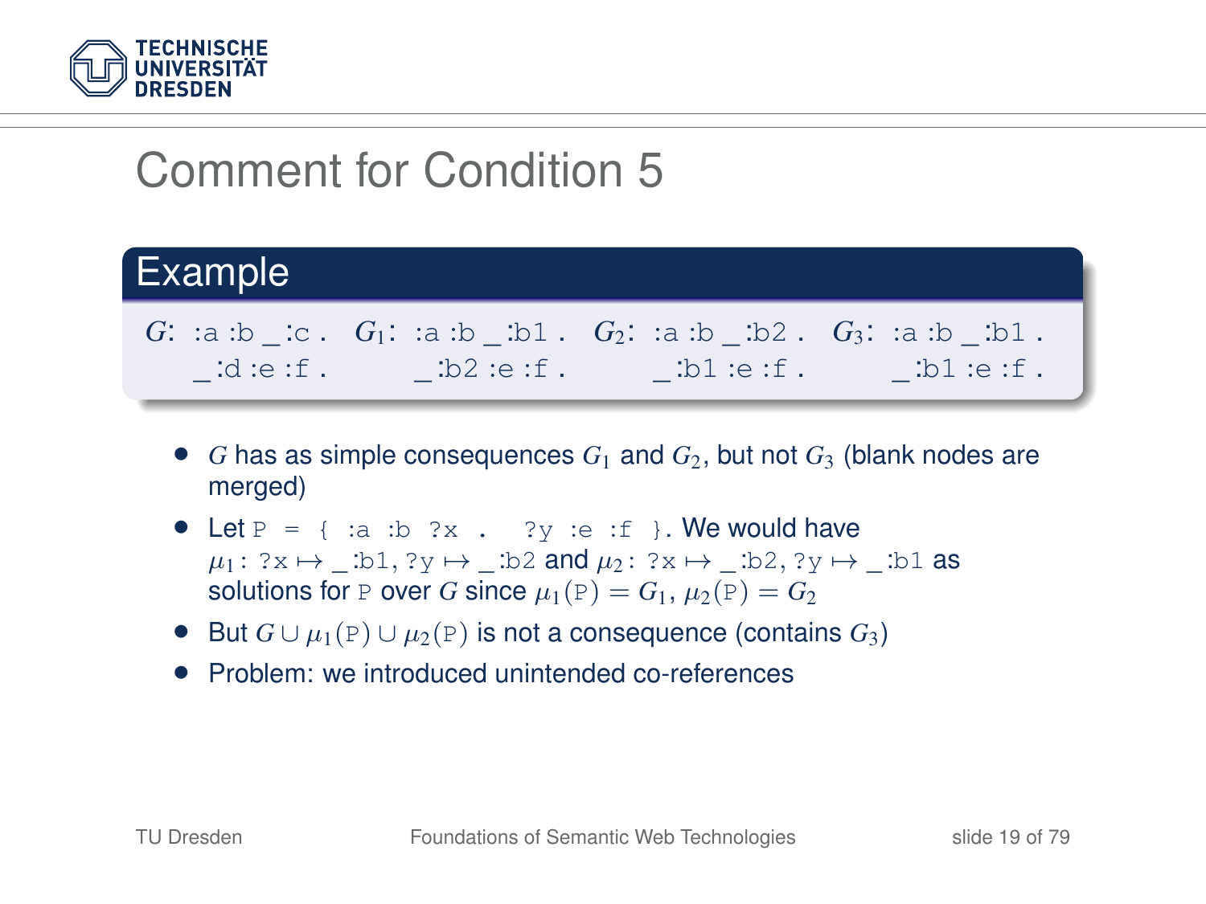# Comment for Condition 5

**Example**

$G$: `:a :b _:c .`
`_:d :e :f .`

$G_1$: `:a :b _:b1 .`
`_:b2 :e :f .`

$G_2$: `:a :b _:b2 .`
`_:b1 :e :f .`

$G_3$: `:a :b _:b1 .`
`_:b1 :e :f .`

- $G$ has as simple consequences $G_1$ and $G_2$, but not $G_3$ (blank nodes are merged)
- Let `P = { :a :b ?x .  ?y :e :f }`. We would have $\mu_1$: `?x` $\mapsto$ `_:b1`, `?y` $\mapsto$ `_:b2` and $\mu_2$: `?x` $\mapsto$ `_:b2`, `?y` $\mapsto$ `_:b1` as solutions for `P` over $G$ since $\mu_1(\texttt{P}) = G_1$, $\mu_2(\texttt{P}) = G_2$
- But $G \cup \mu_1(\texttt{P}) \cup \mu_2(\texttt{P})$ is not a consequence (contains $G_3$)
- Problem: we introduced unintended co-references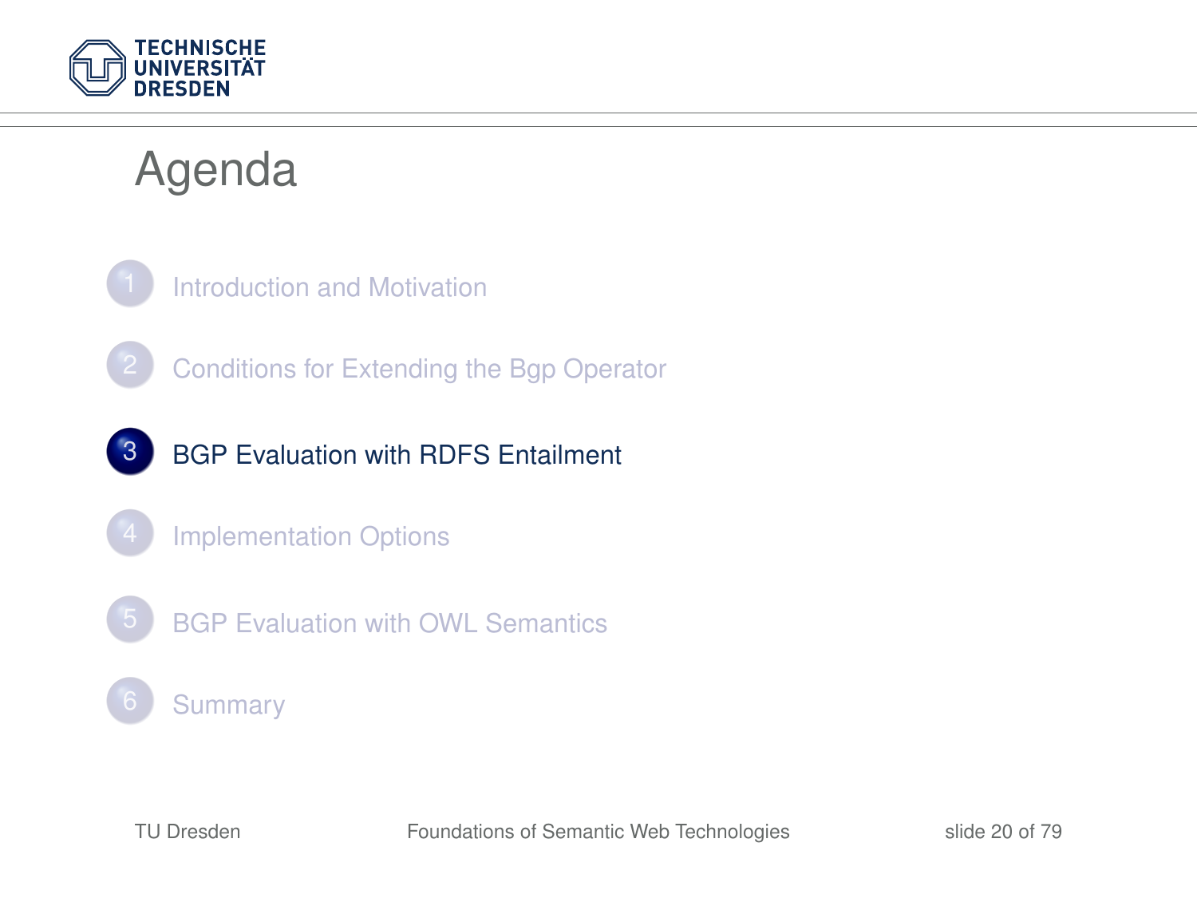# Agenda

1. Introduction and Motivation
2. Conditions for Extending the Bgp Operator
3. **BGP Evaluation with RDFS Entailment**
4. Implementation Options
5. BGP Evaluation with OWL Semantics
6. Summary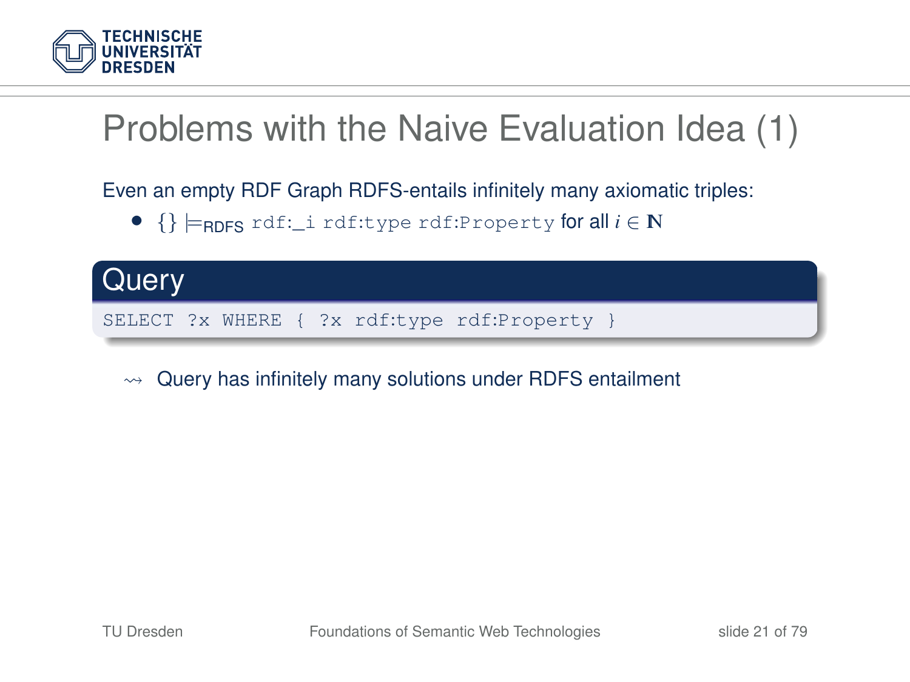# Problems with the Naive Evaluation Idea (1)

Even an empty RDF Graph RDFS-entails infinitely many axiomatic triples:

- $\{\} \models_{\text{RDFS}}$ `rdf:_i rdf:type rdf:Property` for all $i \in \mathbb{N}$

**Query**

```
SELECT ?x WHERE { ?x rdf:type rdf:Property }
```

$\rightsquigarrow$ Query has infinitely many solutions under RDFS entailment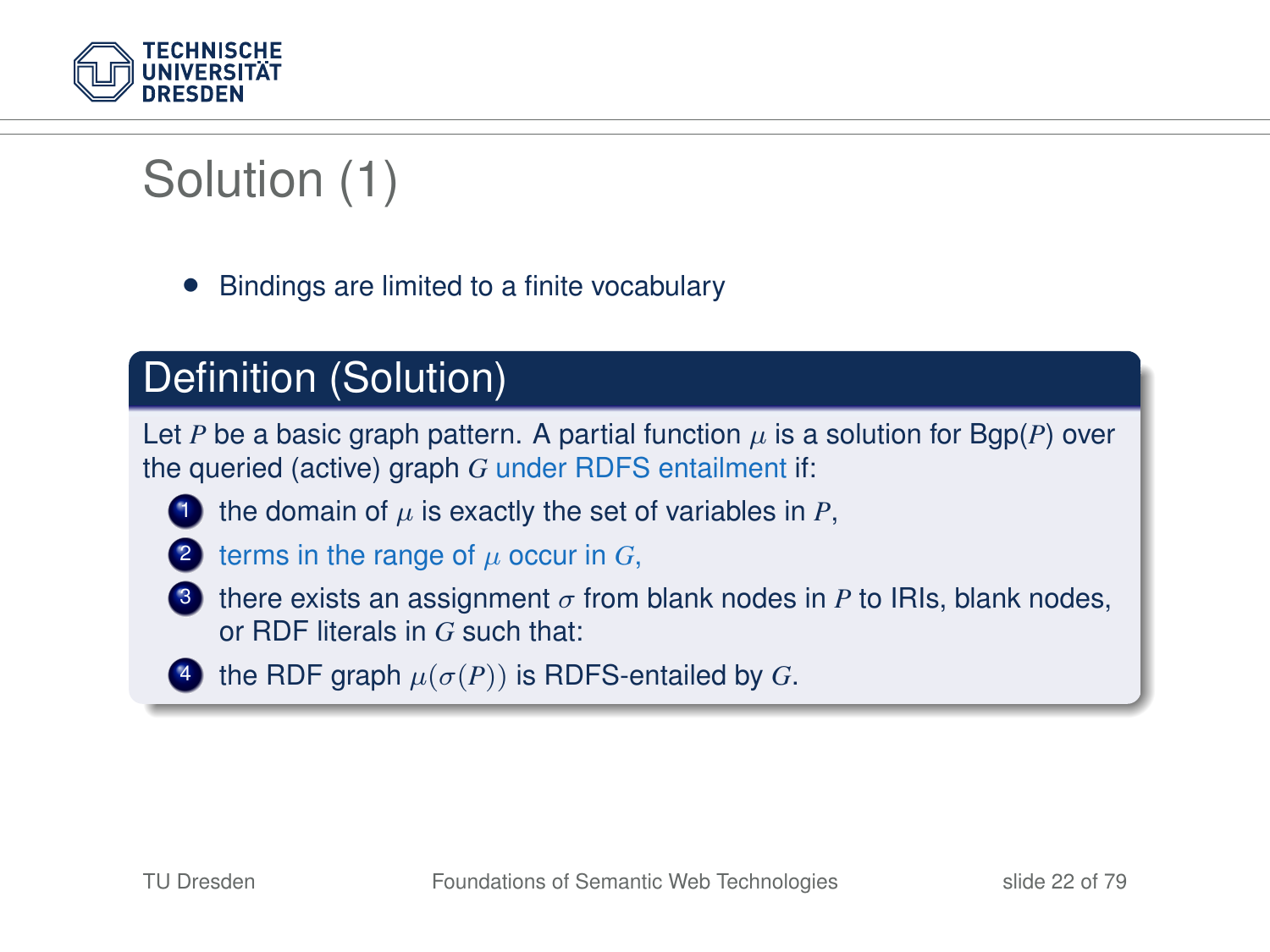# Solution (1)

- Bindings are limited to a finite vocabulary

## Definition (Solution)

Let $P$ be a basic graph pattern. A partial function $\mu$ is a solution for Bgp($P$) over the queried (active) graph $G$ under RDFS entailment if:

1. the domain of $\mu$ is exactly the set of variables in $P$,
2. terms in the range of $\mu$ occur in $G$,
3. there exists an assignment $\sigma$ from blank nodes in $P$ to IRIs, blank nodes, or RDF literals in $G$ such that:
4. the RDF graph $\mu(\sigma(P))$ is RDFS-entailed by $G$.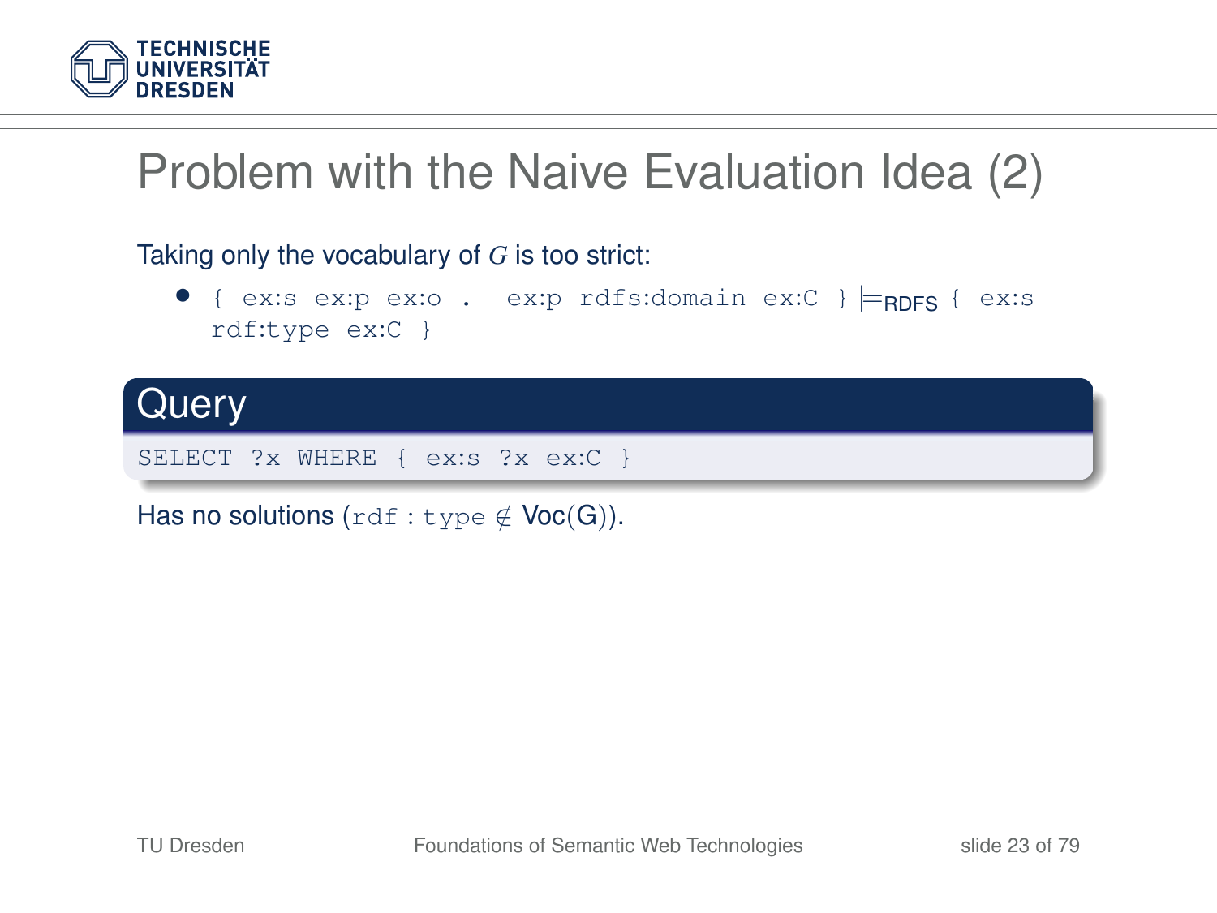# Problem with the Naive Evaluation Idea (2)

Taking only the vocabulary of $G$ is too strict:

- `{ ex:s ex:p ex:o .  ex:p rdfs:domain ex:C }` $\models_{\text{RDFS}}$ `{ ex:s rdf:type ex:C }`

**Query**

```
SELECT ?x WHERE { ex:s ?x ex:C }
```

Has no solutions ($\texttt{rdf:type} \notin \mathsf{Voc}(\mathsf{G})$).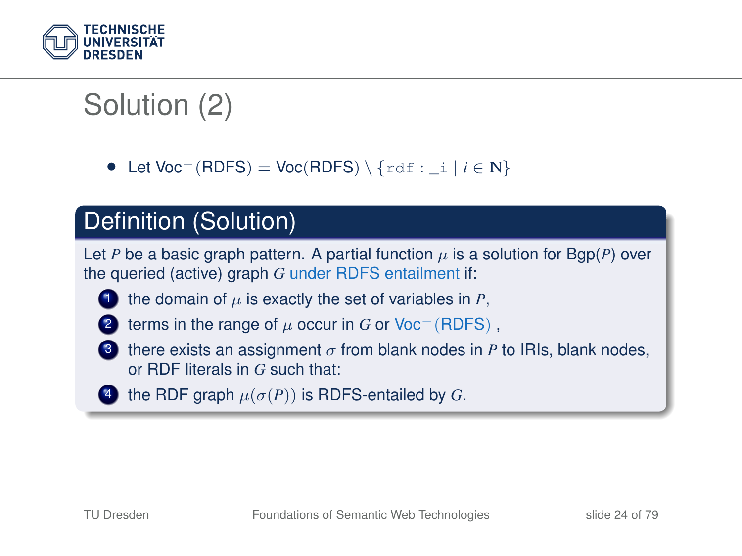# Solution (2)

- Let $\text{Voc}^{-}(\text{RDFS}) = \text{Voc}(\text{RDFS}) \setminus \{\texttt{rdf:\_i} \mid i \in \mathbf{N}\}$

## Definition (Solution)

Let $P$ be a basic graph pattern. A partial function $\mu$ is a solution for Bgp($P$) over the queried (active) graph $G$ under RDFS entailment if:

1. the domain of $\mu$ is exactly the set of variables in $P$,
2. terms in the range of $\mu$ occur in $G$ or $\text{Voc}^{-}(\text{RDFS})$ ,
3. there exists an assignment $\sigma$ from blank nodes in $P$ to IRIs, blank nodes, or RDF literals in $G$ such that:
4. the RDF graph $\mu(\sigma(P))$ is RDFS-entailed by $G$.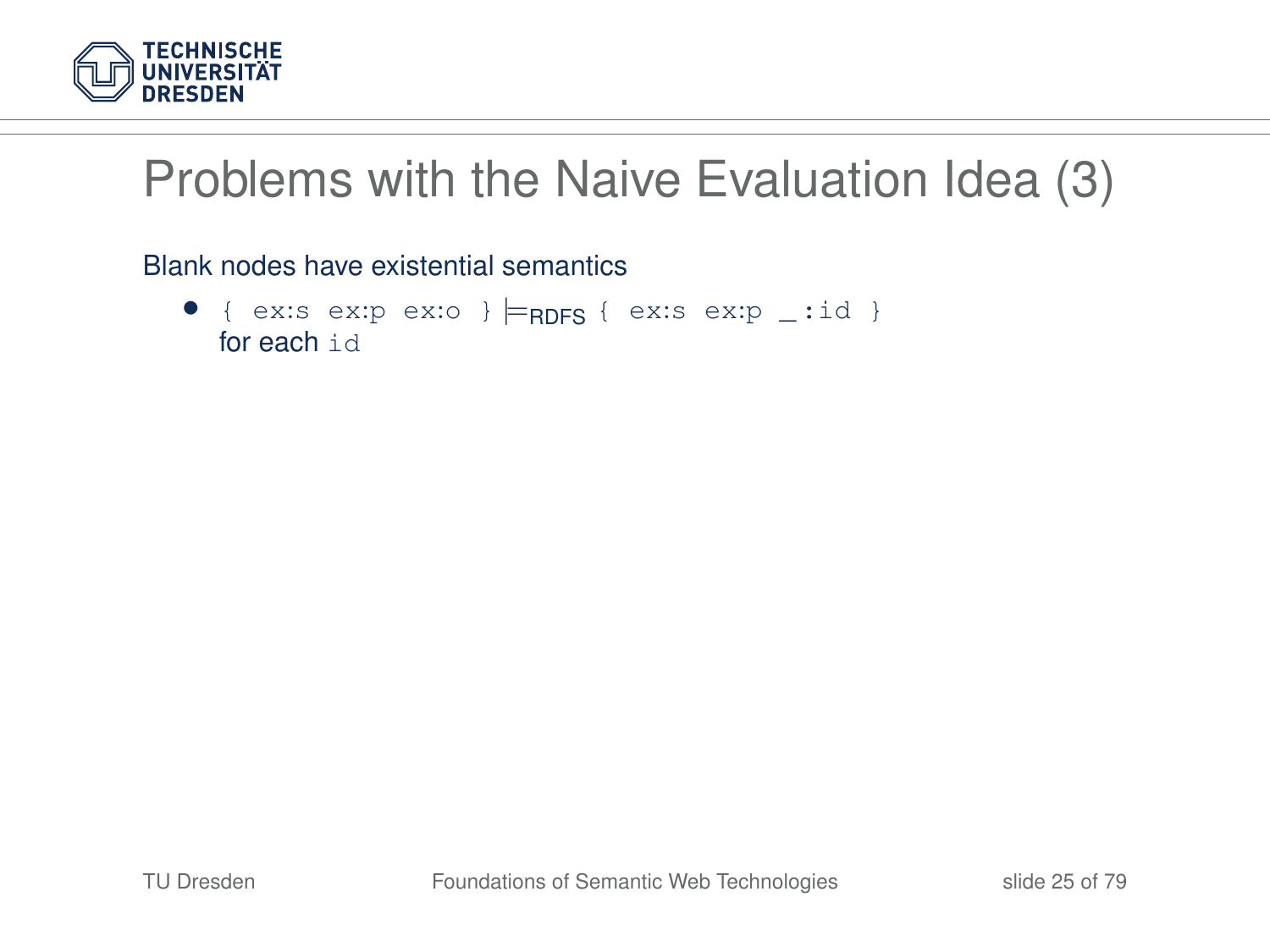# Problems with the Naive Evaluation Idea (3)

Blank nodes have existential semantics

- `{ ex:s ex:p ex:o }` $\models_{\text{RDFS}}$ `{ ex:s ex:p _:id }` for each `id`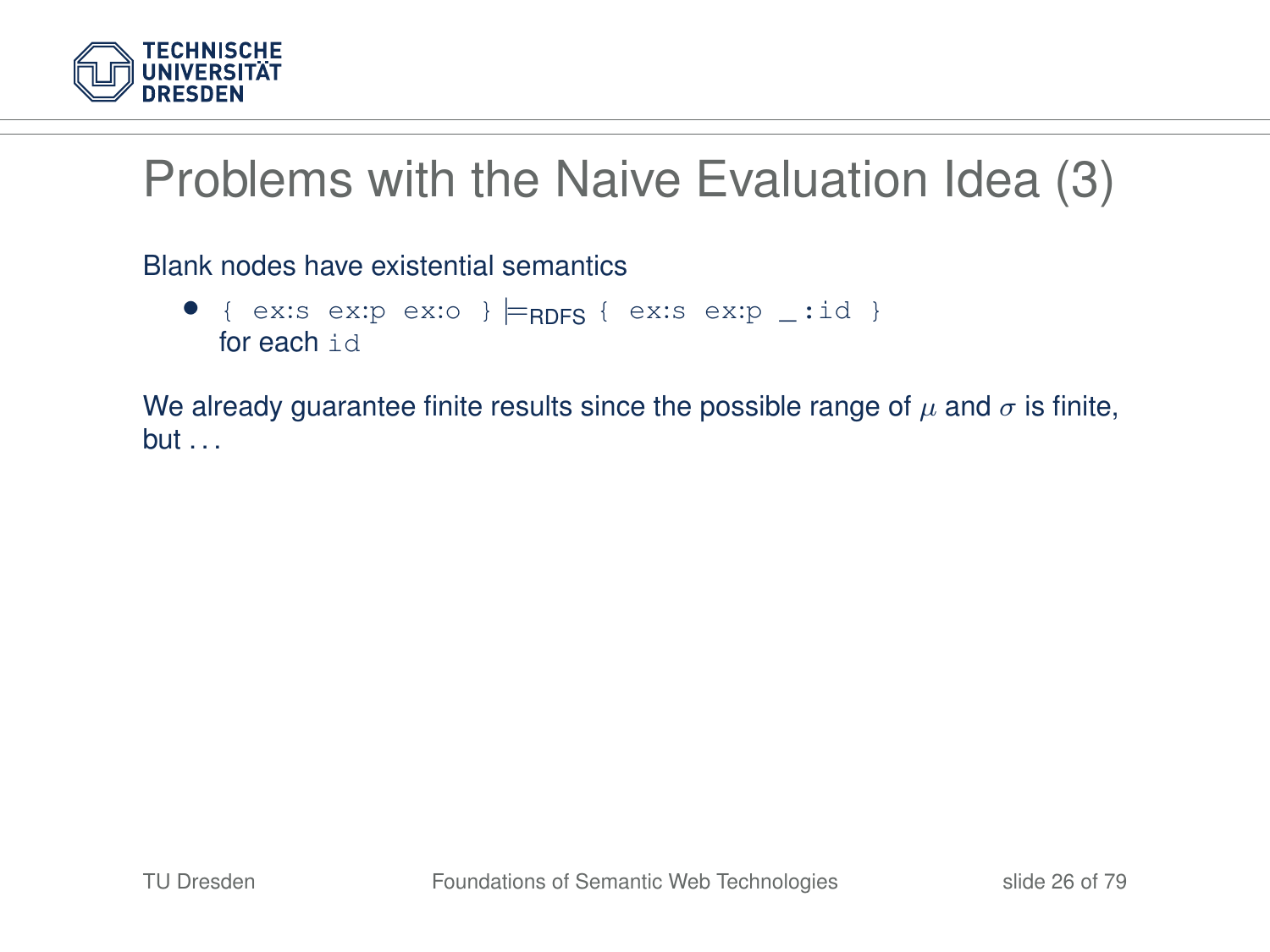# Problems with the Naive Evaluation Idea (3)

Blank nodes have existential semantics

- `{ ex:s ex:p ex:o }` $\models_{\text{RDFS}}$ `{ ex:s ex:p _:id }` for each `id`

We already guarantee finite results since the possible range of $\mu$ and $\sigma$ is finite, but . . .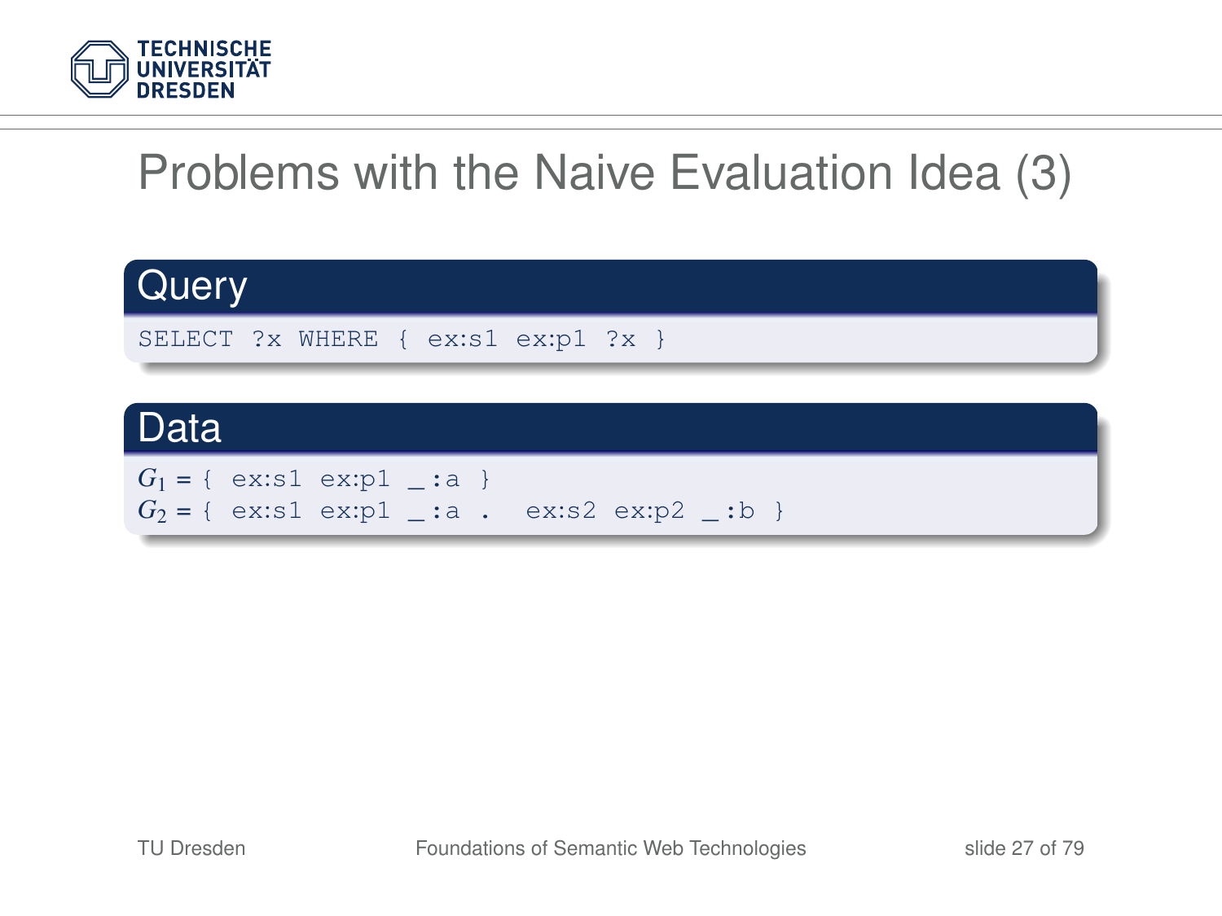# Problems with the Naive Evaluation Idea (3)

## Query

```
SELECT ?x WHERE { ex:s1 ex:p1 ?x }
```

## Data

$G_1$ = { `ex:s1 ex:p1 _:a` }

$G_2$ = { `ex:s1 ex:p1 _:a .  ex:s2 ex:p2 _:b` }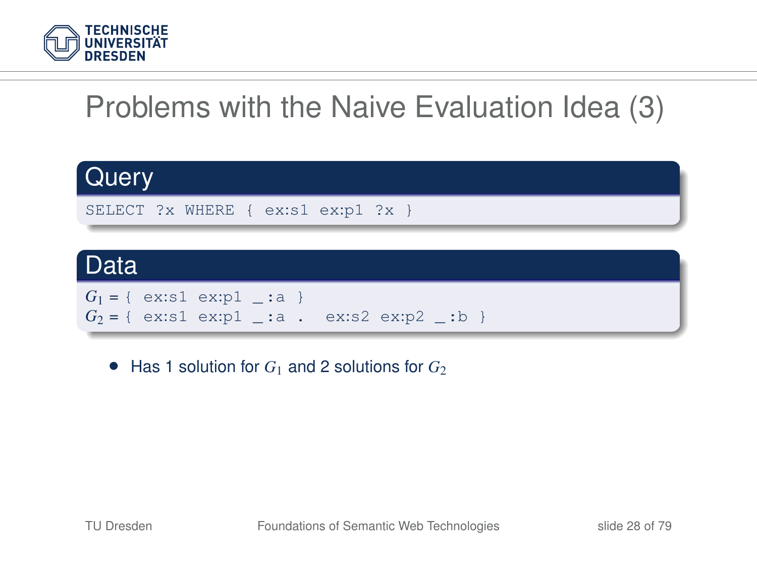# Problems with the Naive Evaluation Idea (3)

## Query

```
SELECT ?x WHERE { ex:s1 ex:p1 ?x }
```

## Data

$G_1$ = { `ex:s1 ex:p1 _:a` }
$G_2$ = { `ex:s1 ex:p1 _:a .  ex:s2 ex:p2 _:b` }

- Has 1 solution for $G_1$ and 2 solutions for $G_2$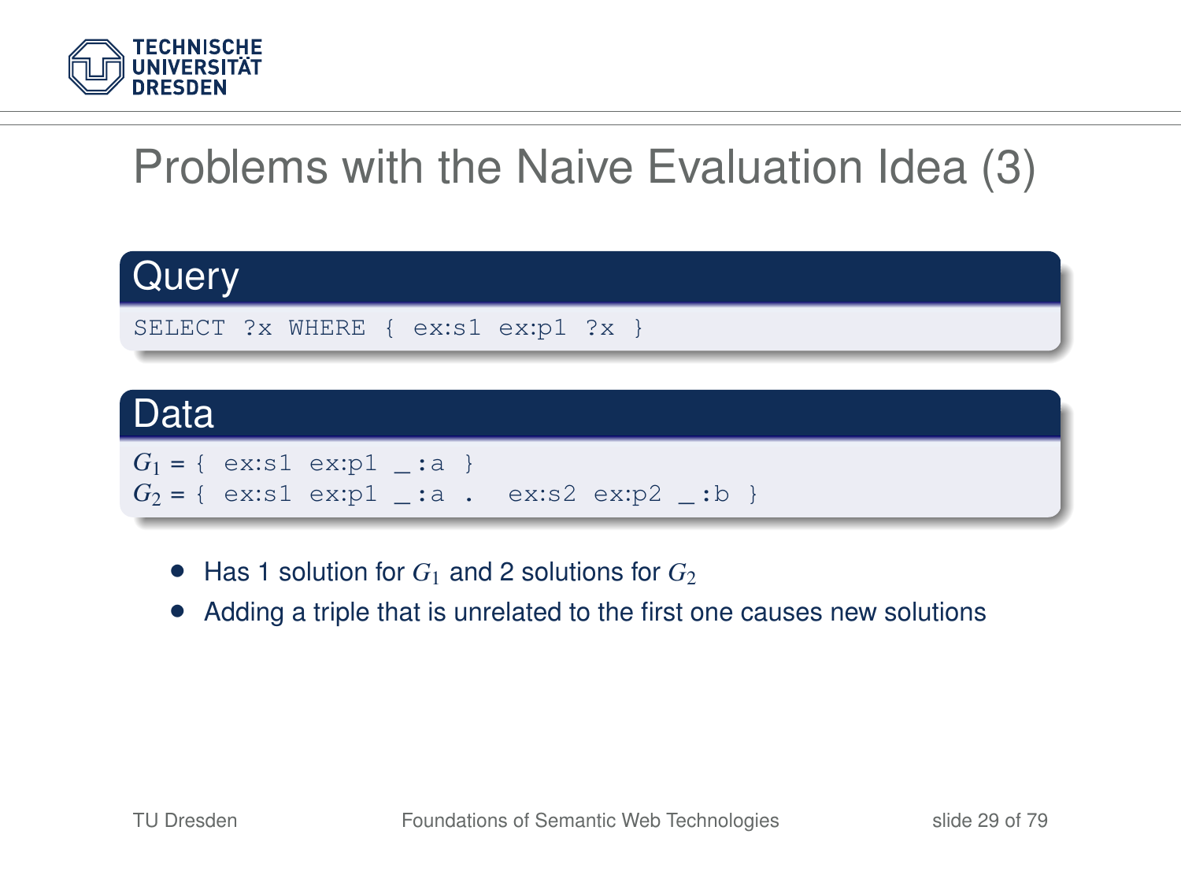# Problems with the Naive Evaluation Idea (3)

**Query**

```
SELECT ?x WHERE { ex:s1 ex:p1 ?x }
```

**Data**

$G_1$ = { `ex:s1 ex:p1 _:a` }
$G_2$ = { `ex:s1 ex:p1 _:a .  ex:s2 ex:p2 _:b` }

- Has 1 solution for $G_1$ and 2 solutions for $G_2$
- Adding a triple that is unrelated to the first one causes new solutions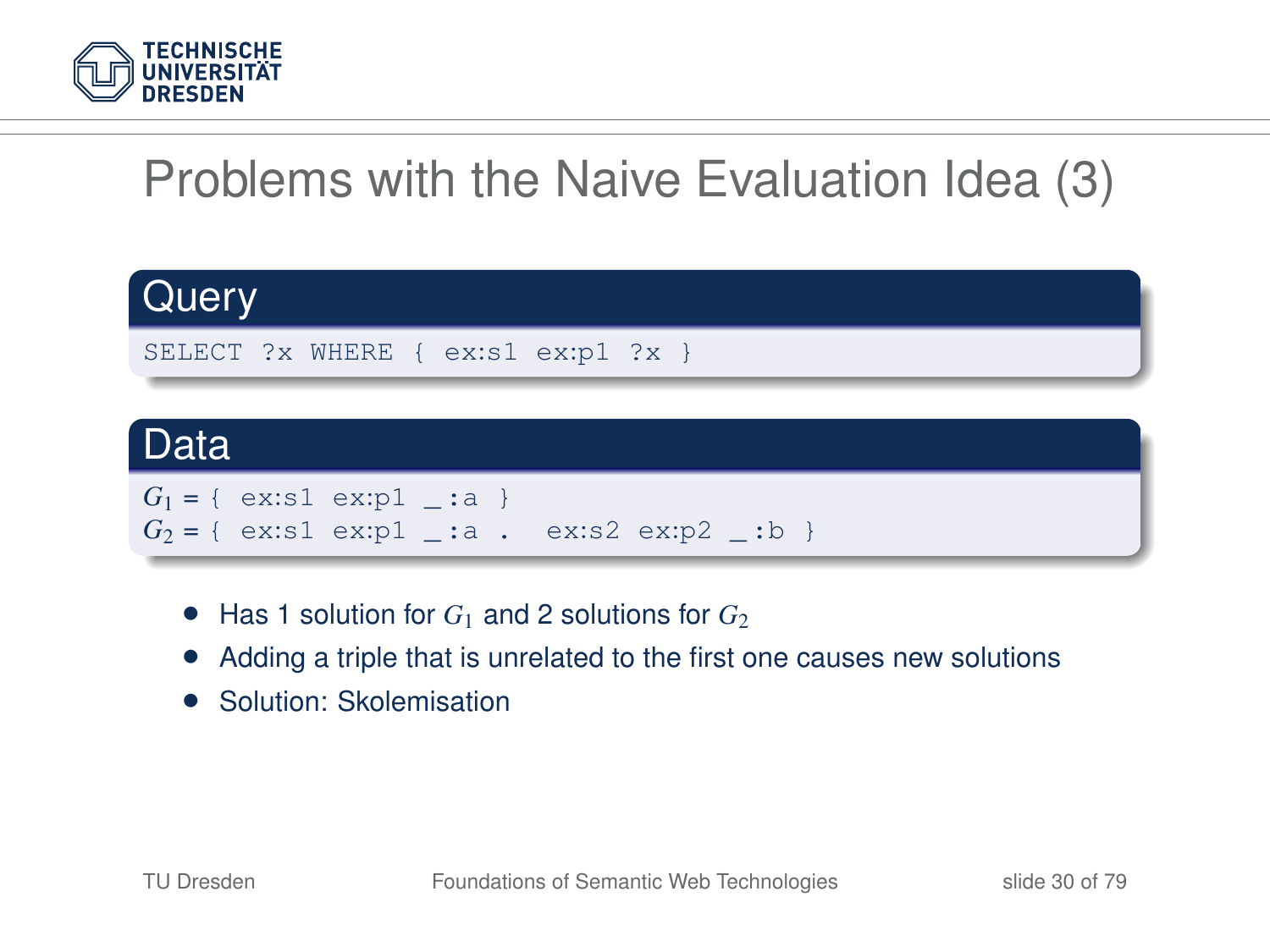# Problems with the Naive Evaluation Idea (3)

**Query**

```
SELECT ?x WHERE { ex:s1 ex:p1 ?x }
```

**Data**

$G_1$ = { ex:s1 ex:p1 _:a }
$G_2$ = { ex:s1 ex:p1 _:a .  ex:s2 ex:p2 _:b }

- Has 1 solution for $G_1$ and 2 solutions for $G_2$
- Adding a triple that is unrelated to the first one causes new solutions
- Solution: Skolemisation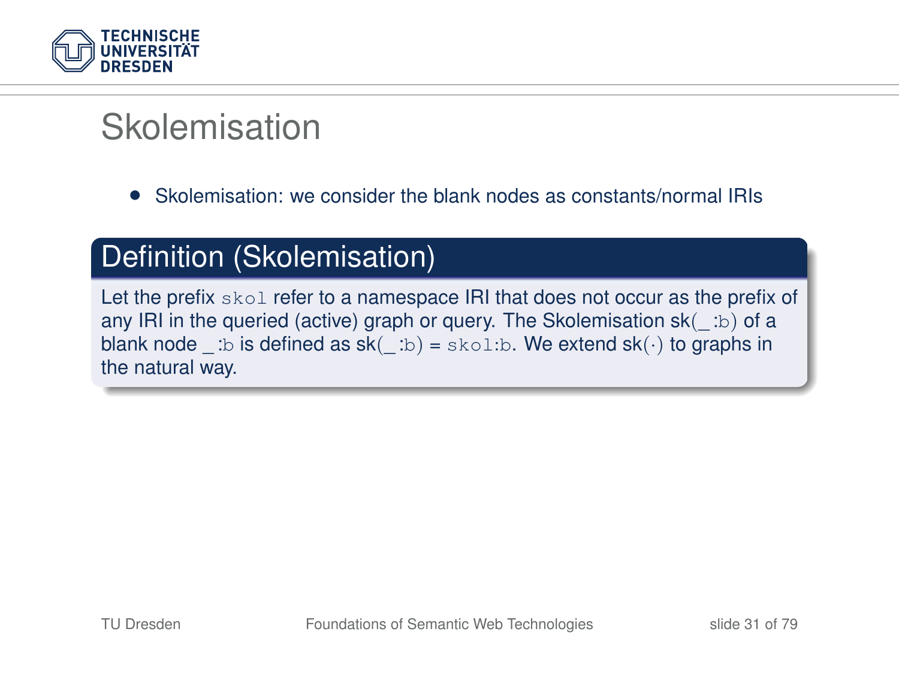# Skolemisation

- Skolemisation: we consider the blank nodes as constants/normal IRIs

## Definition (Skolemisation)

Let the prefix `skol` refer to a namespace IRI that does not occur as the prefix of any IRI in the queried (active) graph or query. The Skolemisation sk(_:`b`) of a blank node _:`b` is defined as sk(_:`b`) = `skol`:`b`. We extend sk($\cdot$) to graphs in the natural way.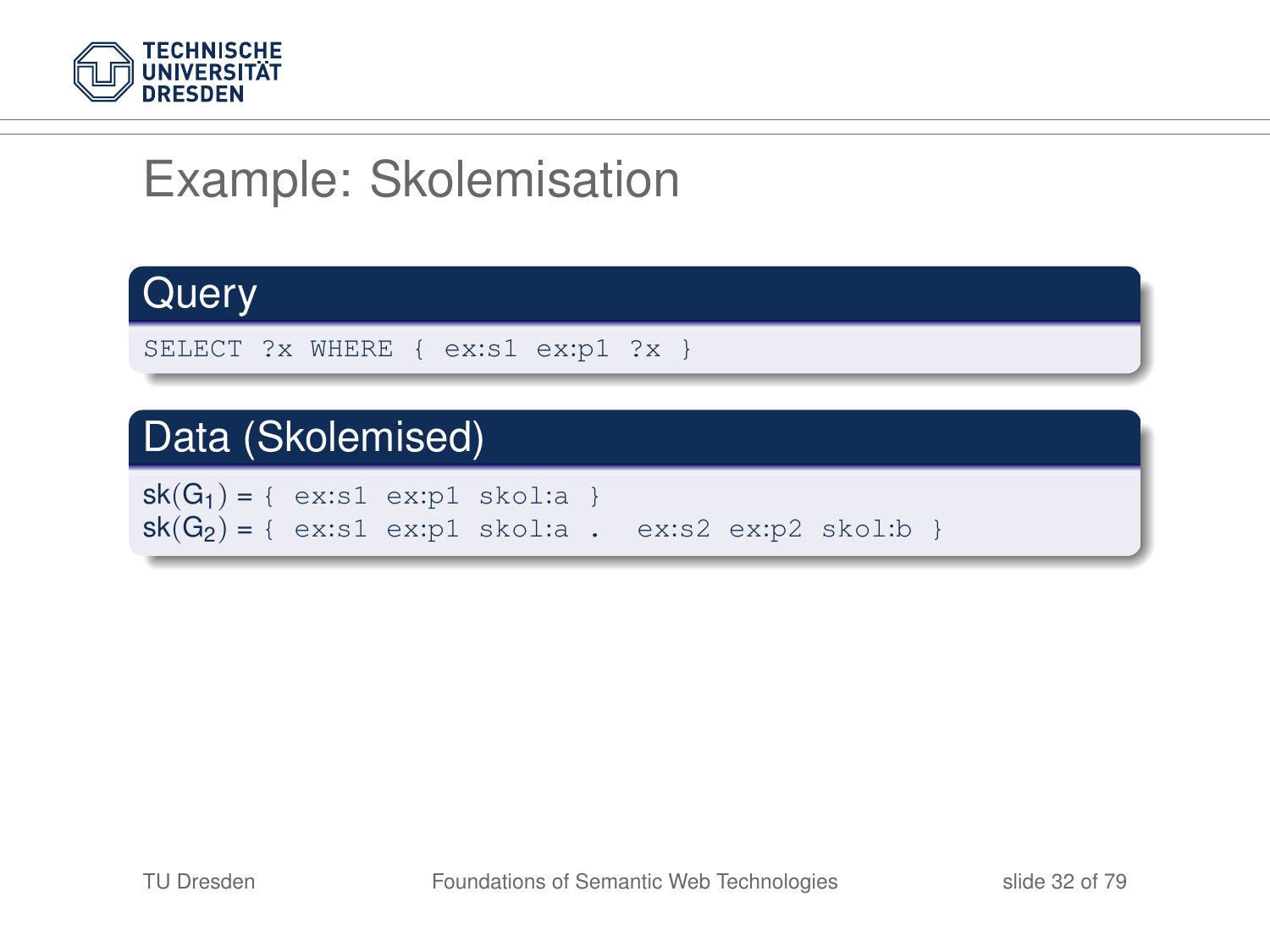# Example: Skolemisation

## Query

```
SELECT ?x WHERE { ex:s1 ex:p1 ?x }
```

## Data (Skolemised)

$\mathrm{sk}(G_1)$ = `{ ex:s1 ex:p1 skol:a }`
$\mathrm{sk}(G_2)$ = `{ ex:s1 ex:p1 skol:a .  ex:s2 ex:p2 skol:b }`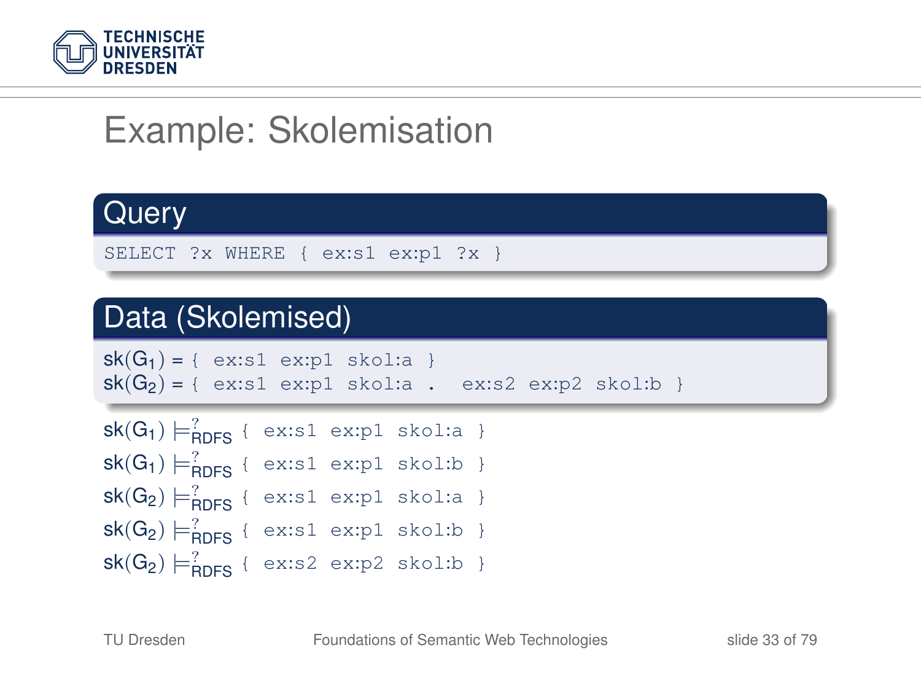# Example: Skolemisation

## Query

```
SELECT ?x WHERE { ex:s1 ex:p1 ?x }
```

## Data (Skolemised)

$sk(G_1)$ = `{ ex:s1 ex:p1 skol:a }`
$sk(G_2)$ = `{ ex:s1 ex:p1 skol:a .  ex:s2 ex:p2 skol:b }`

$sk(G_1) \models^{?}_{RDFS}$ `{ ex:s1 ex:p1 skol:a }`

$sk(G_1) \models^{?}_{RDFS}$ `{ ex:s1 ex:p1 skol:b }`

$sk(G_2) \models^{?}_{RDFS}$ `{ ex:s1 ex:p1 skol:a }`

$sk(G_2) \models^{?}_{RDFS}$ `{ ex:s1 ex:p1 skol:b }`

$sk(G_2) \models^{?}_{RDFS}$ `{ ex:s2 ex:p2 skol:b }`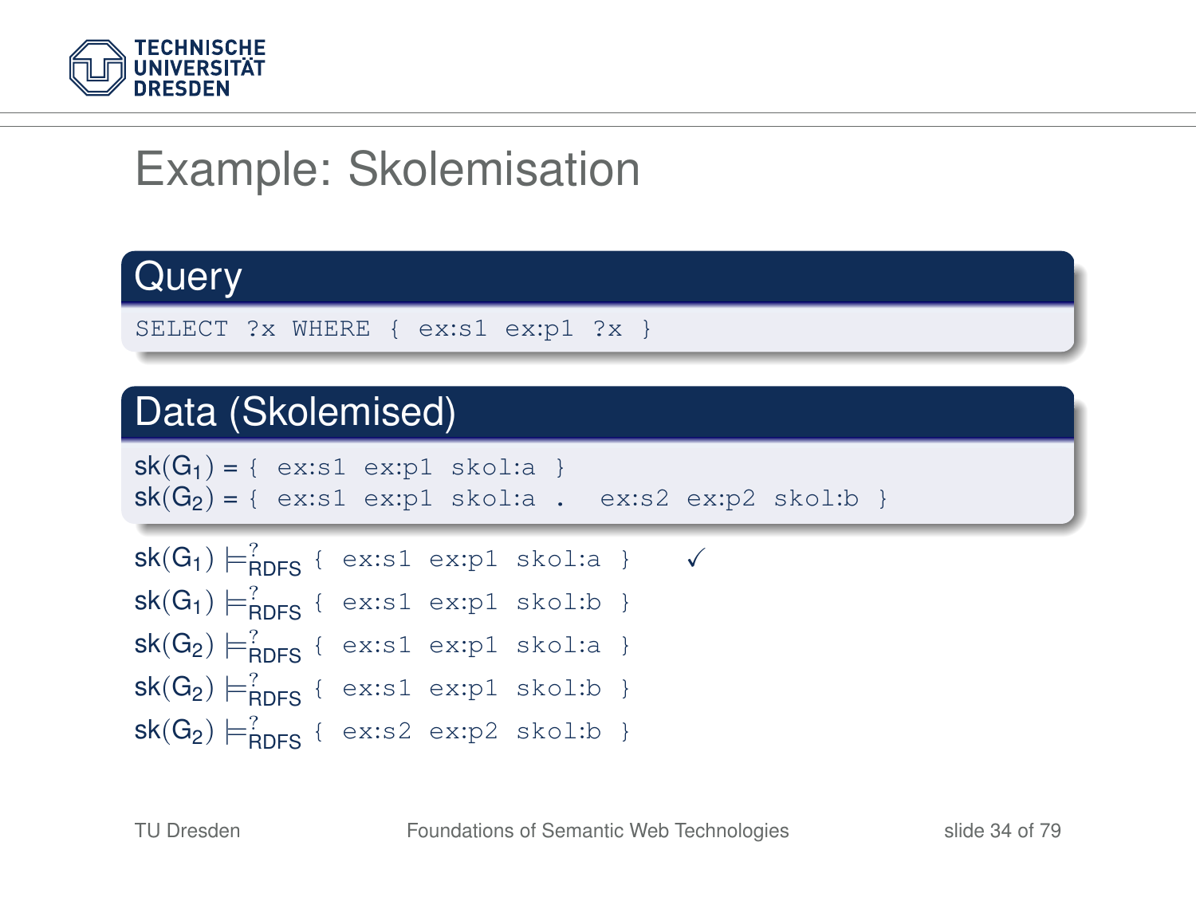# Example: Skolemisation

## Query

```
SELECT ?x WHERE { ex:s1 ex:p1 ?x }
```

## Data (Skolemised)

$\mathsf{sk}(G_1)$ = `{ ex:s1 ex:p1 skol:a }`
$\mathsf{sk}(G_2)$ = `{ ex:s1 ex:p1 skol:a . ex:s2 ex:p2 skol:b }`

$\mathsf{sk}(G_1) \models^?_{\mathsf{RDFS}}$ `{ ex:s1 ex:p1 skol:a }` ✓

$\mathsf{sk}(G_1) \models^?_{\mathsf{RDFS}}$ `{ ex:s1 ex:p1 skol:b }`

$\mathsf{sk}(G_2) \models^?_{\mathsf{RDFS}}$ `{ ex:s1 ex:p1 skol:a }`

$\mathsf{sk}(G_2) \models^?_{\mathsf{RDFS}}$ `{ ex:s1 ex:p1 skol:b }`

$\mathsf{sk}(G_2) \models^?_{\mathsf{RDFS}}$ `{ ex:s2 ex:p2 skol:b }`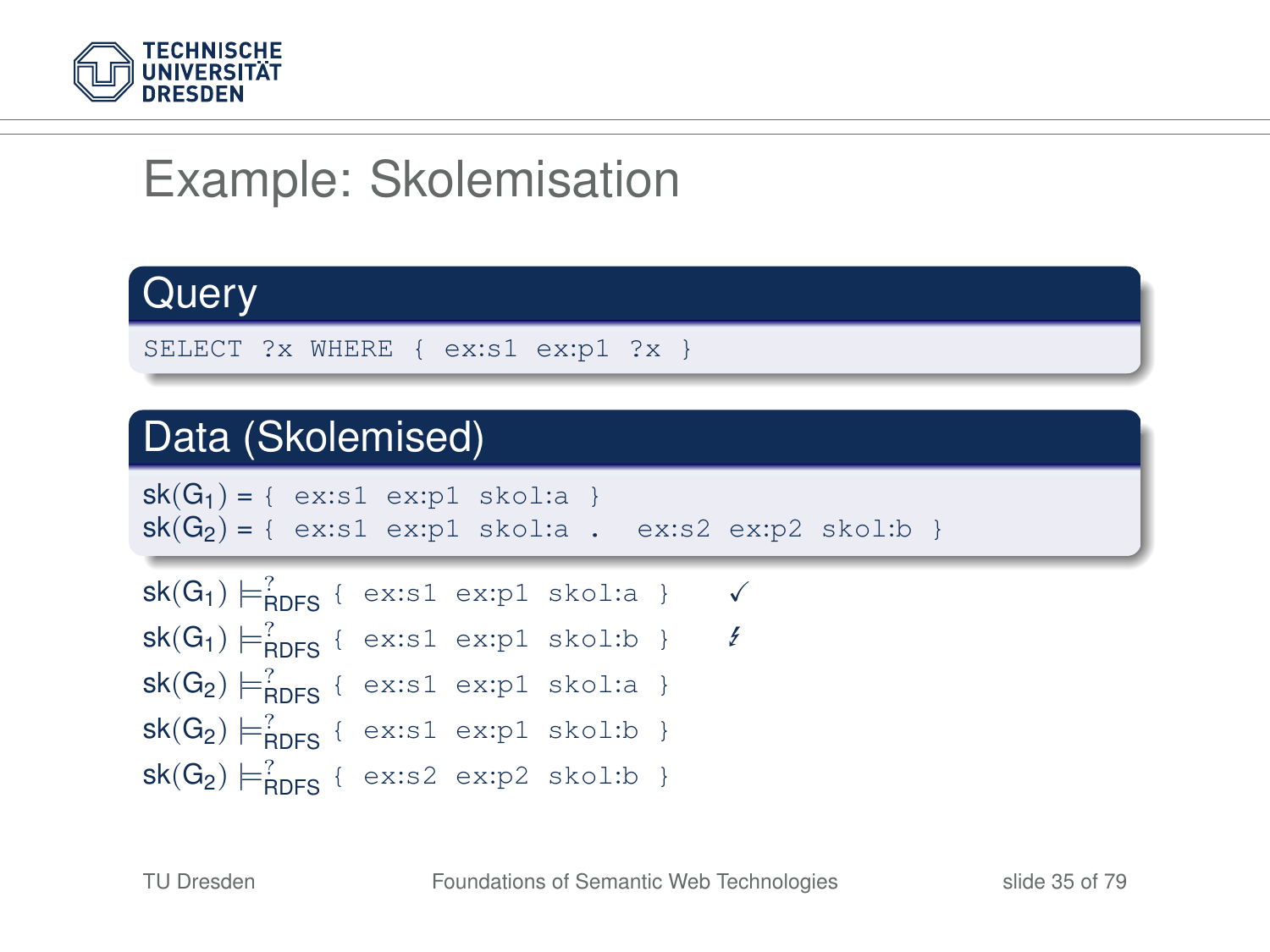# Example: Skolemisation

## Query

```
SELECT ?x WHERE { ex:s1 ex:p1 ?x }
```

## Data (Skolemised)

$\text{sk}(G_1)$ = `{ ex:s1 ex:p1 skol:a }`
$\text{sk}(G_2)$ = `{ ex:s1 ex:p1 skol:a .  ex:s2 ex:p2 skol:b }`

$\text{sk}(G_1) \models^{?}_{\text{RDFS}}$ `{ ex:s1 ex:p1 skol:a }` ✓

$\text{sk}(G_1) \models^{?}_{\text{RDFS}}$ `{ ex:s1 ex:p1 skol:b }` ↯

$\text{sk}(G_2) \models^{?}_{\text{RDFS}}$ `{ ex:s1 ex:p1 skol:a }`

$\text{sk}(G_2) \models^{?}_{\text{RDFS}}$ `{ ex:s1 ex:p1 skol:b }`

$\text{sk}(G_2) \models^{?}_{\text{RDFS}}$ `{ ex:s2 ex:p2 skol:b }`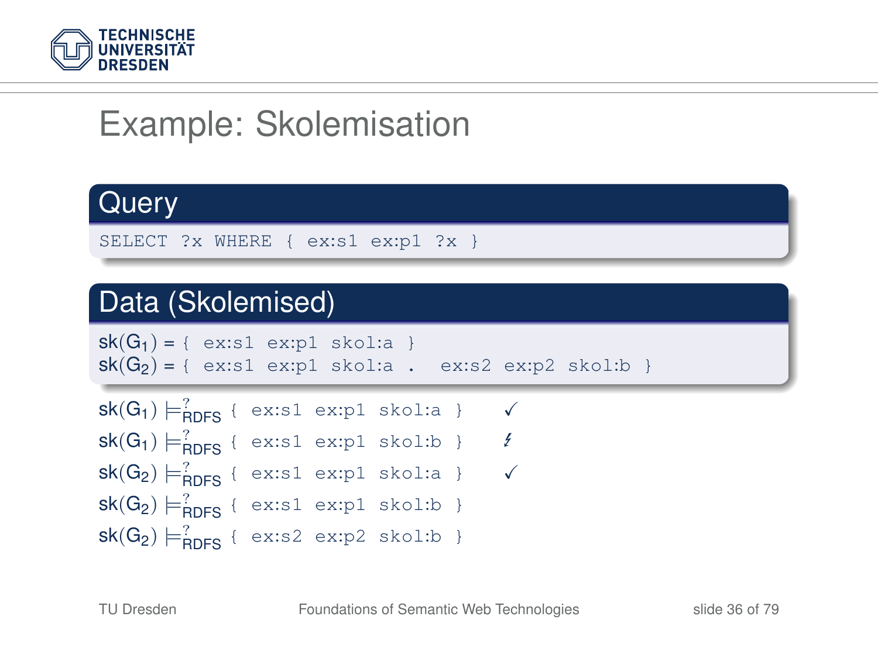# Example: Skolemisation

## Query

```
SELECT ?x WHERE { ex:s1 ex:p1 ?x }
```

## Data (Skolemised)

$sk(G_1)$ = `{ ex:s1 ex:p1 skol:a }`
$sk(G_2)$ = `{ ex:s1 ex:p1 skol:a .  ex:s2 ex:p2 skol:b }`

$sk(G_1) \models^?_{RDFS}$ `{ ex:s1 ex:p1 skol:a }` ✓

$sk(G_1) \models^?_{RDFS}$ `{ ex:s1 ex:p1 skol:b }` ↯

$sk(G_2) \models^?_{RDFS}$ `{ ex:s1 ex:p1 skol:a }` ✓

$sk(G_2) \models^?_{RDFS}$ `{ ex:s1 ex:p1 skol:b }`

$sk(G_2) \models^?_{RDFS}$ `{ ex:s2 ex:p2 skol:b }`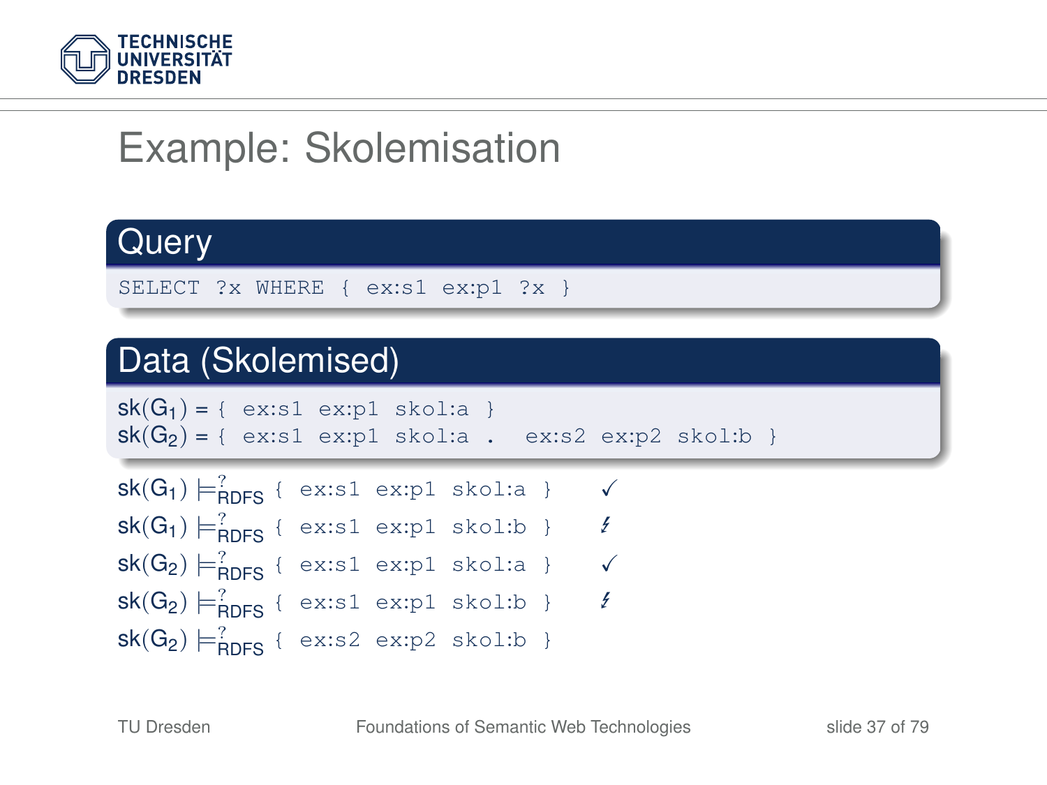# Example: Skolemisation

## Query

```
SELECT ?x WHERE { ex:s1 ex:p1 ?x }
```

## Data (Skolemised)

$sk(G_1)$ = `{ ex:s1 ex:p1 skol:a }`
$sk(G_2)$ = `{ ex:s1 ex:p1 skol:a . ex:s2 ex:p2 skol:b }`

$sk(G_1) \models^?_{RDFS}$ `{ ex:s1 ex:p1 skol:a }` ✓

$sk(G_1) \models^?_{RDFS}$ `{ ex:s1 ex:p1 skol:b }` ↯

$sk(G_2) \models^?_{RDFS}$ `{ ex:s1 ex:p1 skol:a }` ✓

$sk(G_2) \models^?_{RDFS}$ `{ ex:s1 ex:p1 skol:b }` ↯

$sk(G_2) \models^?_{RDFS}$ `{ ex:s2 ex:p2 skol:b }`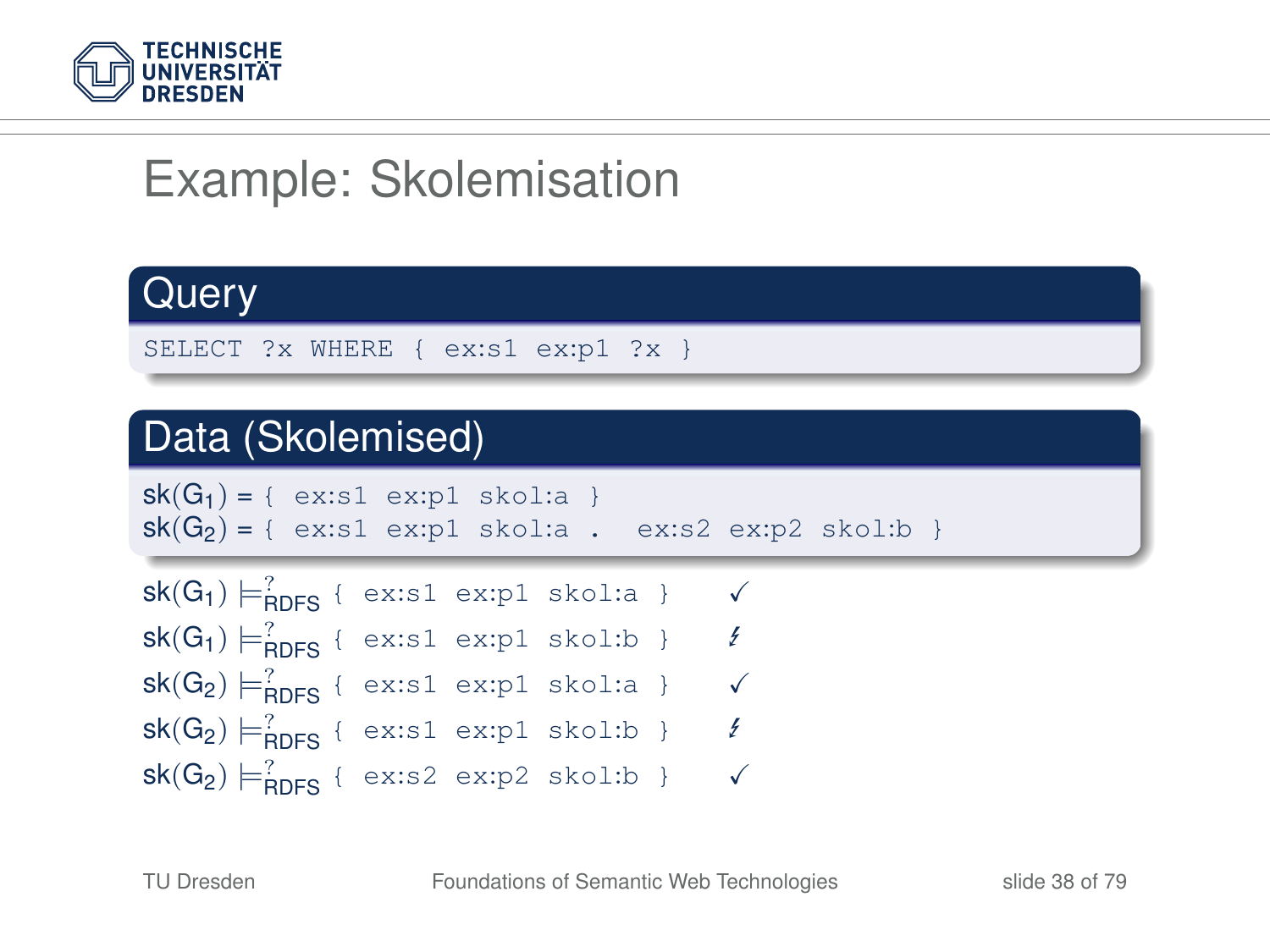# Example: Skolemisation

## Query

```
SELECT ?x WHERE { ex:s1 ex:p1 ?x }
```

## Data (Skolemised)

$sk(G_1)$ = `{ ex:s1 ex:p1 skol:a }`

$sk(G_2)$ = `{ ex:s1 ex:p1 skol:a . ex:s2 ex:p2 skol:b }`

$sk(G_1) \models^?_{RDFS}$ `{ ex:s1 ex:p1 skol:a }` ✓

$sk(G_1) \models^?_{RDFS}$ `{ ex:s1 ex:p1 skol:b }` ↯

$sk(G_2) \models^?_{RDFS}$ `{ ex:s1 ex:p1 skol:a }` ✓

$sk(G_2) \models^?_{RDFS}$ `{ ex:s1 ex:p1 skol:b }` ↯

$sk(G_2) \models^?_{RDFS}$ `{ ex:s2 ex:p2 skol:b }` ✓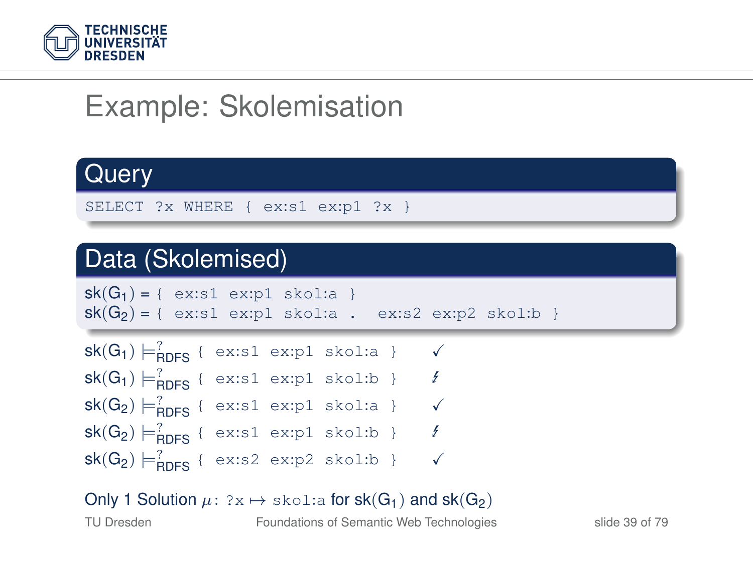# Example: Skolemisation

## Query

```
SELECT ?x WHERE { ex:s1 ex:p1 ?x }
```

## Data (Skolemised)

$sk(G_1)$ = `{ ex:s1 ex:p1 skol:a }`
$sk(G_2)$ = `{ ex:s1 ex:p1 skol:a .  ex:s2 ex:p2 skol:b }`

$sk(G_1) \models^?_{RDFS}$ `{ ex:s1 ex:p1 skol:a }` ✓
$sk(G_1) \models^?_{RDFS}$ `{ ex:s1 ex:p1 skol:b }` ↯
$sk(G_2) \models^?_{RDFS}$ `{ ex:s1 ex:p1 skol:a }` ✓
$sk(G_2) \models^?_{RDFS}$ `{ ex:s1 ex:p1 skol:b }` ↯
$sk(G_2) \models^?_{RDFS}$ `{ ex:s2 ex:p2 skol:b }` ✓

Only 1 Solution $\mu$: `?x` $\mapsto$ `skol:a` for $sk(G_1)$ and $sk(G_2)$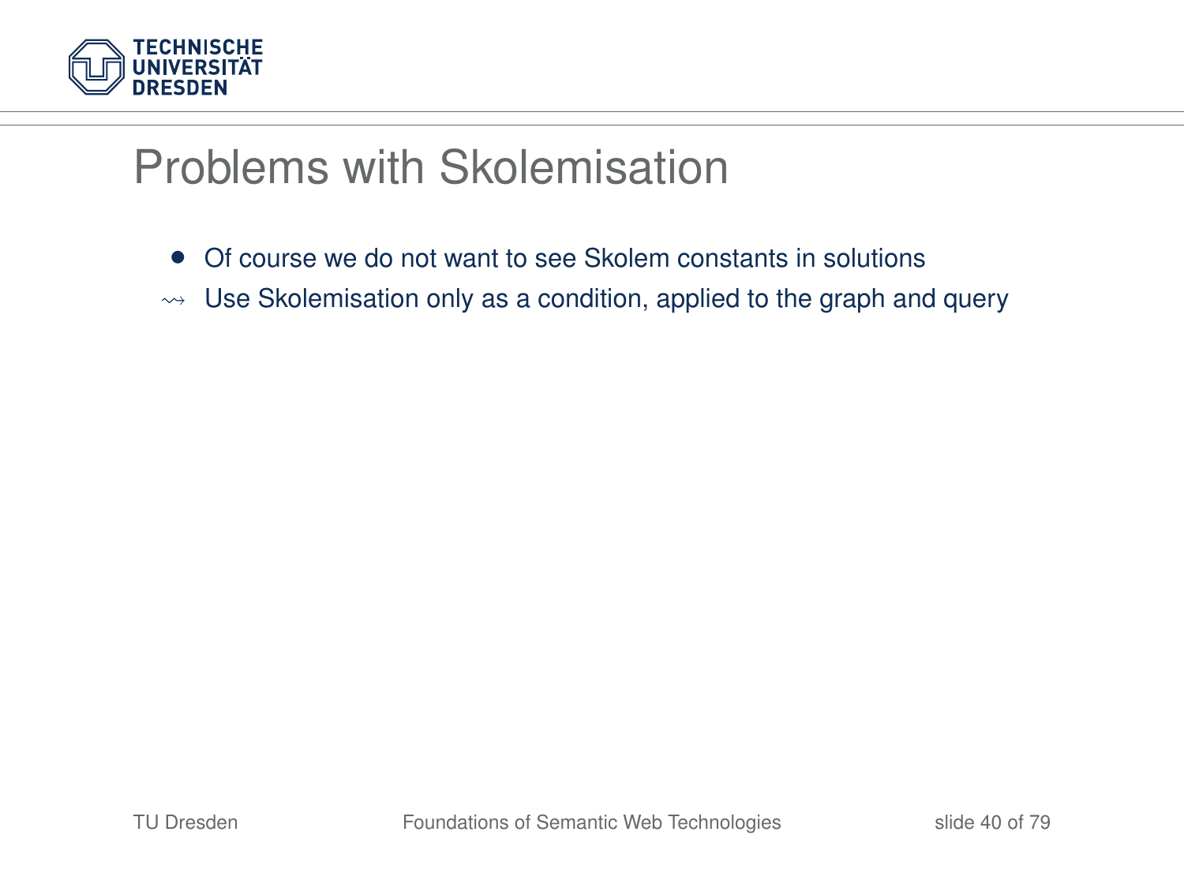# Problems with Skolemisation

- Of course we do not want to see Skolem constants in solutions

$\leadsto$ Use Skolemisation only as a condition, applied to the graph and query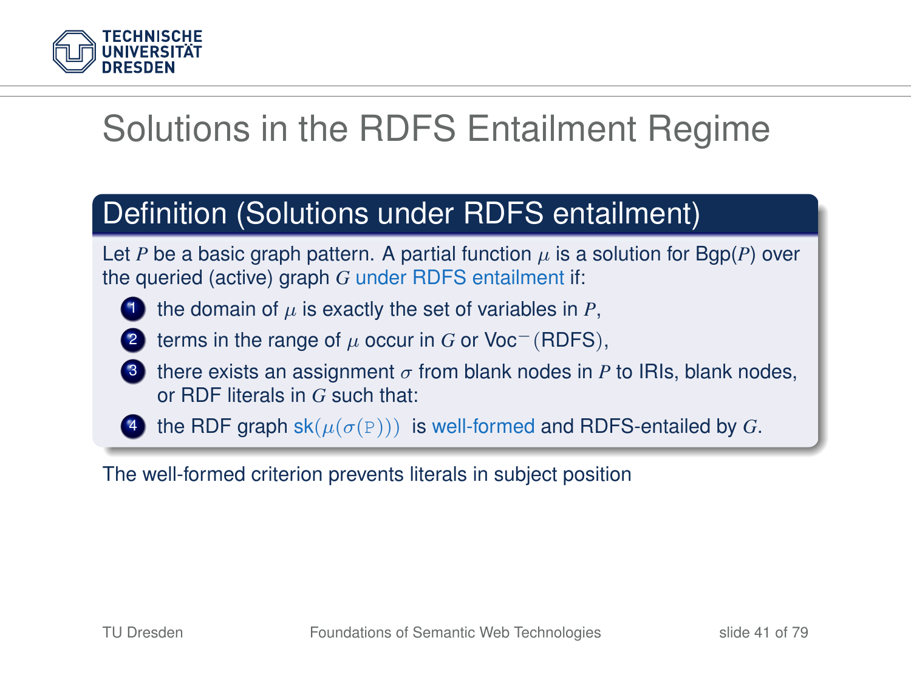# Solutions in the RDFS Entailment Regime

## Definition (Solutions under RDFS entailment)

Let $P$ be a basic graph pattern. A partial function $\mu$ is a solution for Bgp($P$) over the queried (active) graph $G$ under RDFS entailment if:

1. the domain of $\mu$ is exactly the set of variables in $P$,
2. terms in the range of $\mu$ occur in $G$ or Voc$^{-}$(RDFS),
3. there exists an assignment $\sigma$ from blank nodes in $P$ to IRIs, blank nodes, or RDF literals in $G$ such that:
4. the RDF graph $\mathsf{sk}(\mu(\sigma(\mathtt{P})))$ is well-formed and RDFS-entailed by $G$.

The well-formed criterion prevents literals in subject position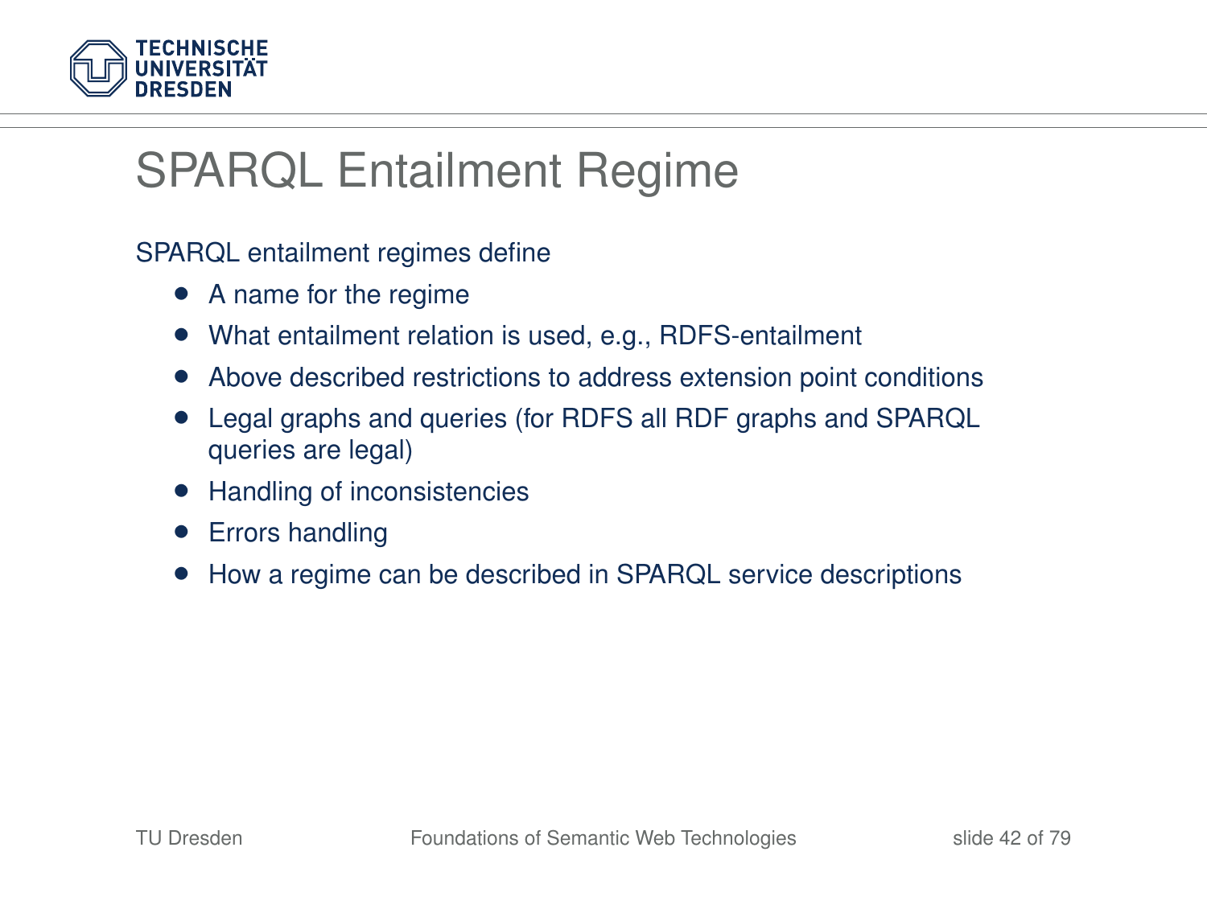# SPARQL Entailment Regime

SPARQL entailment regimes define

- A name for the regime
- What entailment relation is used, e.g., RDFS-entailment
- Above described restrictions to address extension point conditions
- Legal graphs and queries (for RDFS all RDF graphs and SPARQL queries are legal)
- Handling of inconsistencies
- Errors handling
- How a regime can be described in SPARQL service descriptions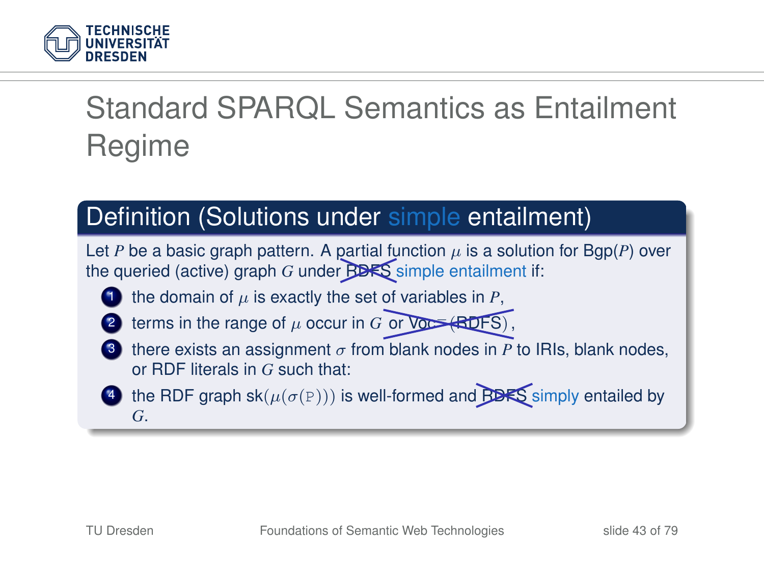# Standard SPARQL Semantics as Entailment Regime

## Definition (Solutions under simple entailment)

Let $P$ be a basic graph pattern. A partial function $\mu$ is a solution for Bgp($P$) over the queried (active) graph $G$ under ~~RDFS~~ simple entailment if:

1. the domain of $\mu$ is exactly the set of variables in $P$,
2. terms in the range of $\mu$ occur in $G$ ~~or Voc⁻(RDFS)~~,
3. there exists an assignment $\sigma$ from blank nodes in $P$ to IRIs, blank nodes, or RDF literals in $G$ such that:
4. the RDF graph sk($\mu(\sigma(\mathtt{P}))$) is well-formed and ~~RDFS~~ simply entailed by $G$.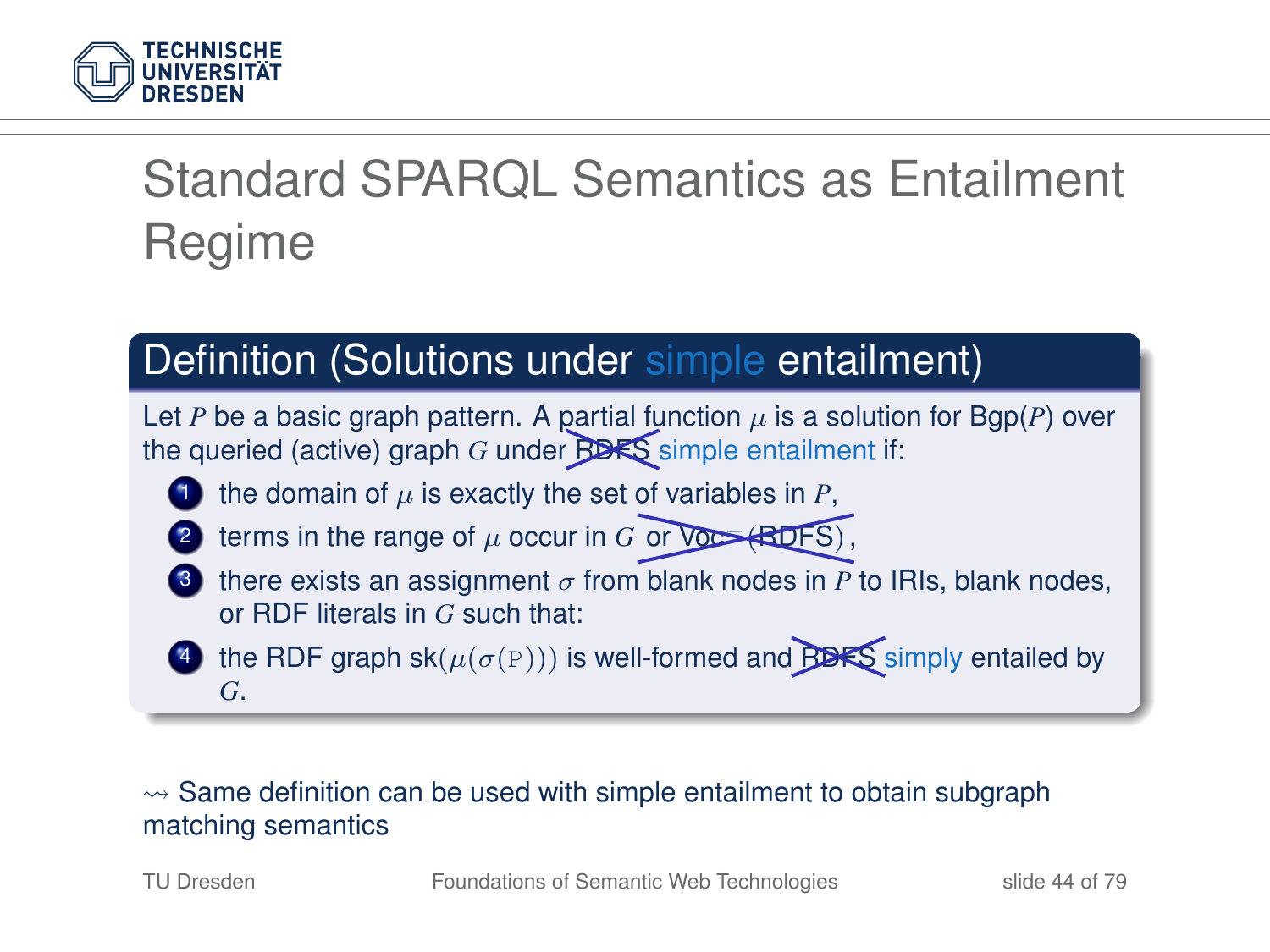# Standard SPARQL Semantics as Entailment Regime

## Definition (Solutions under simple entailment)

Let $P$ be a basic graph pattern. A partial function $\mu$ is a solution for Bgp($P$) over the queried (active) graph $G$ under ~~RDFS~~ simple entailment if:

1. the domain of $\mu$ is exactly the set of variables in $P$,
2. terms in the range of $\mu$ occur in $G$ ~~or Voc⁻(RDFS)~~,
3. there exists an assignment $\sigma$ from blank nodes in $P$ to IRIs, blank nodes, or RDF literals in $G$ such that:
4. the RDF graph sk($\mu(\sigma(\mathtt{P}))$) is well-formed and ~~RDFS~~ simply entailed by $G$.

$\leadsto$ Same definition can be used with simple entailment to obtain subgraph matching semantics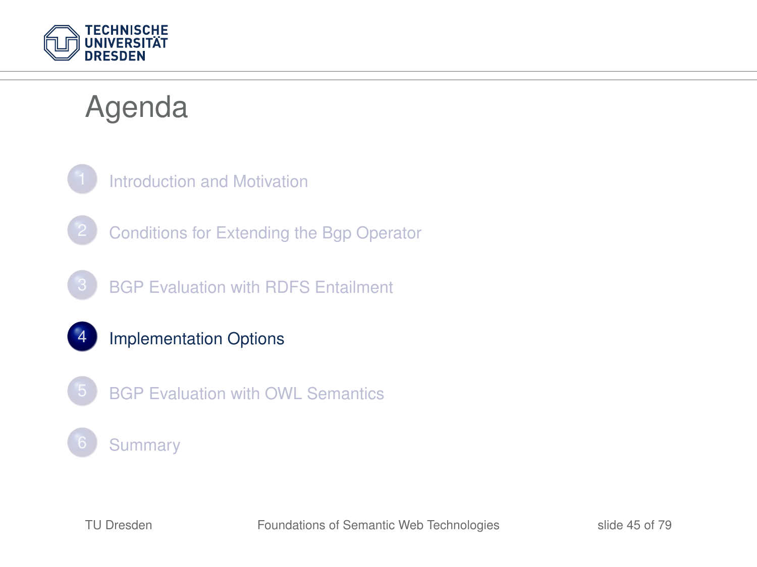# Agenda

1. Introduction and Motivation
2. Conditions for Extending the Bgp Operator
3. BGP Evaluation with RDFS Entailment
4. **Implementation Options**
5. BGP Evaluation with OWL Semantics
6. Summary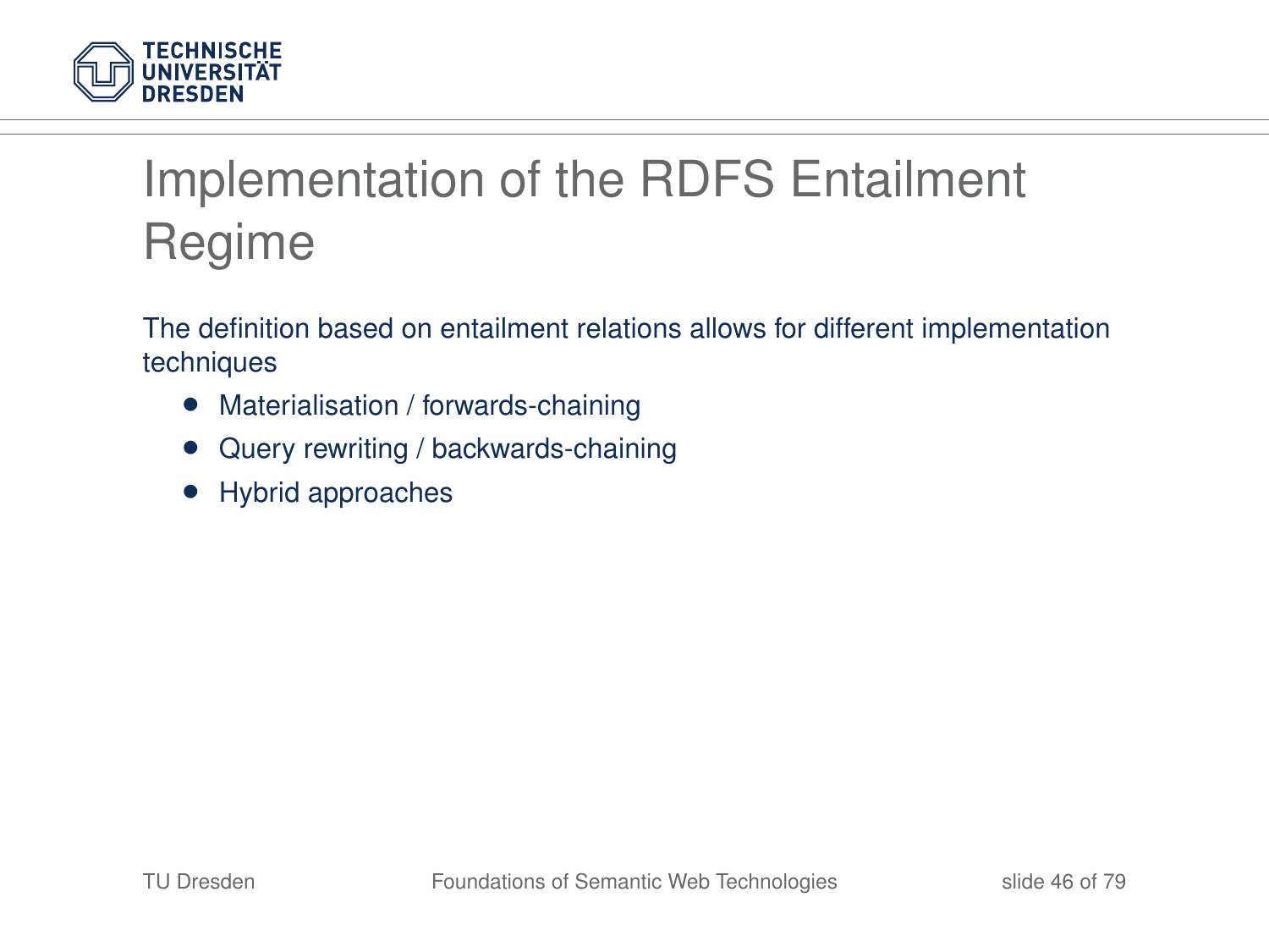# Implementation of the RDFS Entailment Regime

The definition based on entailment relations allows for different implementation techniques

- Materialisation / forwards-chaining
- Query rewriting / backwards-chaining
- Hybrid approaches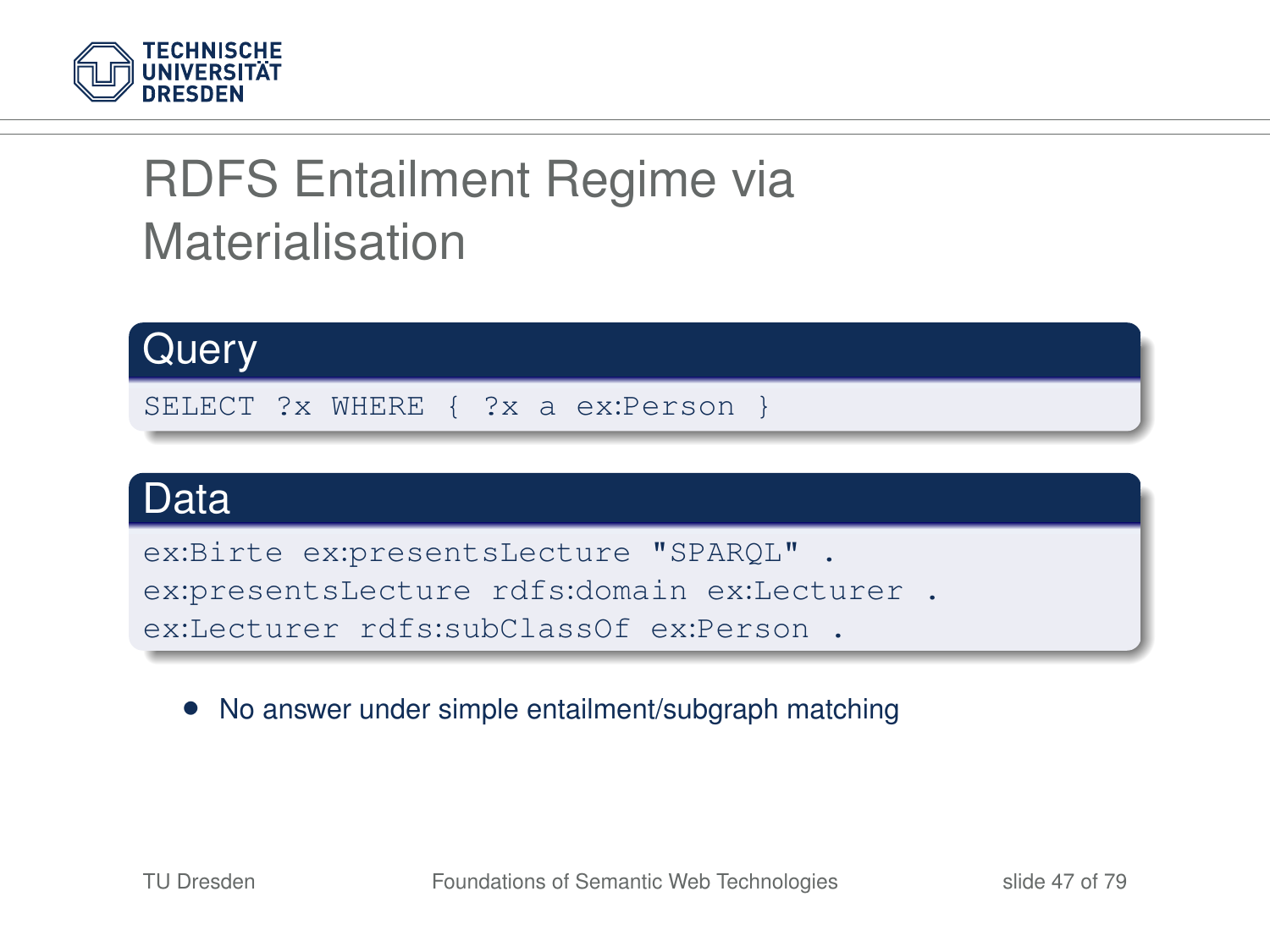# RDFS Entailment Regime via Materialisation

### Query

```
SELECT ?x WHERE { ?x a ex:Person }
```

### Data

```
ex:Birte ex:presentsLecture "SPARQL" .
ex:presentsLecture rdfs:domain ex:Lecturer .
ex:Lecturer rdfs:subClassOf ex:Person .
```

- No answer under simple entailment/subgraph matching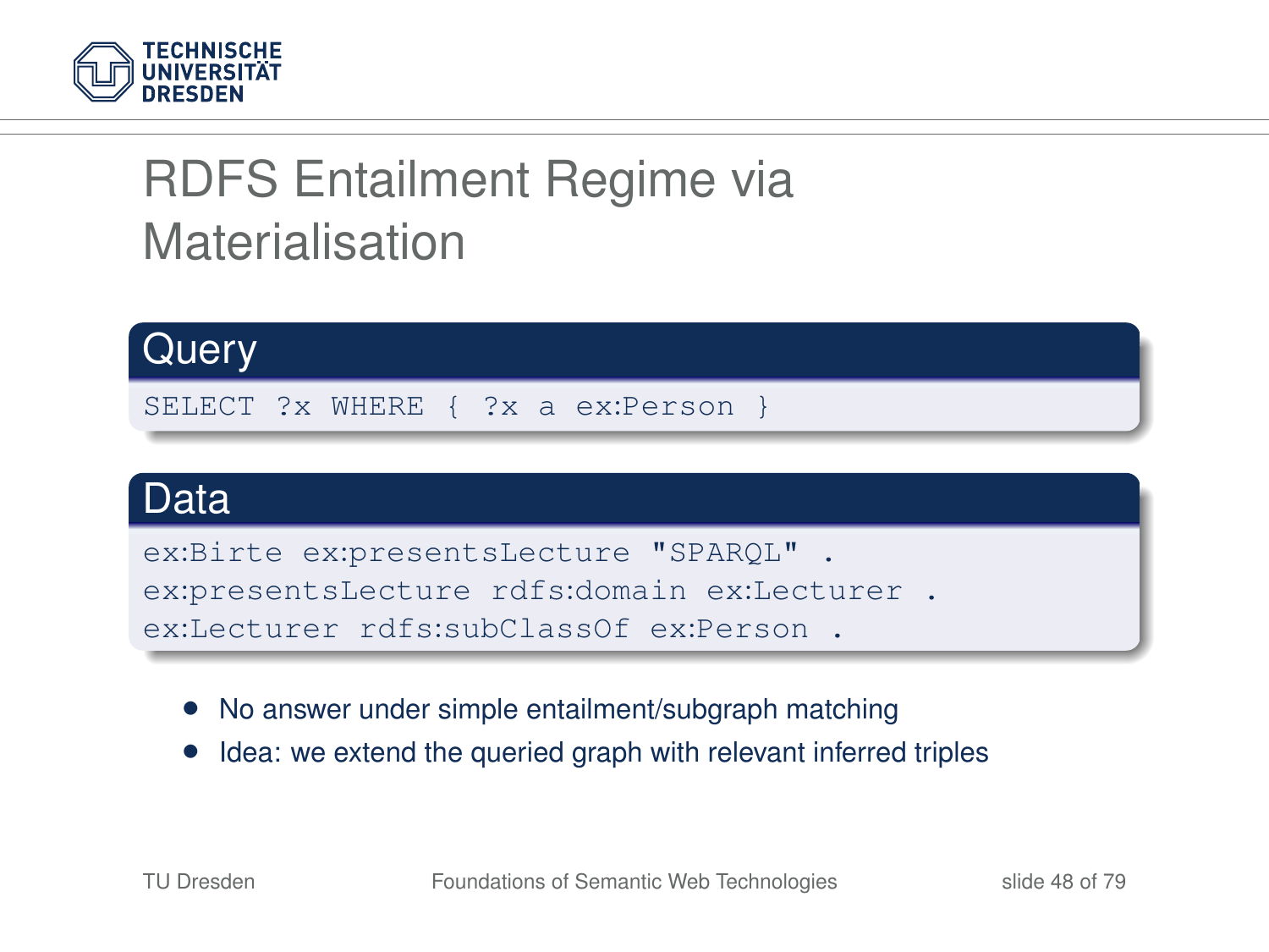# RDFS Entailment Regime via Materialisation

**Query**

```
SELECT ?x WHERE { ?x a ex:Person }
```

**Data**

```
ex:Birte ex:presentsLecture "SPARQL" .
ex:presentsLecture rdfs:domain ex:Lecturer .
ex:Lecturer rdfs:subClassOf ex:Person .
```

- No answer under simple entailment/subgraph matching
- Idea: we extend the queried graph with relevant inferred triples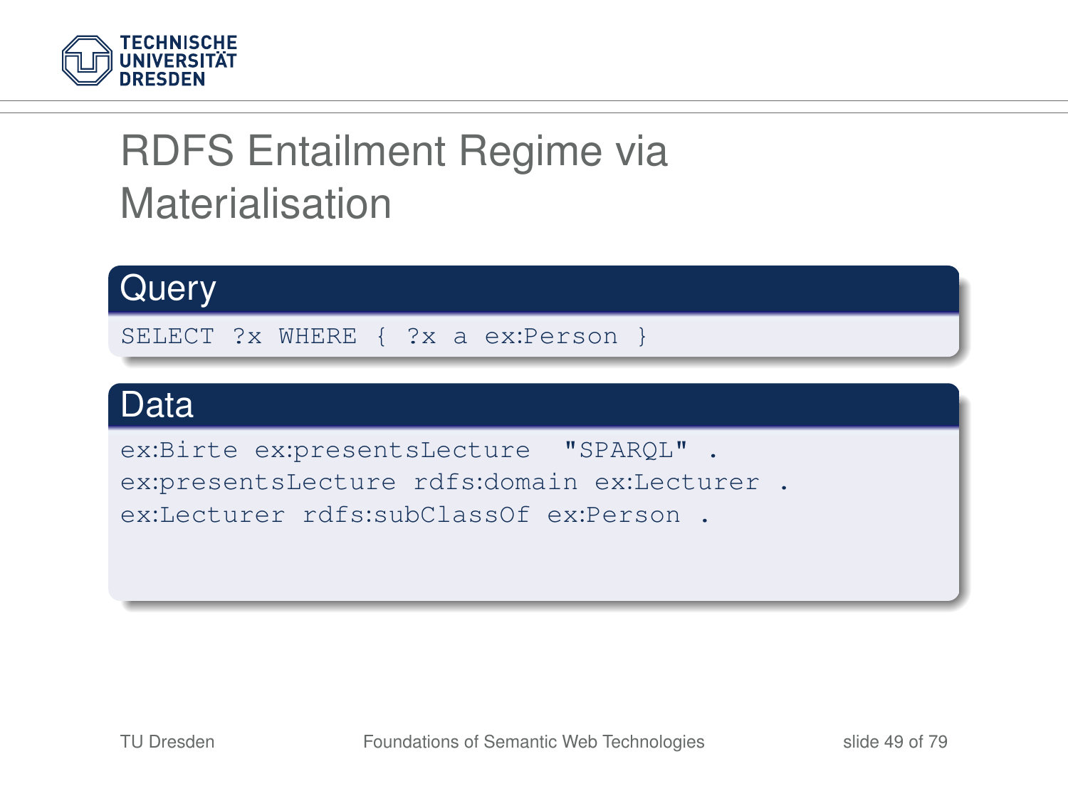# RDFS Entailment Regime via Materialisation

## Query

```
SELECT ?x WHERE { ?x a ex:Person }
```

## Data

```
ex:Birte ex:presentsLecture  "SPARQL" .
ex:presentsLecture rdfs:domain ex:Lecturer .
ex:Lecturer rdfs:subClassOf ex:Person .
```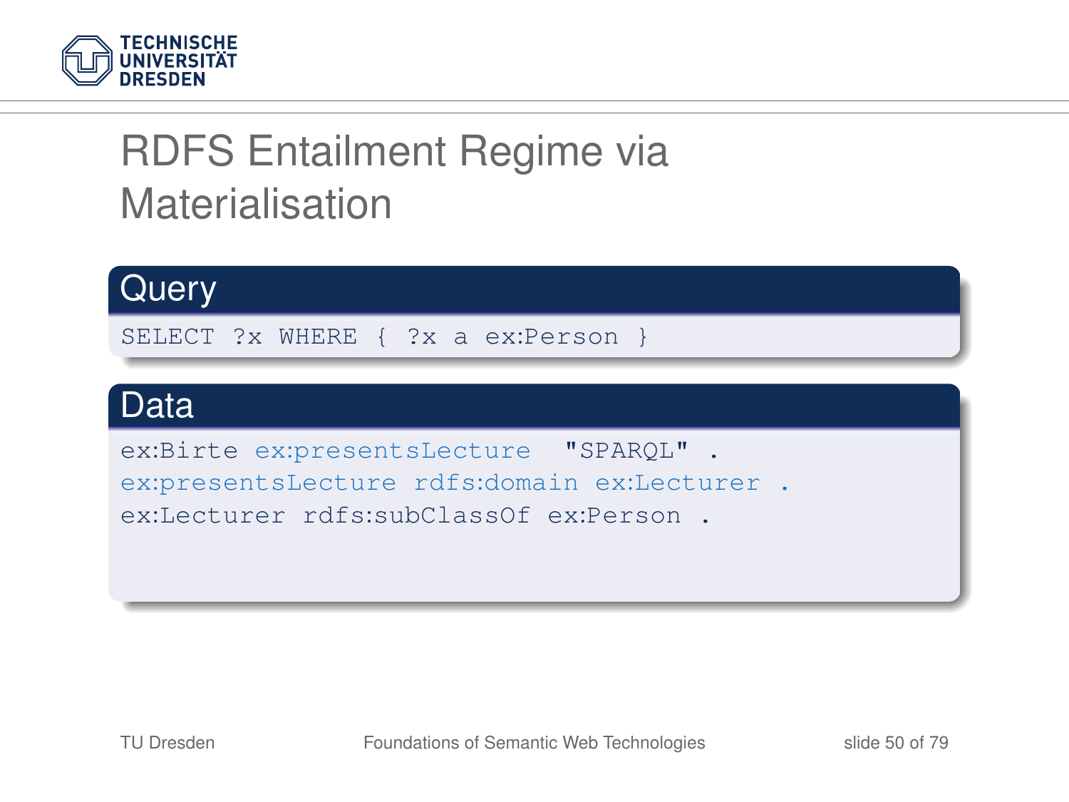# RDFS Entailment Regime via Materialisation

## Query

```
SELECT ?x WHERE { ?x a ex:Person }
```

## Data

```
ex:Birte ex:presentsLecture  "SPARQL" .
ex:presentsLecture rdfs:domain ex:Lecturer .
ex:Lecturer rdfs:subClassOf ex:Person .
```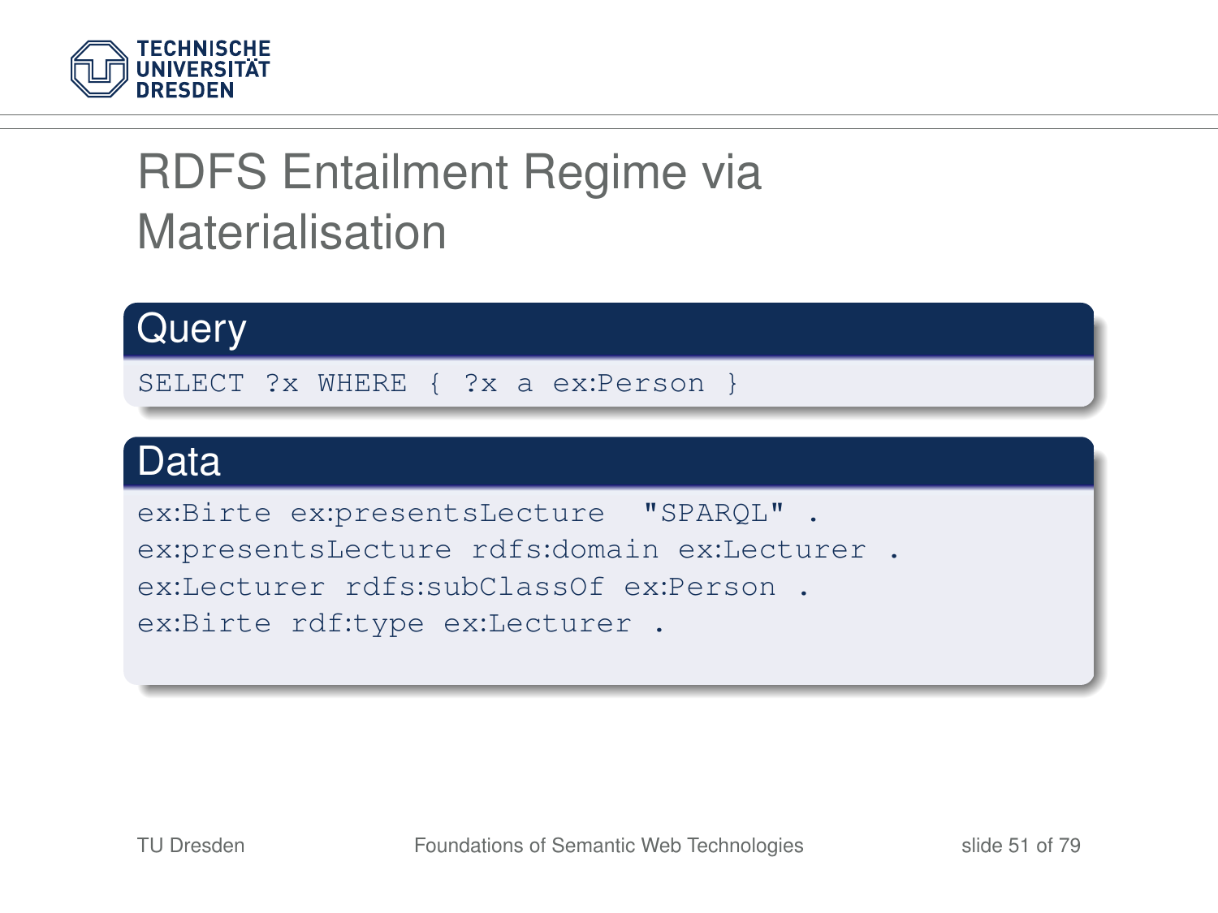# RDFS Entailment Regime via Materialisation

## Query

```
SELECT ?x WHERE { ?x a ex:Person }
```

## Data

```
ex:Birte ex:presentsLecture  "SPARQL" .
ex:presentsLecture rdfs:domain ex:Lecturer .
ex:Lecturer rdfs:subClassOf ex:Person .
ex:Birte rdf:type ex:Lecturer .
```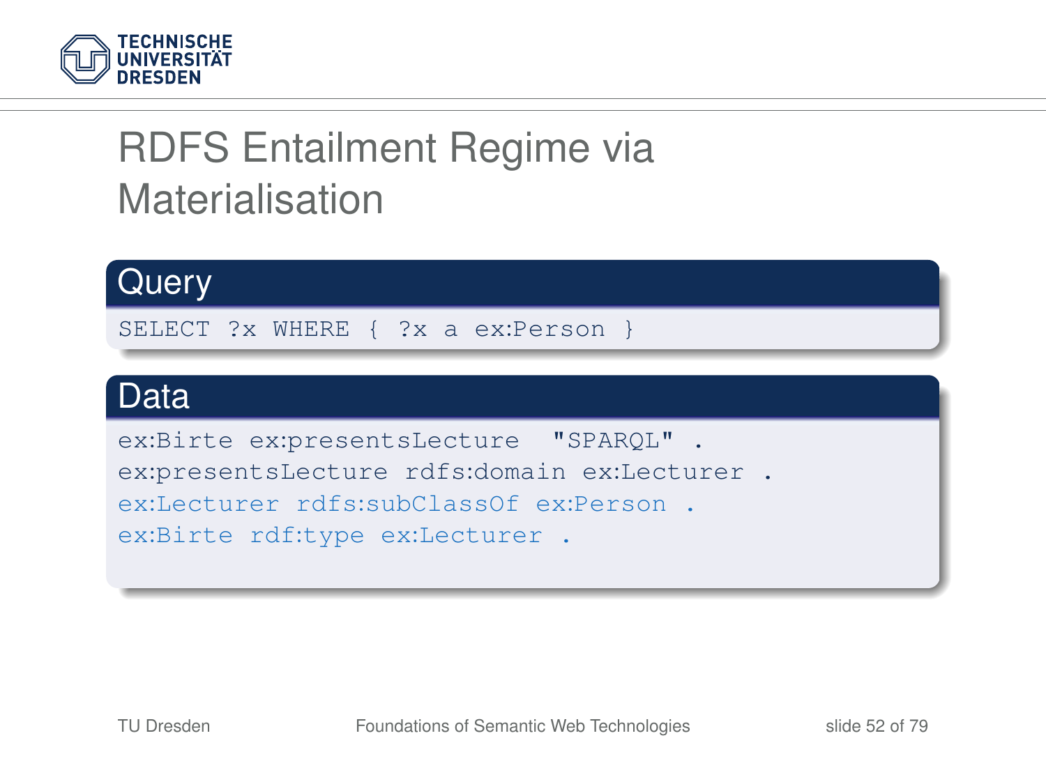# RDFS Entailment Regime via Materialisation

## Query

```
SELECT ?x WHERE { ?x a ex:Person }
```

## Data

```
ex:Birte ex:presentsLecture  "SPARQL" .
ex:presentsLecture rdfs:domain ex:Lecturer .
ex:Lecturer rdfs:subClassOf ex:Person .
ex:Birte rdf:type ex:Lecturer .
```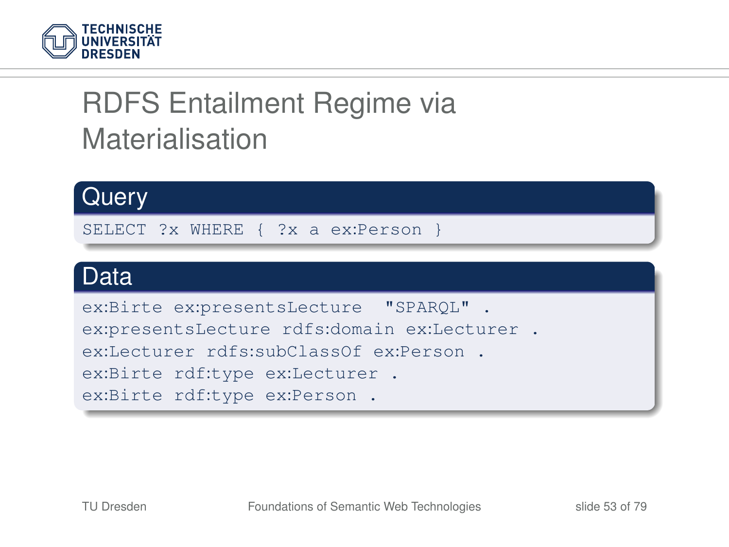# RDFS Entailment Regime via Materialisation

## Query

```
SELECT ?x WHERE { ?x a ex:Person }
```

## Data

```
ex:Birte ex:presentsLecture  "SPARQL" .
ex:presentsLecture rdfs:domain ex:Lecturer .
ex:Lecturer rdfs:subClassOf ex:Person .
ex:Birte rdf:type ex:Lecturer .
ex:Birte rdf:type ex:Person .
```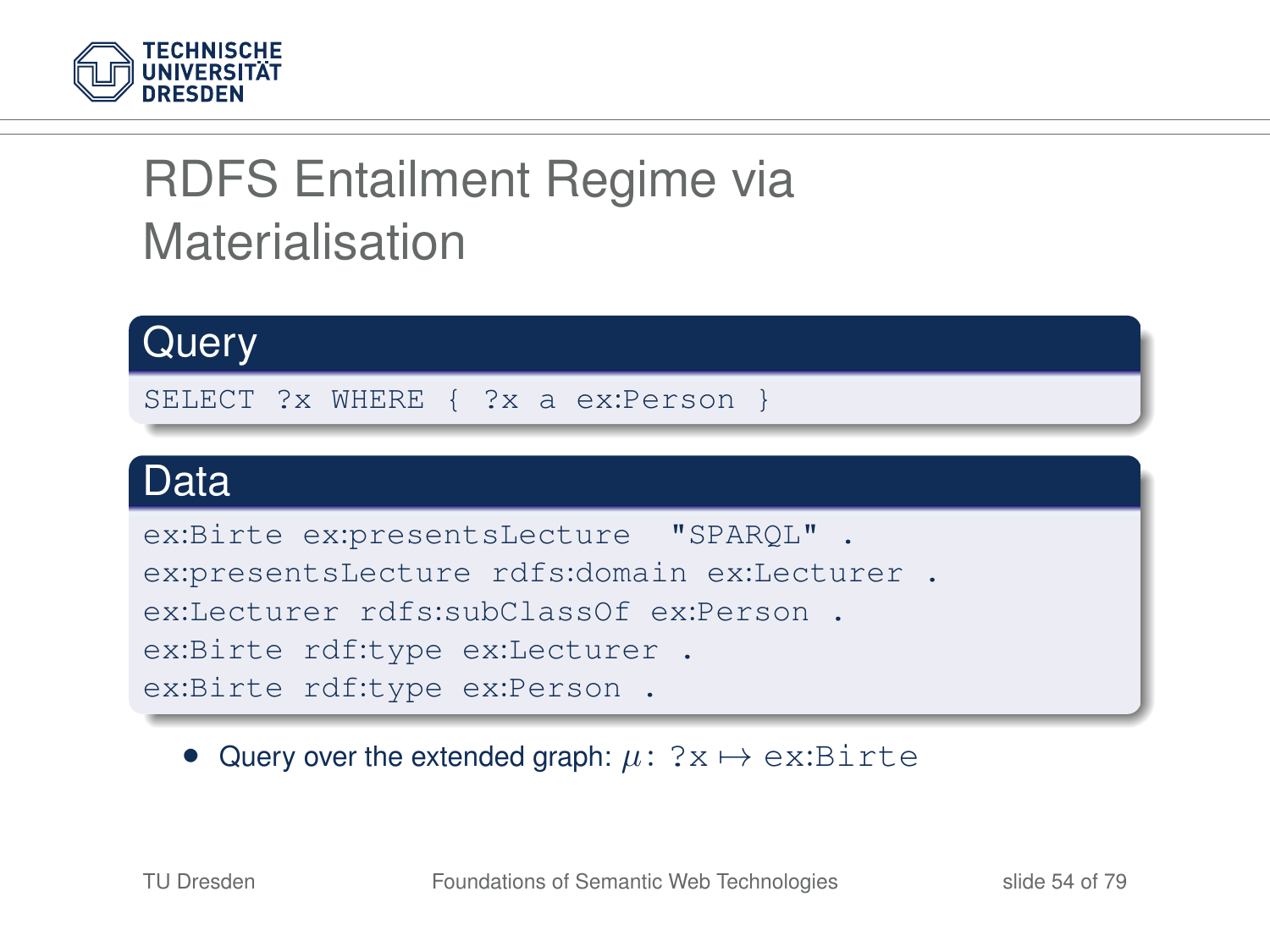# RDFS Entailment Regime via Materialisation

## Query

```
SELECT ?x WHERE { ?x a ex:Person }
```

## Data

```
ex:Birte ex:presentsLecture  "SPARQL" .
ex:presentsLecture rdfs:domain ex:Lecturer .
ex:Lecturer rdfs:subClassOf ex:Person .
ex:Birte rdf:type ex:Lecturer .
ex:Birte rdf:type ex:Person .
```

- Query over the extended graph: $\mu$: `?x` $\mapsto$ `ex:Birte`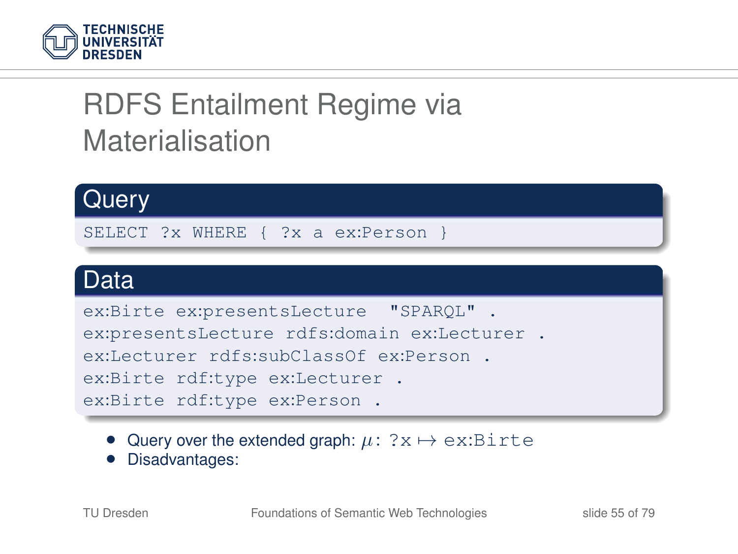# RDFS Entailment Regime via Materialisation

## Query

```
SELECT ?x WHERE { ?x a ex:Person }
```

## Data

```
ex:Birte ex:presentsLecture  "SPARQL" .
ex:presentsLecture rdfs:domain ex:Lecturer .
ex:Lecturer rdfs:subClassOf ex:Person .
ex:Birte rdf:type ex:Lecturer .
ex:Birte rdf:type ex:Person .
```

- Query over the extended graph: $\mu$: `?x` $\mapsto$ `ex:Birte`
- Disadvantages: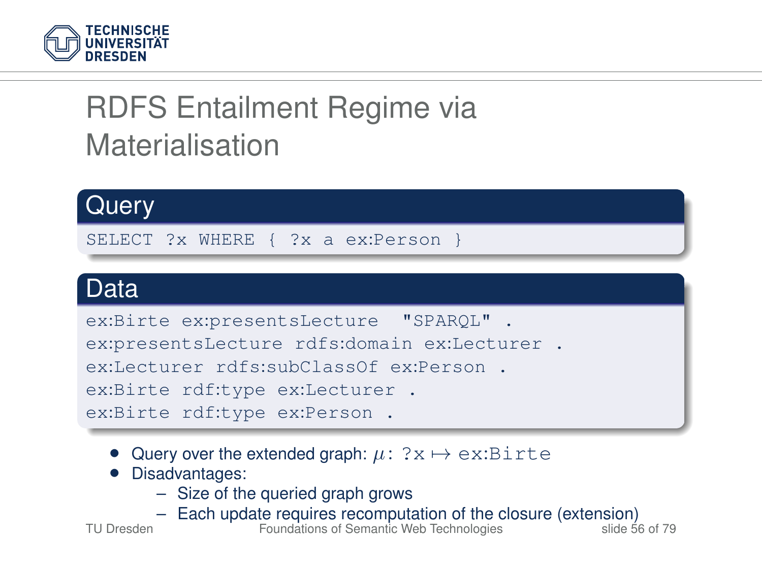# RDFS Entailment Regime via Materialisation

## Query

```
SELECT ?x WHERE { ?x a ex:Person }
```

## Data

```
ex:Birte ex:presentsLecture  "SPARQL" .
ex:presentsLecture rdfs:domain ex:Lecturer .
ex:Lecturer rdfs:subClassOf ex:Person .
ex:Birte rdf:type ex:Lecturer .
ex:Birte rdf:type ex:Person .
```

- Query over the extended graph: $\mu$: `?x` $\mapsto$ `ex:Birte`
- Disadvantages:
  - Size of the queried graph grows
  - Each update requires recomputation of the closure (extension)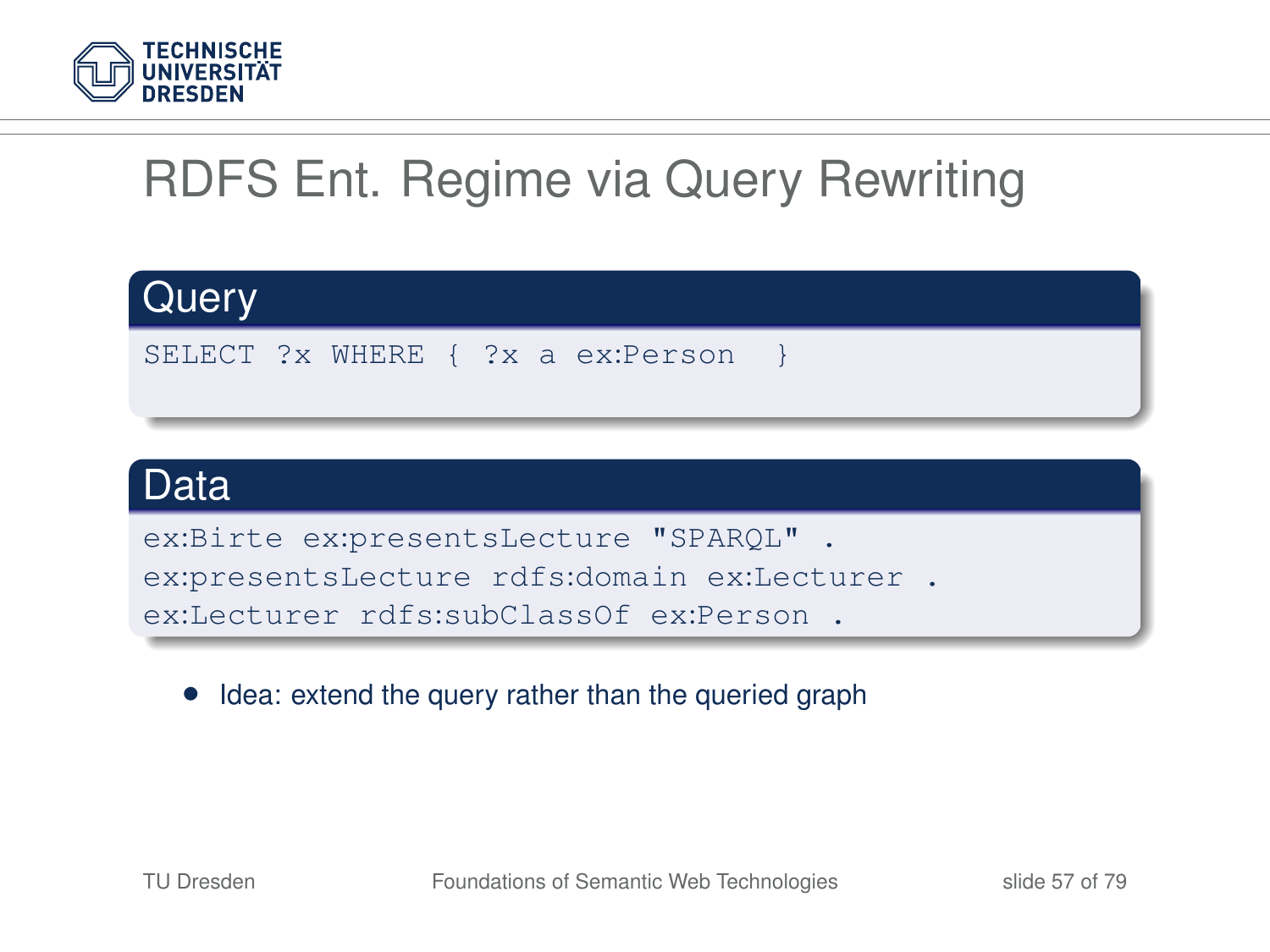# RDFS Ent. Regime via Query Rewriting

## Query

```
SELECT ?x WHERE { ?x a ex:Person  }
```

## Data

```
ex:Birte ex:presentsLecture "SPARQL" .
ex:presentsLecture rdfs:domain ex:Lecturer .
ex:Lecturer rdfs:subClassOf ex:Person .
```

- Idea: extend the query rather than the queried graph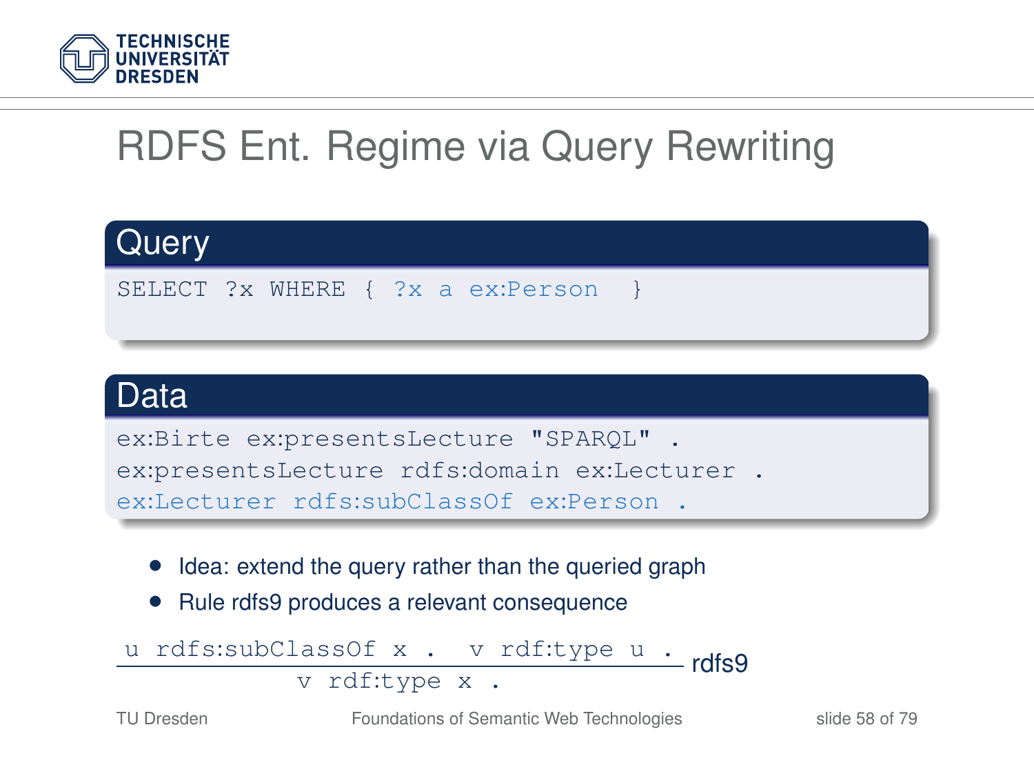# RDFS Ent. Regime via Query Rewriting

**Query**

```
SELECT ?x WHERE { ?x a ex:Person  }
```

**Data**

```
ex:Birte ex:presentsLecture "SPARQL" .
ex:presentsLecture rdfs:domain ex:Lecturer .
ex:Lecturer rdfs:subClassOf ex:Person .
```

- Idea: extend the query rather than the queried graph
- Rule rdfs9 produces a relevant consequence

$$\frac{\texttt{u rdfs:subClassOf x .} \quad \texttt{v rdf:type u .}}{\texttt{v rdf:type x .}}\ \text{rdfs9}$$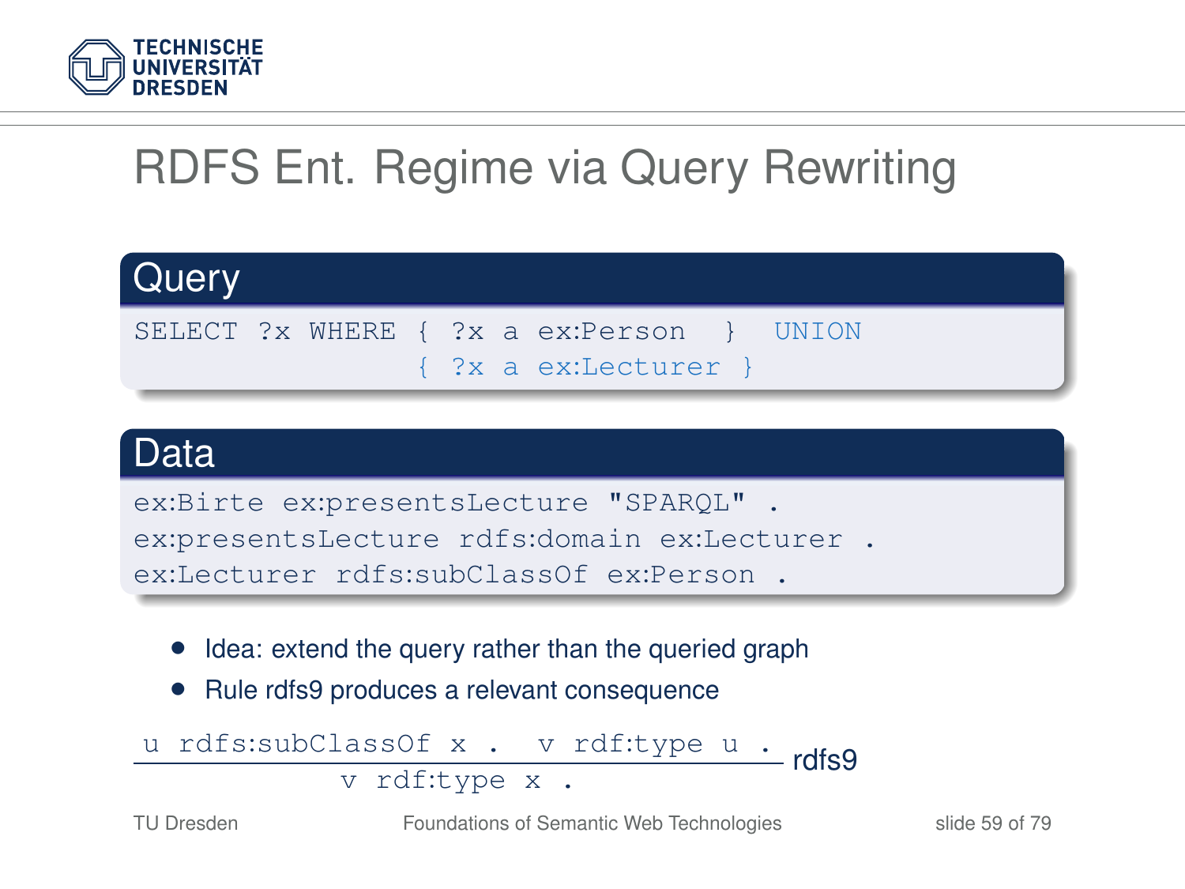# RDFS Ent. Regime via Query Rewriting

## Query

```
SELECT ?x WHERE { ?x a ex:Person  }  UNION
                { ?x a ex:Lecturer }
```

## Data

```
ex:Birte ex:presentsLecture "SPARQL" .
ex:presentsLecture rdfs:domain ex:Lecturer .
ex:Lecturer rdfs:subClassOf ex:Person .
```

- Idea: extend the query rather than the queried graph
- Rule rdfs9 produces a relevant consequence

$$\frac{\texttt{u rdfs:subClassOf x .} \quad \texttt{v rdf:type u .}}{\texttt{v rdf:type x .}}\ \text{rdfs9}$$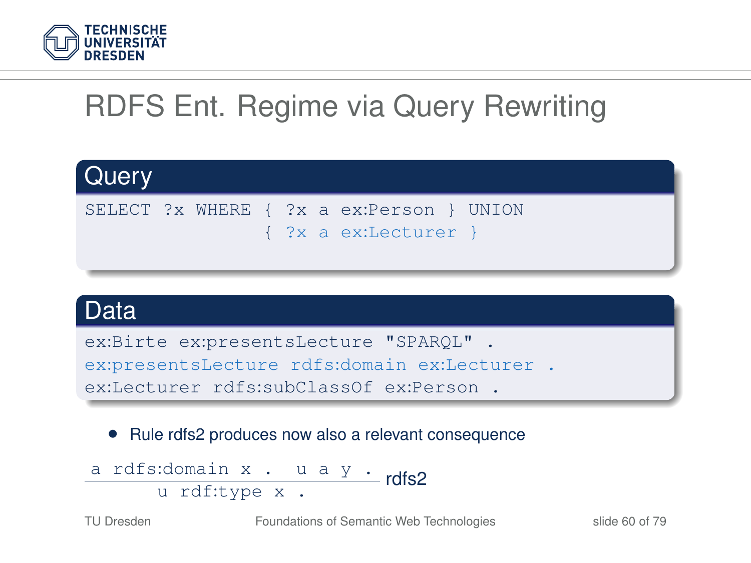# RDFS Ent. Regime via Query Rewriting

## Query

```
SELECT ?x WHERE { ?x a ex:Person } UNION
                { ?x a ex:Lecturer }
```

## Data

```
ex:Birte ex:presentsLecture "SPARQL" .
ex:presentsLecture rdfs:domain ex:Lecturer .
ex:Lecturer rdfs:subClassOf ex:Person .
```

- Rule rdfs2 produces now also a relevant consequence

$$\frac{\texttt{a rdfs:domain x .} \quad \texttt{u a y .}}{\texttt{u rdf:type x .}} \text{ rdfs2}$$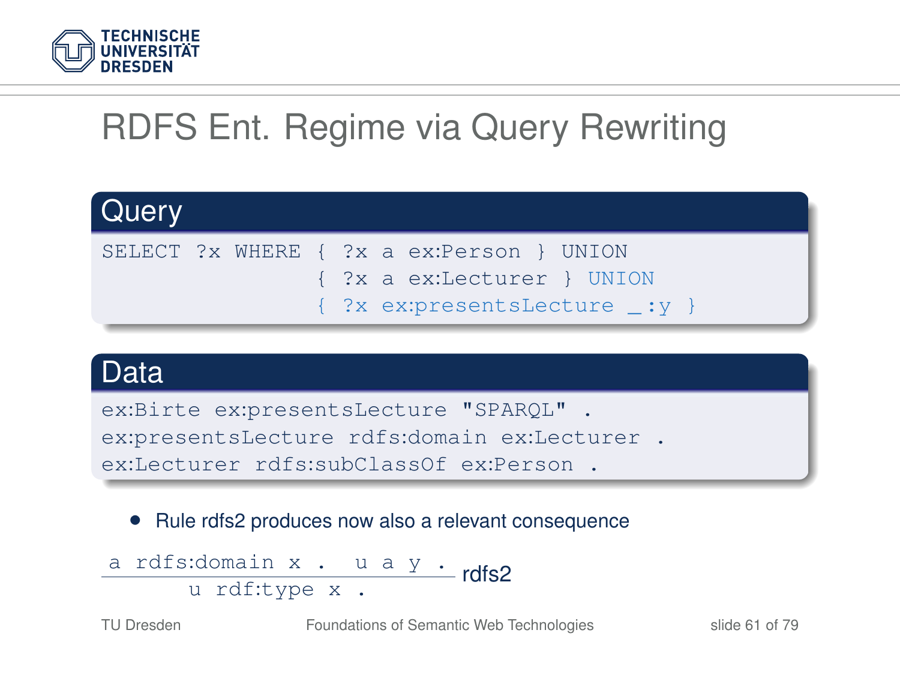# RDFS Ent. Regime via Query Rewriting

## Query

```
SELECT ?x WHERE { ?x a ex:Person } UNION
                { ?x a ex:Lecturer } UNION
                { ?x ex:presentsLecture _:y }
```

## Data

```
ex:Birte ex:presentsLecture "SPARQL" .
ex:presentsLecture rdfs:domain ex:Lecturer .
ex:Lecturer rdfs:subClassOf ex:Person .
```

- Rule rdfs2 produces now also a relevant consequence

$$\frac{\texttt{a rdfs:domain x . \quad u a y .}}{\texttt{u rdf:type x .}}\ \text{rdfs2}$$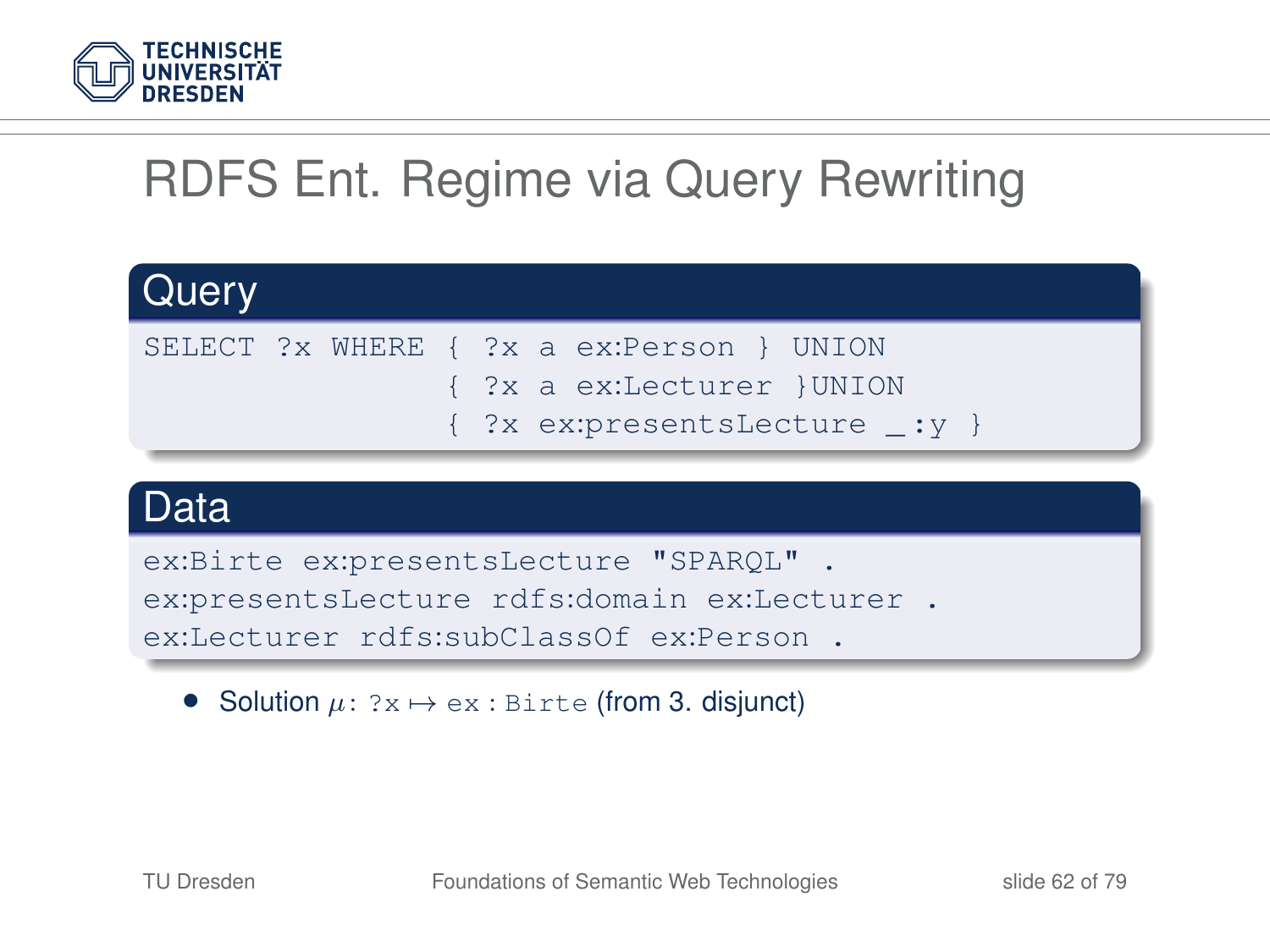# RDFS Ent. Regime via Query Rewriting

## Query

```
SELECT ?x WHERE { ?x a ex:Person } UNION
                { ?x a ex:Lecturer }UNION
                { ?x ex:presentsLecture _:y }
```

## Data

```
ex:Birte ex:presentsLecture "SPARQL" .
ex:presentsLecture rdfs:domain ex:Lecturer .
ex:Lecturer rdfs:subClassOf ex:Person .
```

- Solution $\mu$: `?x` $\mapsto$ `ex:Birte` (from 3. disjunct)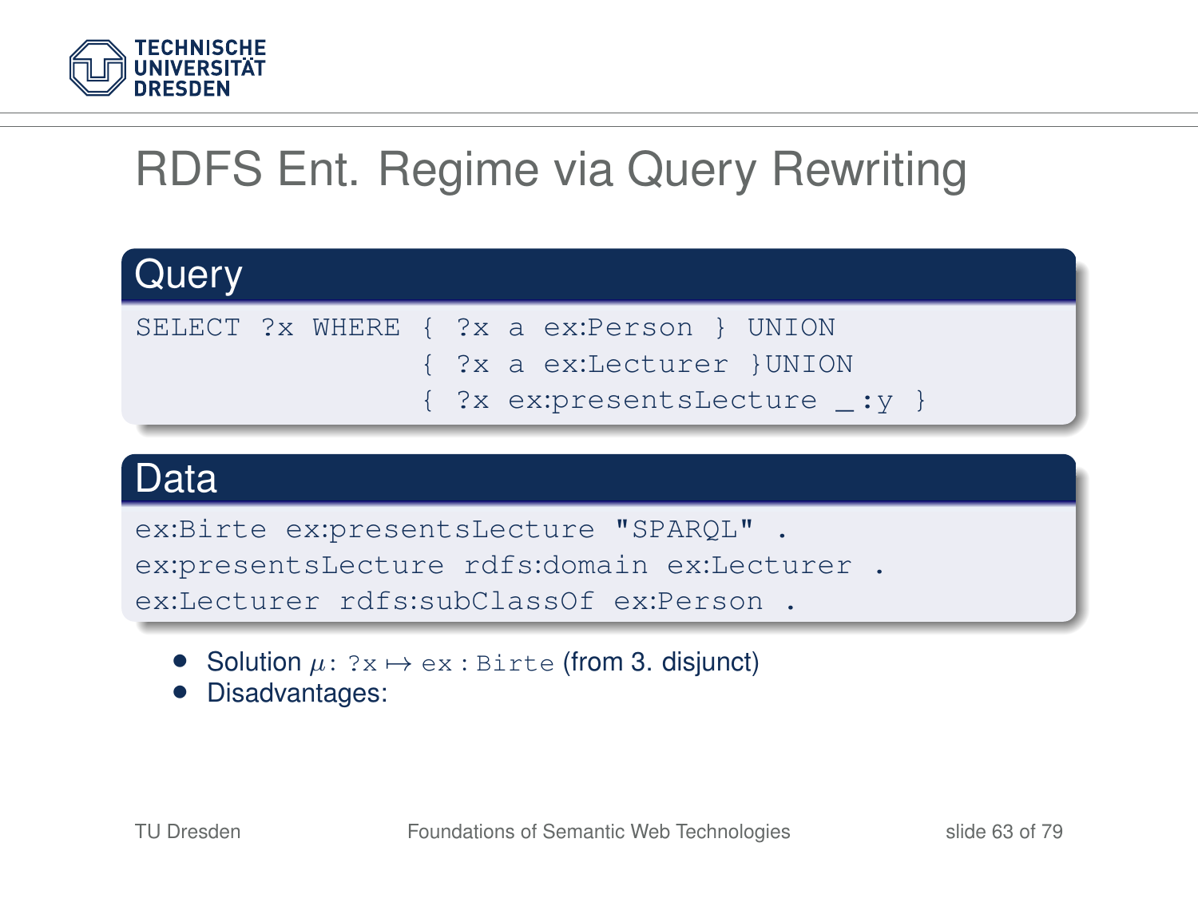# RDFS Ent. Regime via Query Rewriting

## Query

```
SELECT ?x WHERE { ?x a ex:Person } UNION
                { ?x a ex:Lecturer }UNION
                { ?x ex:presentsLecture _:y }
```

## Data

```
ex:Birte ex:presentsLecture "SPARQL" .
ex:presentsLecture rdfs:domain ex:Lecturer .
ex:Lecturer rdfs:subClassOf ex:Person .
```

- Solution $\mu$: `?x` $\mapsto$ `ex:Birte` (from 3. disjunct)
- Disadvantages: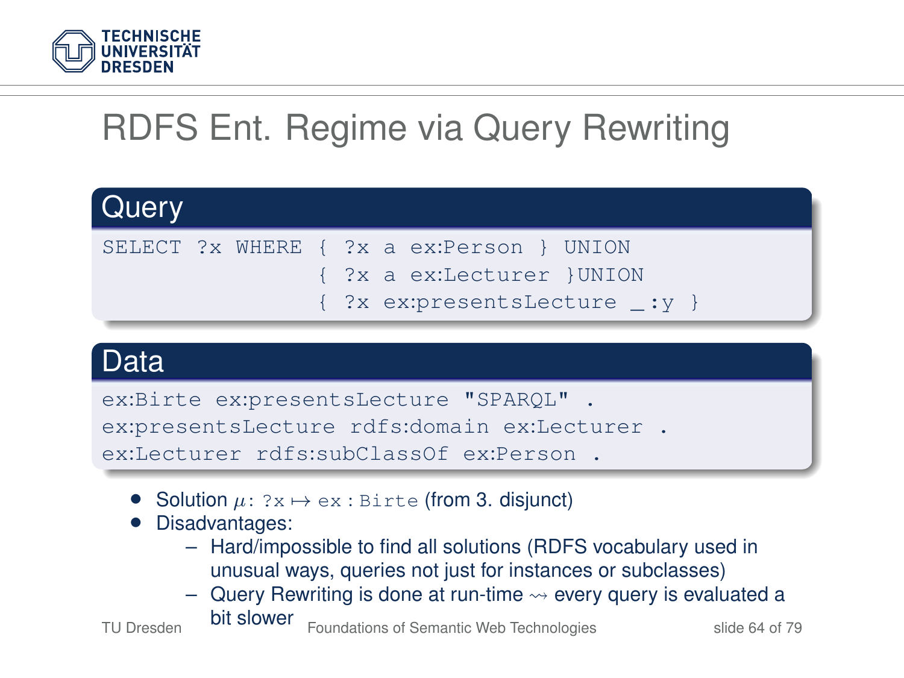# RDFS Ent. Regime via Query Rewriting

## Query

```
SELECT ?x WHERE { ?x a ex:Person } UNION
                { ?x a ex:Lecturer }UNION
                { ?x ex:presentsLecture _:y }
```

## Data

```
ex:Birte ex:presentsLecture "SPARQL" .
ex:presentsLecture rdfs:domain ex:Lecturer .
ex:Lecturer rdfs:subClassOf ex:Person .
```

- Solution $\mu$: `?x` $\mapsto$ `ex:Birte` (from 3. disjunct)
- Disadvantages:
  - Hard/impossible to find all solutions (RDFS vocabulary used in unusual ways, queries not just for instances or subclasses)
  - Query Rewriting is done at run-time $\rightsquigarrow$ every query is evaluated a bit slower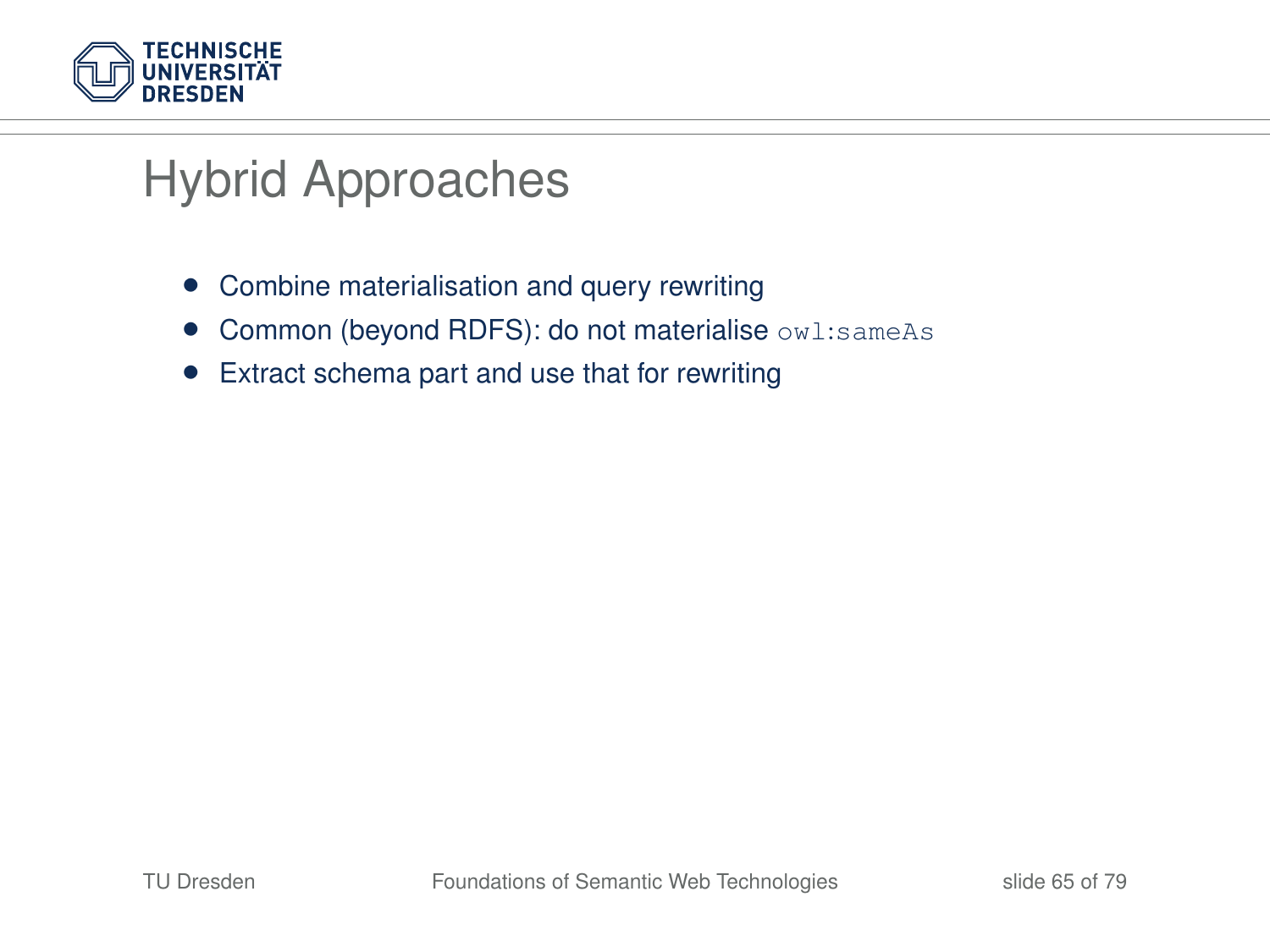# Hybrid Approaches

- Combine materialisation and query rewriting
- Common (beyond RDFS): do not materialise `owl:sameAs`
- Extract schema part and use that for rewriting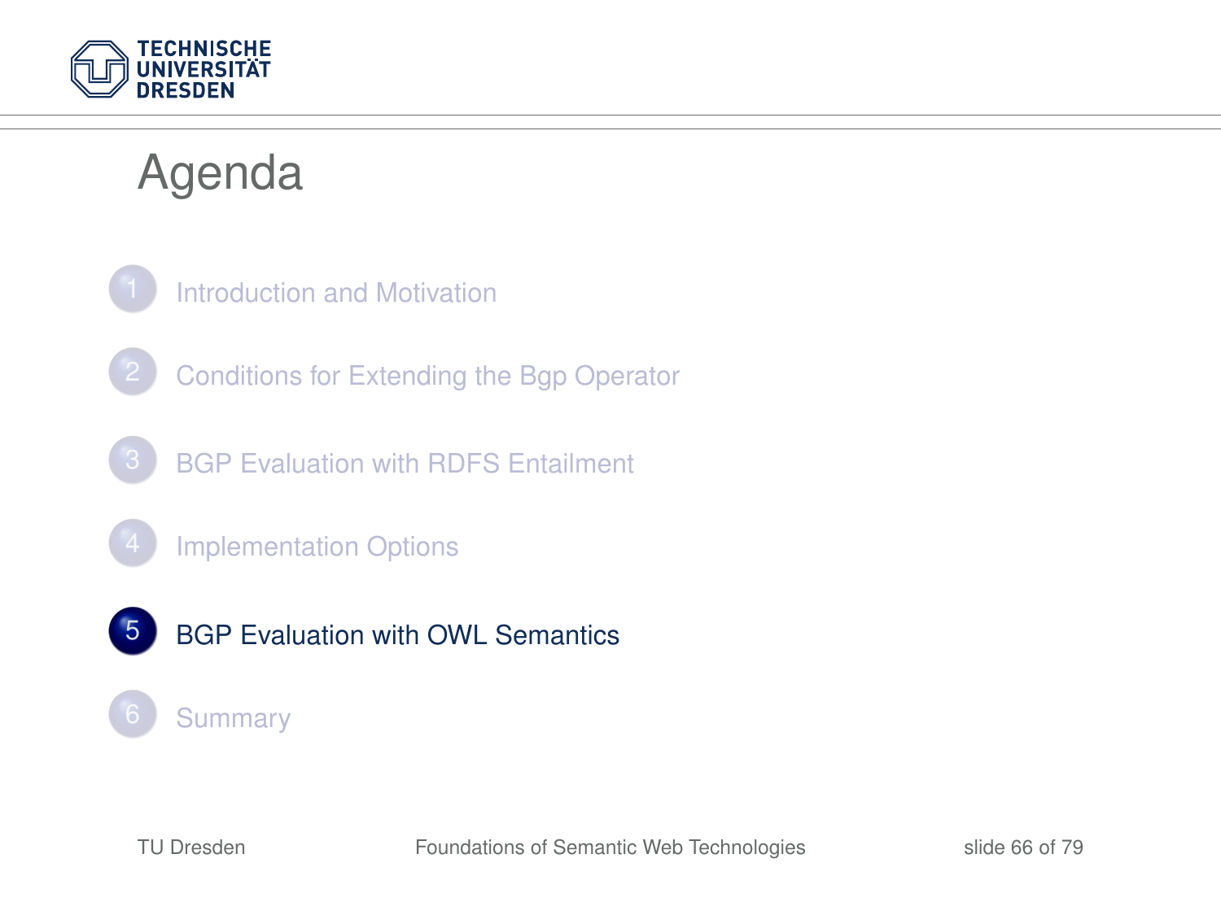# Agenda

1. Introduction and Motivation
2. Conditions for Extending the Bgp Operator
3. BGP Evaluation with RDFS Entailment
4. Implementation Options
5. **BGP Evaluation with OWL Semantics**
6. Summary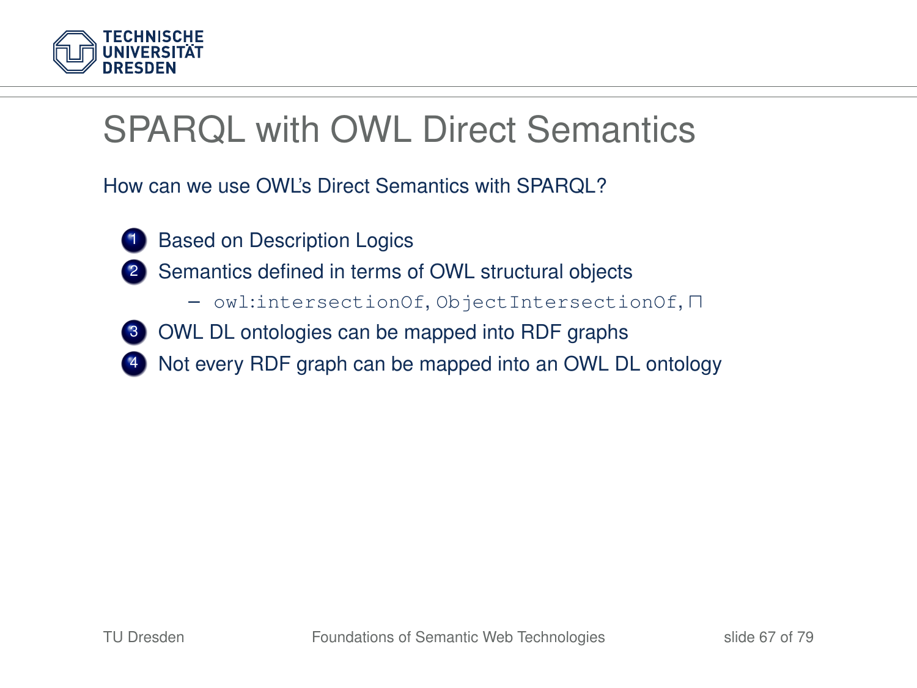# SPARQL with OWL Direct Semantics

How can we use OWL's Direct Semantics with SPARQL?

1. Based on Description Logics
2. Semantics defined in terms of OWL structural objects
   - `owl:intersectionOf`, `ObjectIntersectionOf`, $\sqcap$
3. OWL DL ontologies can be mapped into RDF graphs
4. Not every RDF graph can be mapped into an OWL DL ontology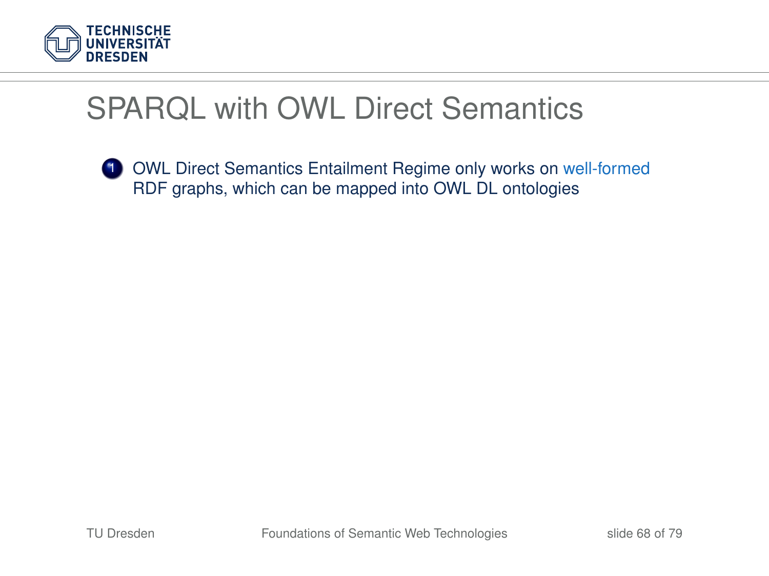# SPARQL with OWL Direct Semantics

1. OWL Direct Semantics Entailment Regime only works on well-formed RDF graphs, which can be mapped into OWL DL ontologies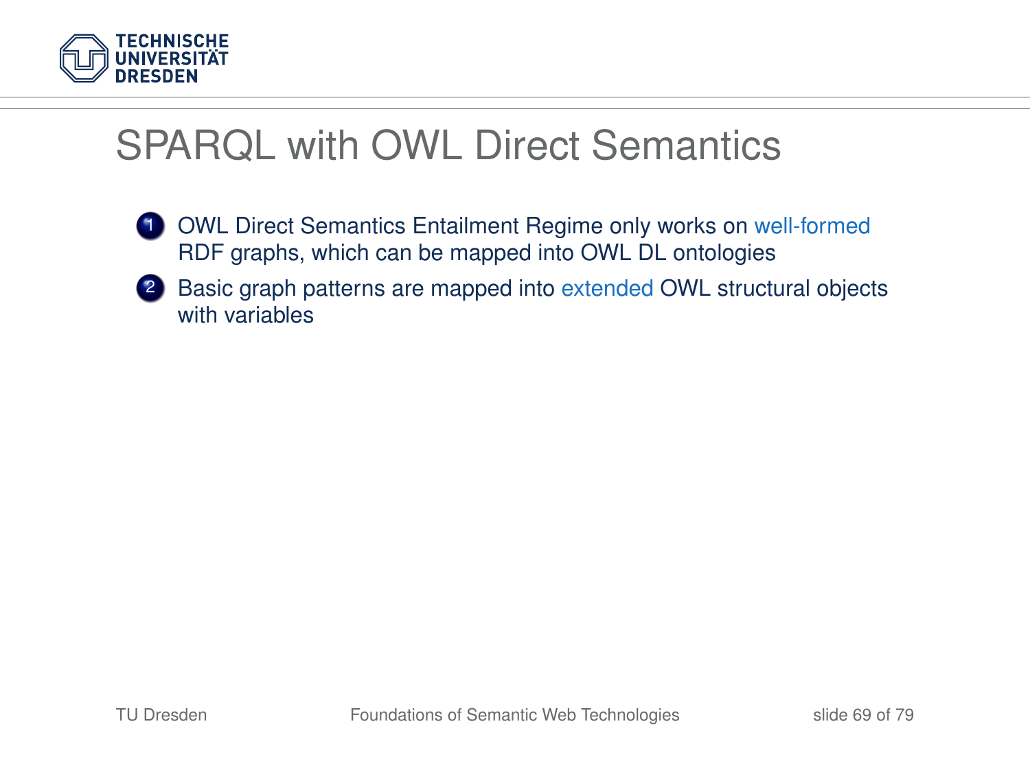# SPARQL with OWL Direct Semantics

1. OWL Direct Semantics Entailment Regime only works on well-formed RDF graphs, which can be mapped into OWL DL ontologies
2. Basic graph patterns are mapped into extended OWL structural objects with variables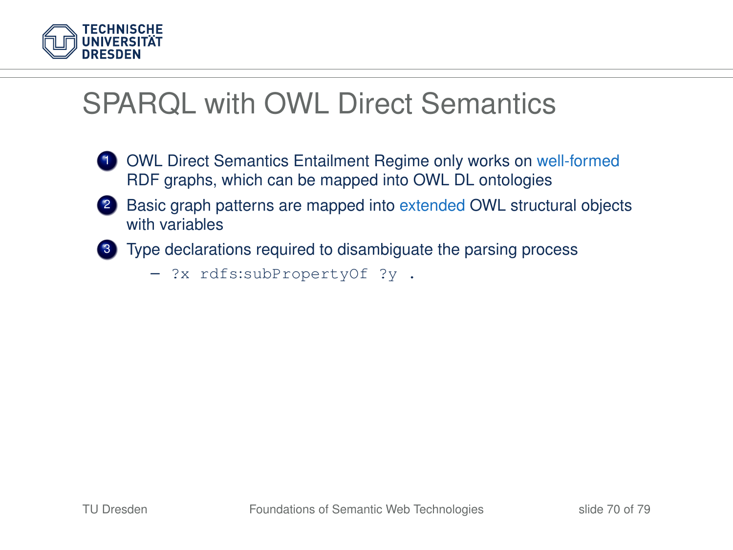# SPARQL with OWL Direct Semantics

1. OWL Direct Semantics Entailment Regime only works on well-formed RDF graphs, which can be mapped into OWL DL ontologies
2. Basic graph patterns are mapped into extended OWL structural objects with variables
3. Type declarations required to disambiguate the parsing process
   - `?x rdfs:subPropertyOf ?y .`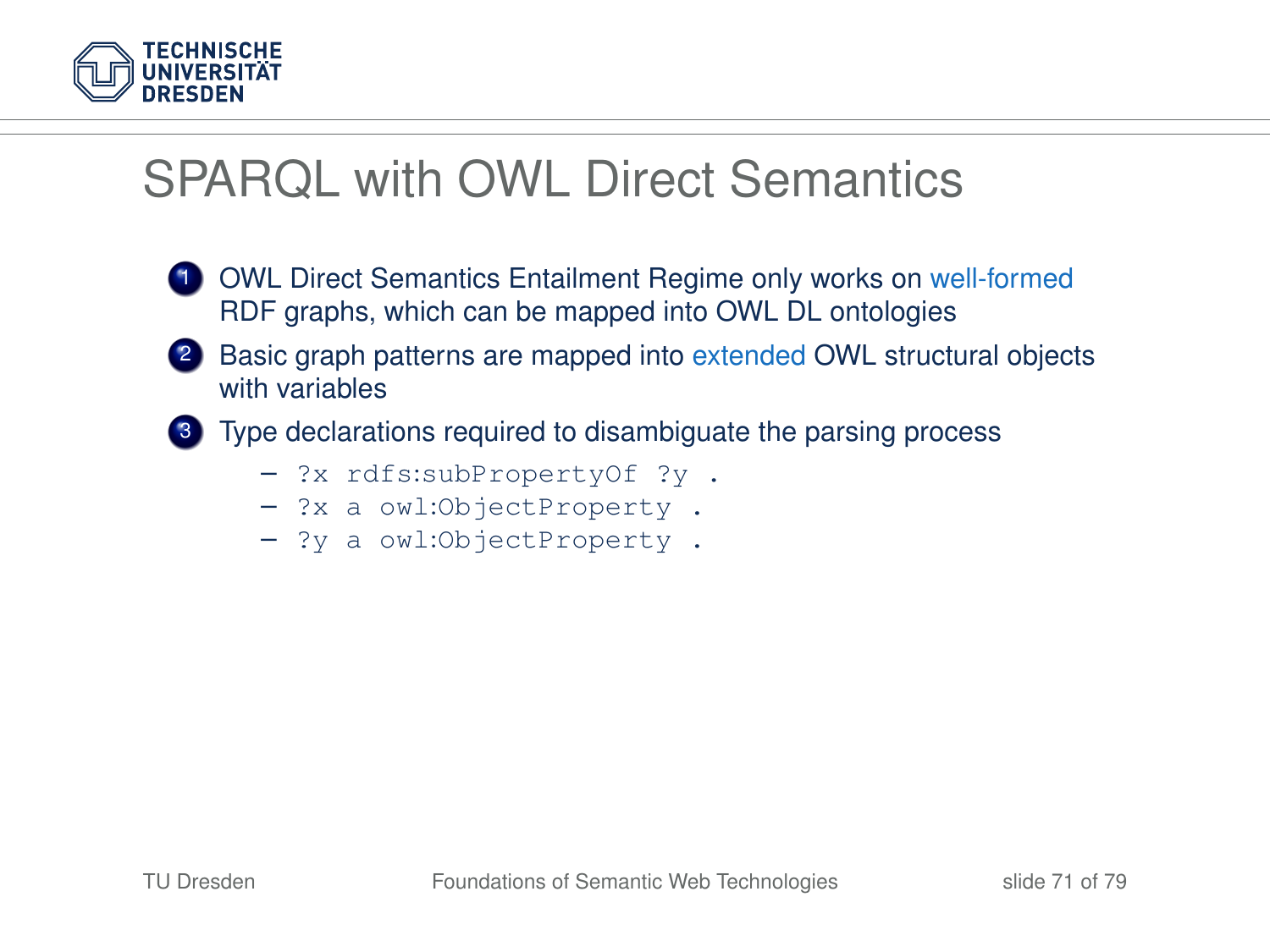# SPARQL with OWL Direct Semantics

1. OWL Direct Semantics Entailment Regime only works on well-formed RDF graphs, which can be mapped into OWL DL ontologies
2. Basic graph patterns are mapped into extended OWL structural objects with variables
3. Type declarations required to disambiguate the parsing process
   - `?x rdfs:subPropertyOf ?y .`
   - `?x a owl:ObjectProperty .`
   - `?y a owl:ObjectProperty .`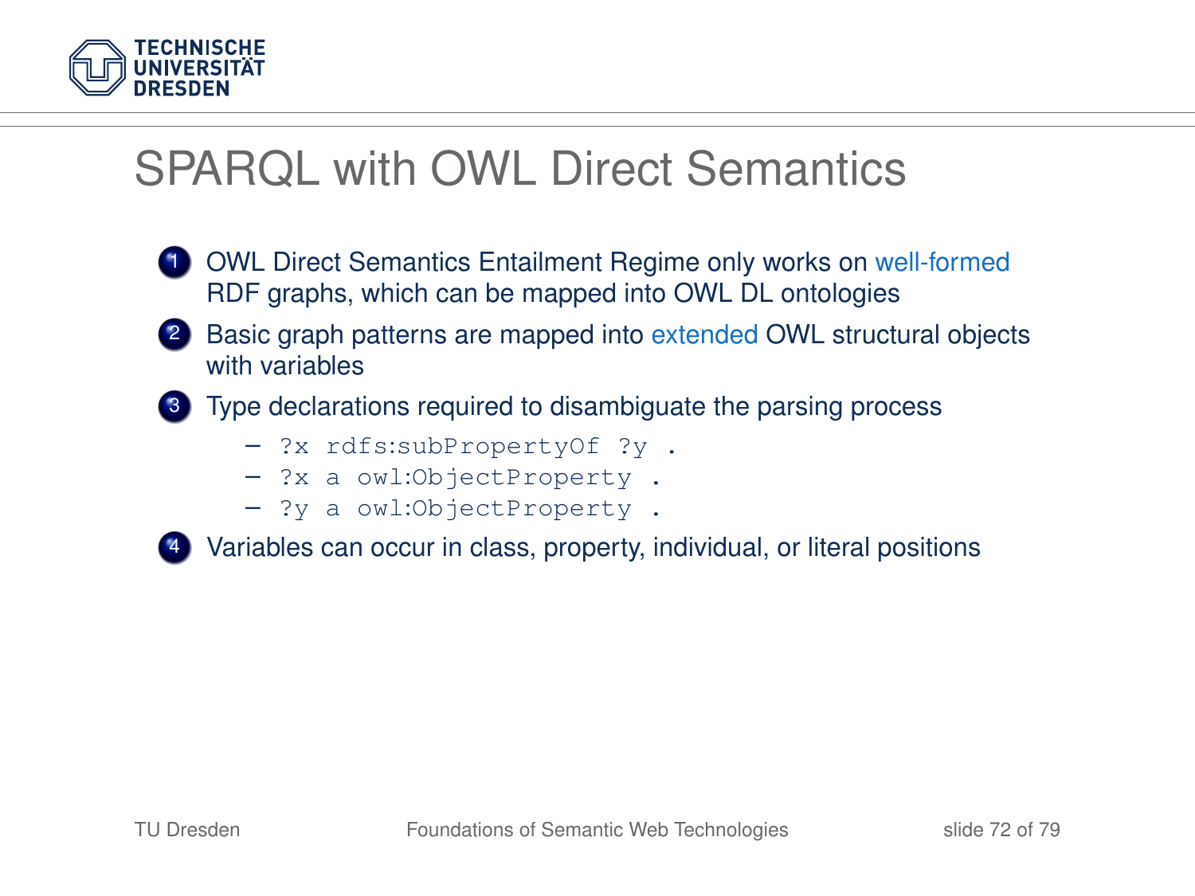# SPARQL with OWL Direct Semantics

1. OWL Direct Semantics Entailment Regime only works on well-formed RDF graphs, which can be mapped into OWL DL ontologies
2. Basic graph patterns are mapped into extended OWL structural objects with variables
3. Type declarations required to disambiguate the parsing process
   - `?x rdfs:subPropertyOf ?y .`
   - `?x a owl:ObjectProperty .`
   - `?y a owl:ObjectProperty .`
4. Variables can occur in class, property, individual, or literal positions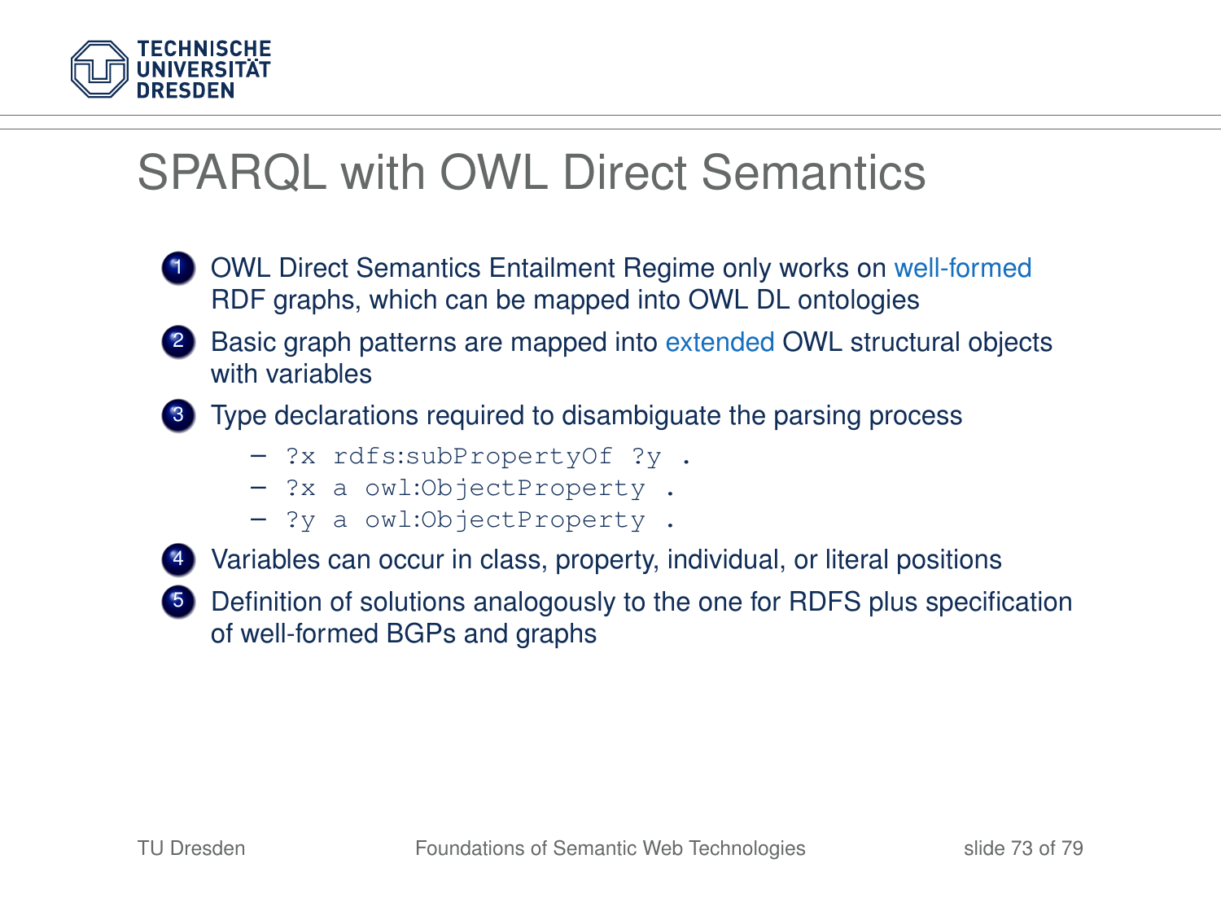# SPARQL with OWL Direct Semantics

1. OWL Direct Semantics Entailment Regime only works on well-formed RDF graphs, which can be mapped into OWL DL ontologies
2. Basic graph patterns are mapped into extended OWL structural objects with variables
3. Type declarations required to disambiguate the parsing process
   - `?x rdfs:subPropertyOf ?y .`
   - `?x a owl:ObjectProperty .`
   - `?y a owl:ObjectProperty .`
4. Variables can occur in class, property, individual, or literal positions
5. Definition of solutions analogously to the one for RDFS plus specification of well-formed BGPs and graphs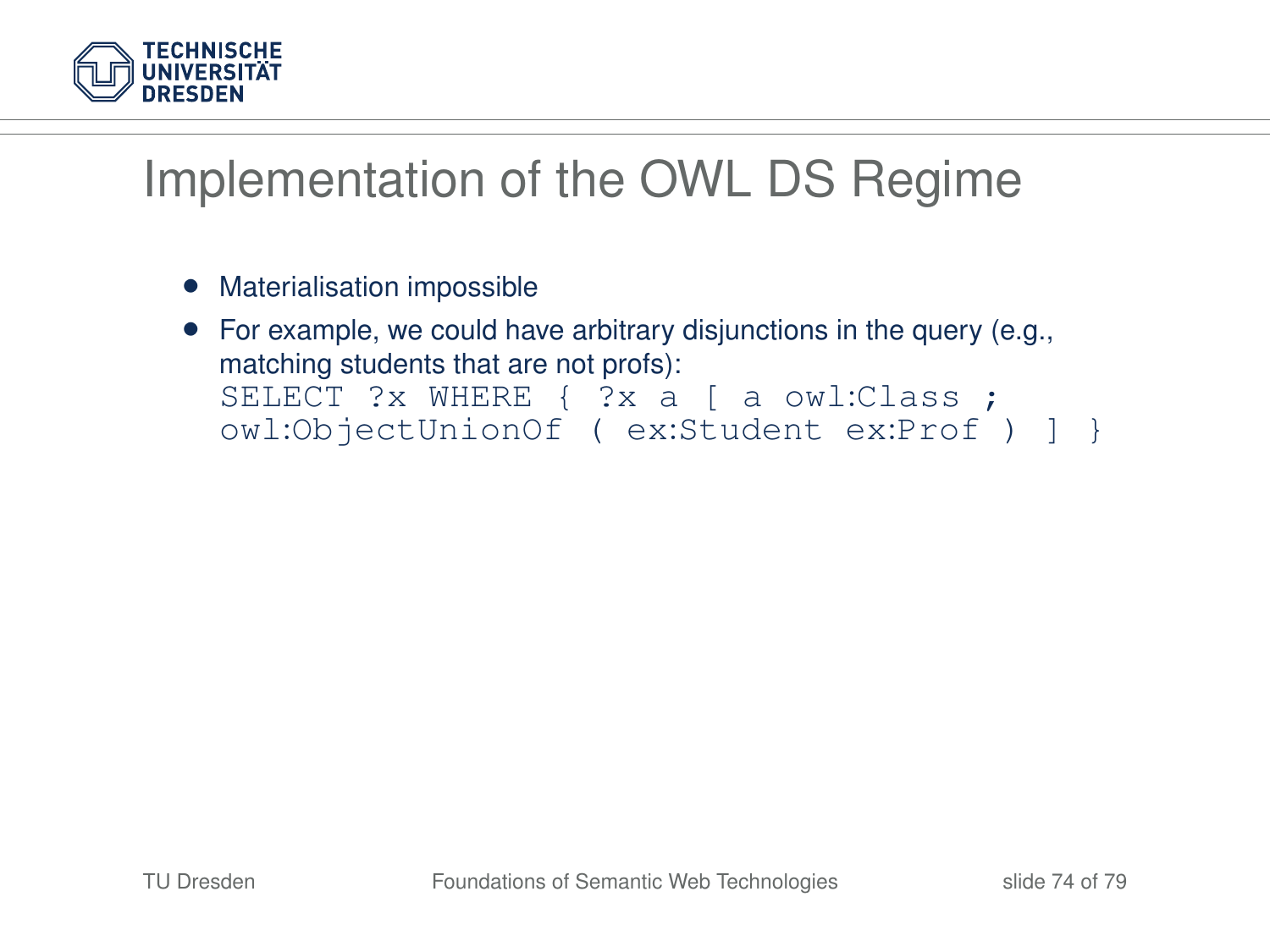# Implementation of the OWL DS Regime

- Materialisation impossible
- For example, we could have arbitrary disjunctions in the query (e.g., matching students that are not profs):

```
SELECT ?x WHERE { ?x a [ a owl:Class ;
owl:ObjectUnionOf ( ex:Student ex:Prof ) ] }
```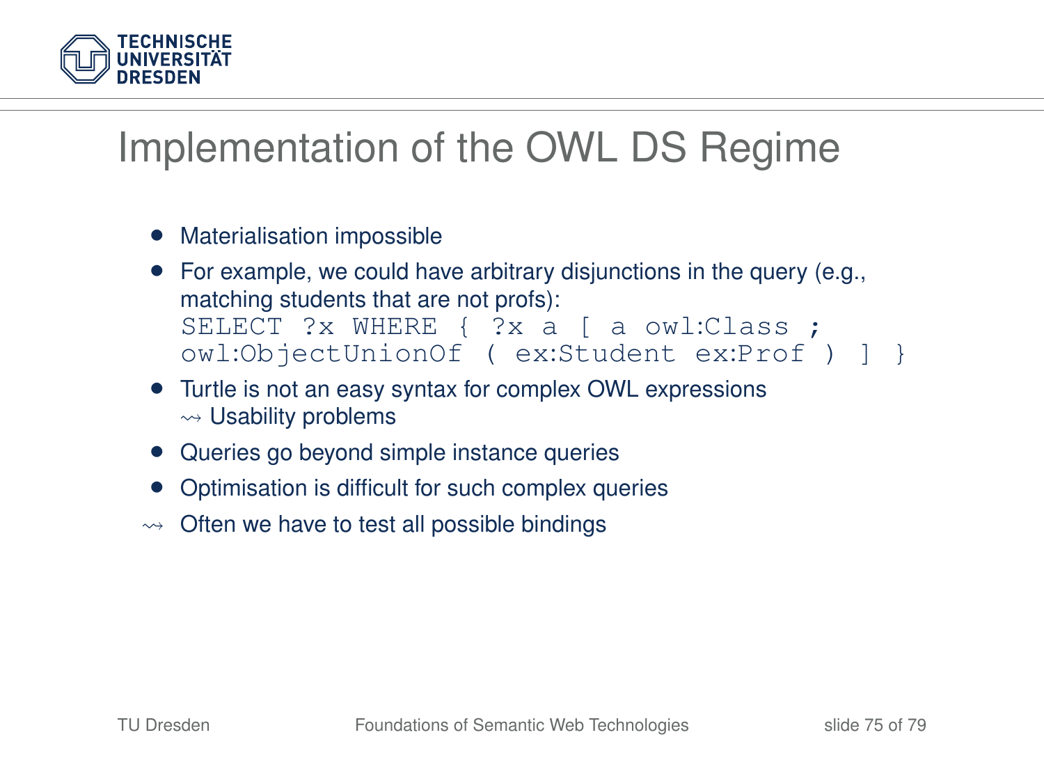# Implementation of the OWL DS Regime

- Materialisation impossible
- For example, we could have arbitrary disjunctions in the query (e.g., matching students that are not profs):

```
SELECT ?x WHERE { ?x a [ a owl:Class ;
owl:ObjectUnionOf ( ex:Student ex:Prof ) ] }
```

- Turtle is not an easy syntax for complex OWL expressions
  ⇝ Usability problems
- Queries go beyond simple instance queries
- Optimisation is difficult for such complex queries

⇝ Often we have to test all possible bindings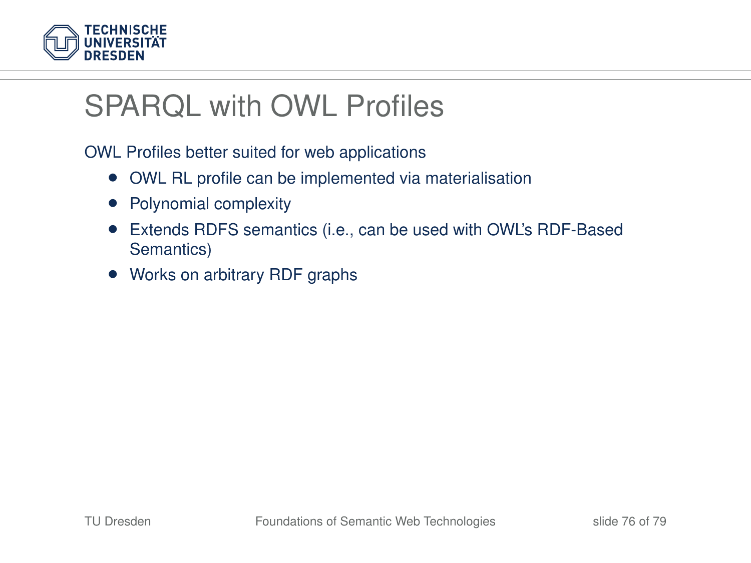# SPARQL with OWL Profiles

OWL Profiles better suited for web applications

- OWL RL profile can be implemented via materialisation
- Polynomial complexity
- Extends RDFS semantics (i.e., can be used with OWL's RDF-Based Semantics)
- Works on arbitrary RDF graphs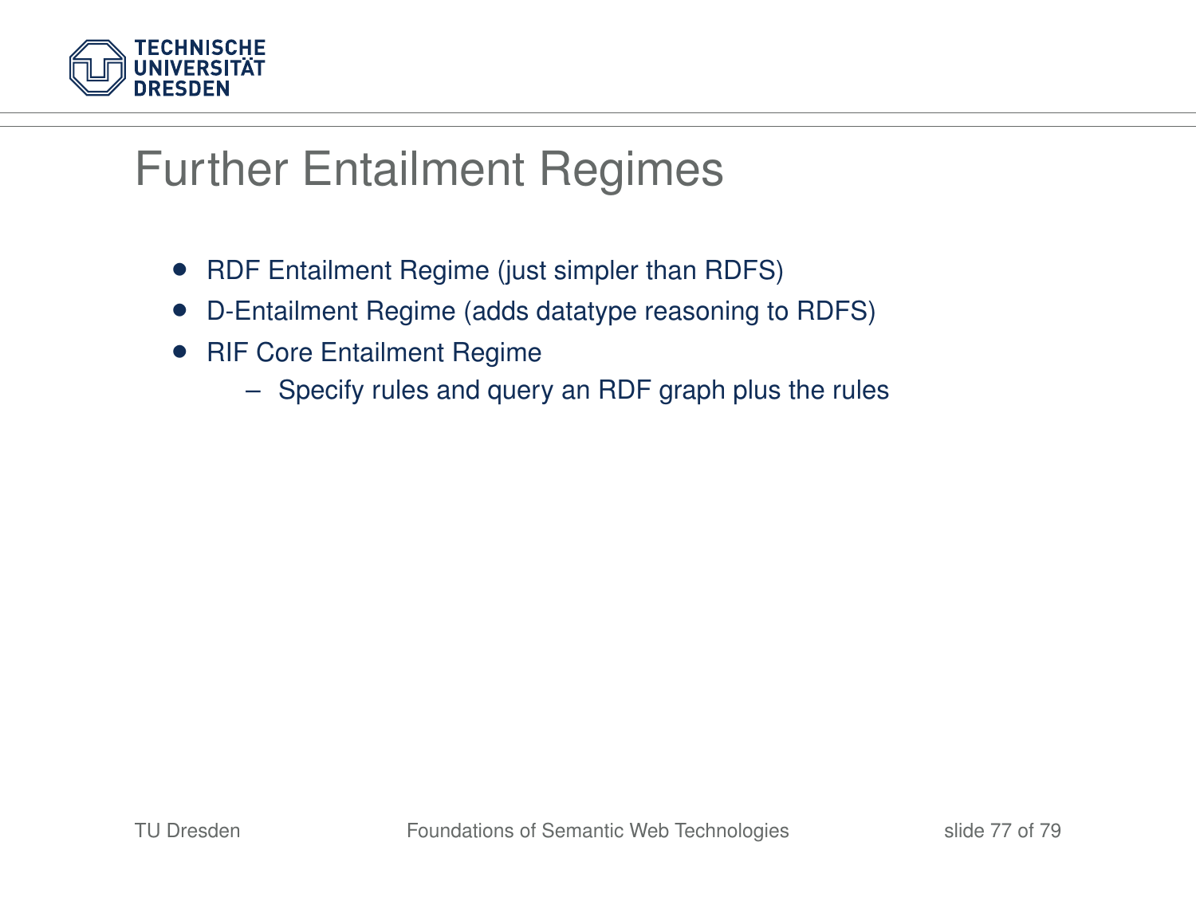# Further Entailment Regimes

- RDF Entailment Regime (just simpler than RDFS)
- D-Entailment Regime (adds datatype reasoning to RDFS)
- RIF Core Entailment Regime
  - Specify rules and query an RDF graph plus the rules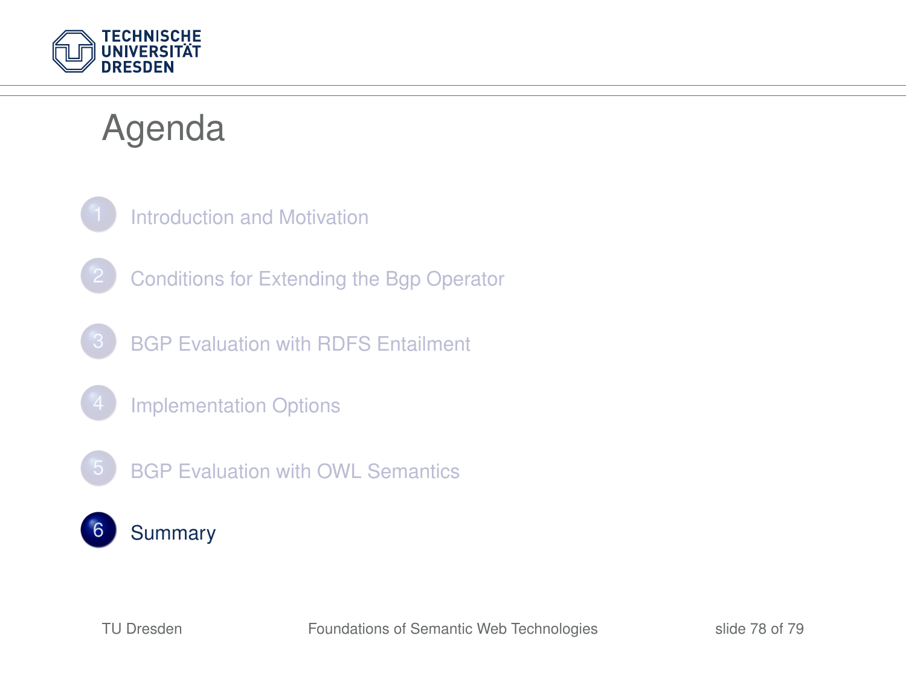# Agenda

1. Introduction and Motivation
2. Conditions for Extending the Bgp Operator
3. BGP Evaluation with RDFS Entailment
4. Implementation Options
5. BGP Evaluation with OWL Semantics
6. **Summary**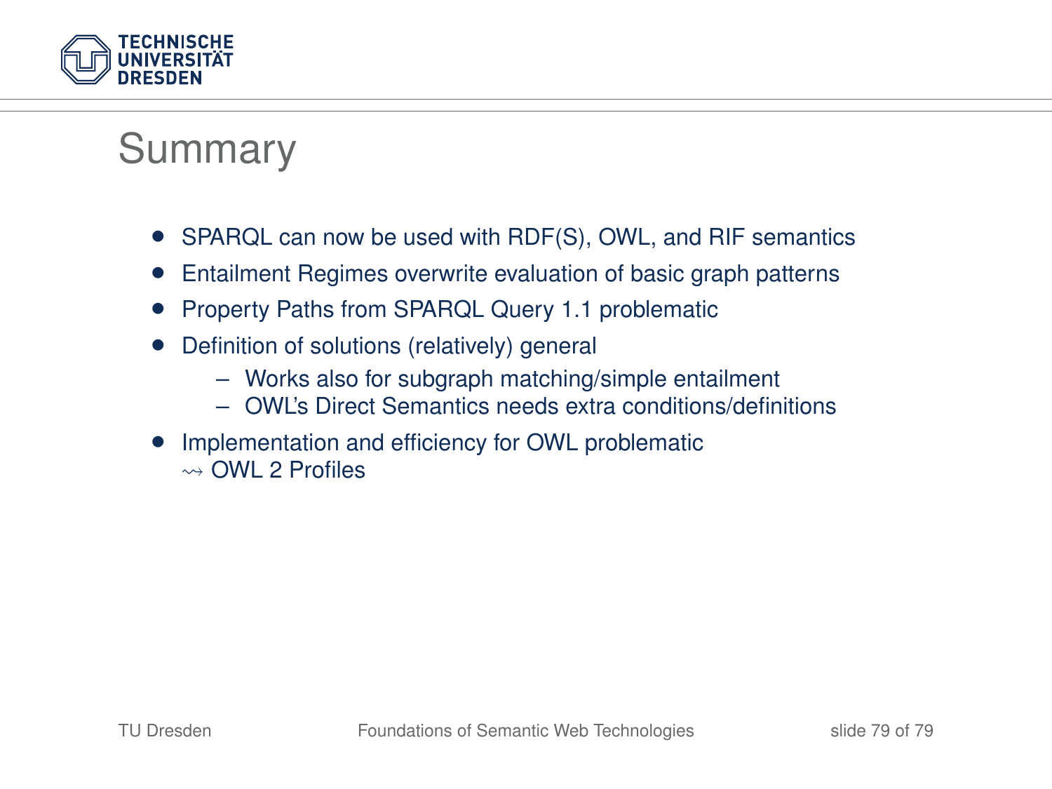# Summary

- SPARQL can now be used with RDF(S), OWL, and RIF semantics
- Entailment Regimes overwrite evaluation of basic graph patterns
- Property Paths from SPARQL Query 1.1 problematic
- Definition of solutions (relatively) general
  - Works also for subgraph matching/simple entailment
  - OWL's Direct Semantics needs extra conditions/definitions
- Implementation and efficiency for OWL problematic
  $\leadsto$ OWL 2 Profiles